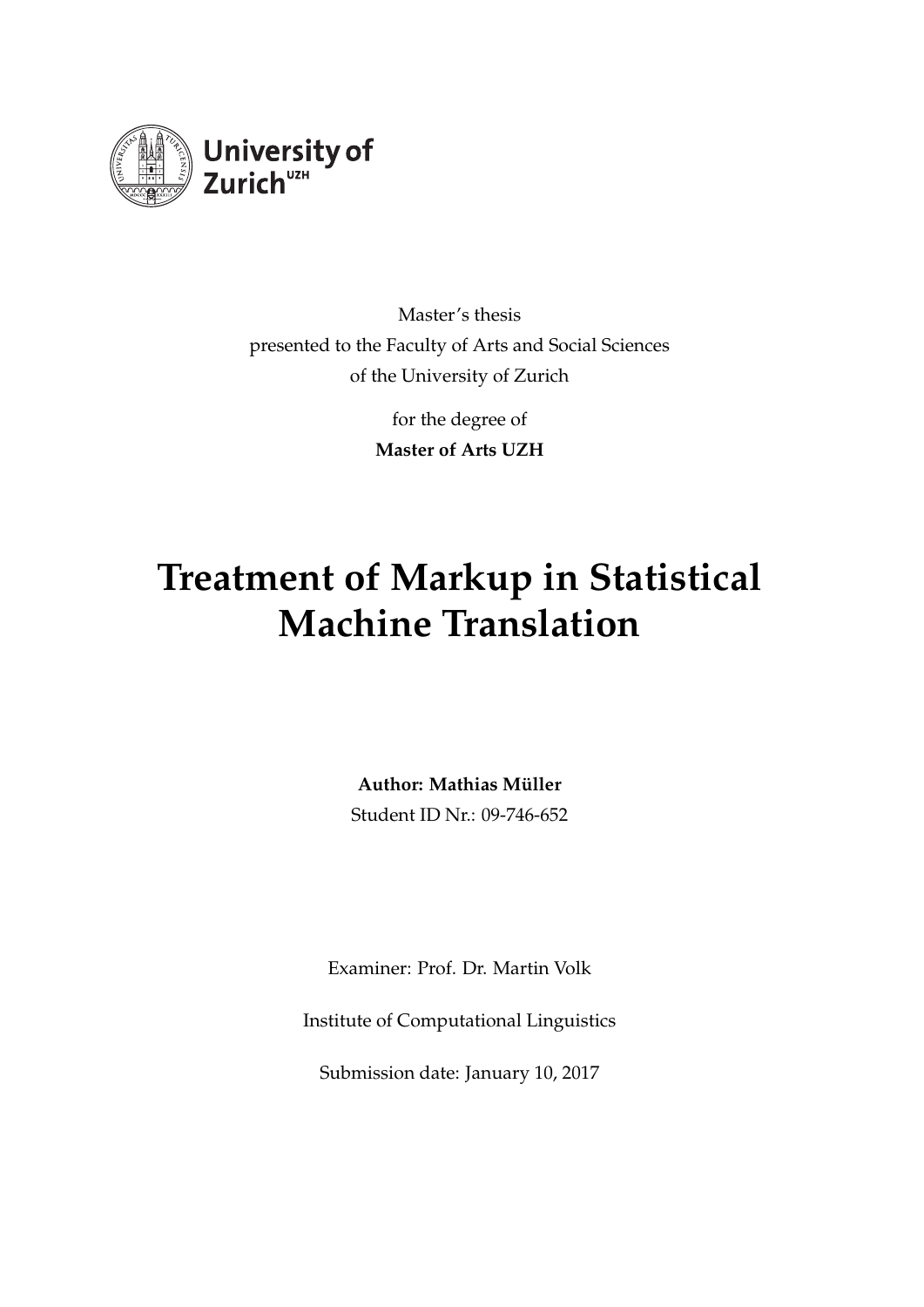University of Zurich[UZH]

Master's thesis
presented to the Faculty of Arts and Social Sciences
of the University of Zurich

for the degree of
**Master of Arts UZH**

# Treatment of Markup in Statistical Machine Translation

**Author: Mathias Müller**
Student ID Nr.: 09-746-652

Examiner: Prof. Dr. Martin Volk

Institute of Computational Linguistics

Submission date: January 10, 2017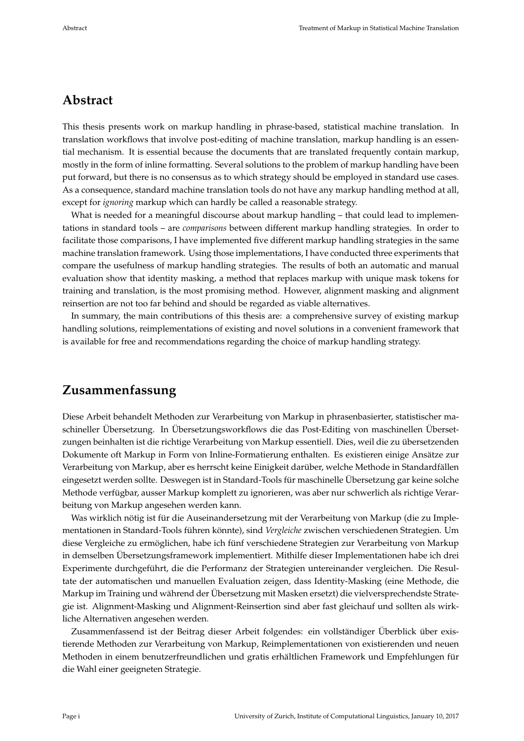## Abstract

This thesis presents work on markup handling in phrase-based, statistical machine translation. In translation workflows that involve post-editing of machine translation, markup handling is an essential mechanism. It is essential because the documents that are translated frequently contain markup, mostly in the form of inline formatting. Several solutions to the problem of markup handling have been put forward, but there is no consensus as to which strategy should be employed in standard use cases. As a consequence, standard machine translation tools do not have any markup handling method at all, except for *ignoring* markup which can hardly be called a reasonable strategy.

What is needed for a meaningful discourse about markup handling – that could lead to implementations in standard tools – are *comparisons* between different markup handling strategies. In order to facilitate those comparisons, I have implemented five different markup handling strategies in the same machine translation framework. Using those implementations, I have conducted three experiments that compare the usefulness of markup handling strategies. The results of both an automatic and manual evaluation show that identity masking, a method that replaces markup with unique mask tokens for training and translation, is the most promising method. However, alignment masking and alignment reinsertion are not too far behind and should be regarded as viable alternatives.

In summary, the main contributions of this thesis are: a comprehensive survey of existing markup handling solutions, reimplementations of existing and novel solutions in a convenient framework that is available for free and recommendations regarding the choice of markup handling strategy.

## Zusammenfassung

Diese Arbeit behandelt Methoden zur Verarbeitung von Markup in phrasenbasierter, statistischer maschineller Übersetzung. In Übersetzungsworkflows die das Post-Editing von maschinellen Übersetzungen beinhalten ist die richtige Verarbeitung von Markup essentiell. Dies, weil die zu übersetzenden Dokumente oft Markup in Form von Inline-Formatierung enthalten. Es existieren einige Ansätze zur Verarbeitung von Markup, aber es herrscht keine Einigkeit darüber, welche Methode in Standardfällen eingesetzt werden sollte. Deswegen ist in Standard-Tools für maschinelle Übersetzung gar keine solche Methode verfügbar, ausser Markup komplett zu ignorieren, was aber nur schwerlich als richtige Verarbeitung von Markup angesehen werden kann.

Was wirklich nötig ist für die Auseinandersetzung mit der Verarbeitung von Markup (die zu Implementationen in Standard-Tools führen könnte), sind *Vergleiche* zwischen verschiedenen Strategien. Um diese Vergleiche zu ermöglichen, habe ich fünf verschiedene Strategien zur Verarbeitung von Markup in demselben Übersetzungsframework implementiert. Mithilfe dieser Implementationen habe ich drei Experimente durchgeführt, die die Performanz der Strategien untereinander vergleichen. Die Resultate der automatischen und manuellen Evaluation zeigen, dass Identity-Masking (eine Methode, die Markup im Training und während der Übersetzung mit Masken ersetzt) die vielversprechendste Strategie ist. Alignment-Masking und Alignment-Reinsertion sind aber fast gleichauf und sollten als wirkliche Alternativen angesehen werden.

Zusammenfassend ist der Beitrag dieser Arbeit folgendes: ein vollständiger Überblick über existierende Methoden zur Verarbeitung von Markup, Reimplementationen von existierenden und neuen Methoden in einem benutzerfreundlichen und gratis erhältlichen Framework und Empfehlungen für die Wahl einer geeigneten Strategie.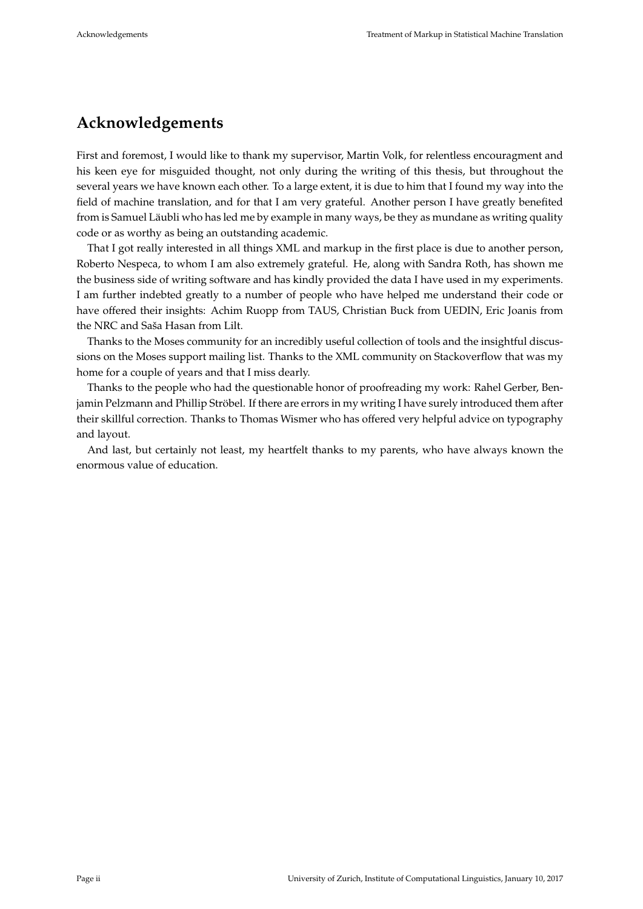# Acknowledgements

First and foremost, I would like to thank my supervisor, Martin Volk, for relentless encouragment and his keen eye for misguided thought, not only during the writing of this thesis, but throughout the several years we have known each other. To a large extent, it is due to him that I found my way into the field of machine translation, and for that I am very grateful. Another person I have greatly benefited from is Samuel Läubli who has led me by example in many ways, be they as mundane as writing quality code or as worthy as being an outstanding academic.

That I got really interested in all things XML and markup in the first place is due to another person, Roberto Nespeca, to whom I am also extremely grateful. He, along with Sandra Roth, has shown me the business side of writing software and has kindly provided the data I have used in my experiments. I am further indebted greatly to a number of people who have helped me understand their code or have offered their insights: Achim Ruopp from TAUS, Christian Buck from UEDIN, Eric Joanis from the NRC and Saša Hasan from Lilt.

Thanks to the Moses community for an incredibly useful collection of tools and the insightful discussions on the Moses support mailing list. Thanks to the XML community on Stackoverflow that was my home for a couple of years and that I miss dearly.

Thanks to the people who had the questionable honor of proofreading my work: Rahel Gerber, Benjamin Pelzmann and Phillip Ströbel. If there are errors in my writing I have surely introduced them after their skillful correction. Thanks to Thomas Wismer who has offered very helpful advice on typography and layout.

And last, but certainly not least, my heartfelt thanks to my parents, who have always known the enormous value of education.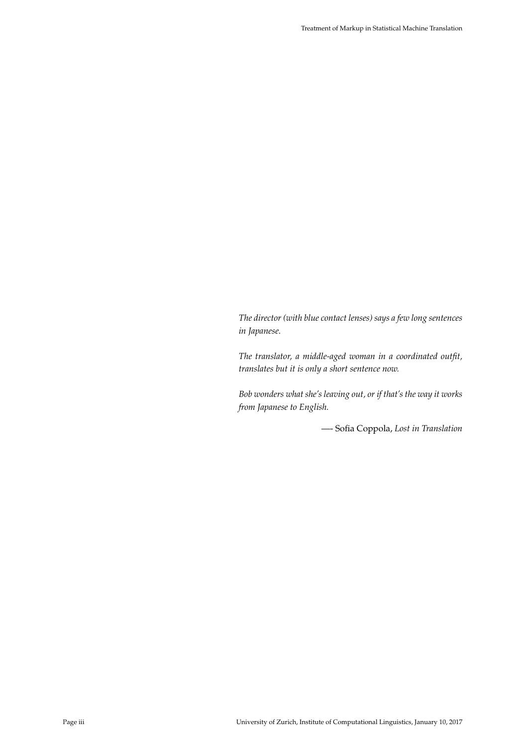*The director (with blue contact lenses) says a few long sentences in Japanese.*

*The translator, a middle-aged woman in a coordinated outfit, translates but it is only a short sentence now.*

*Bob wonders what she's leaving out, or if that's the way it works from Japanese to English.*

—- Sofia Coppola, *Lost in Translation*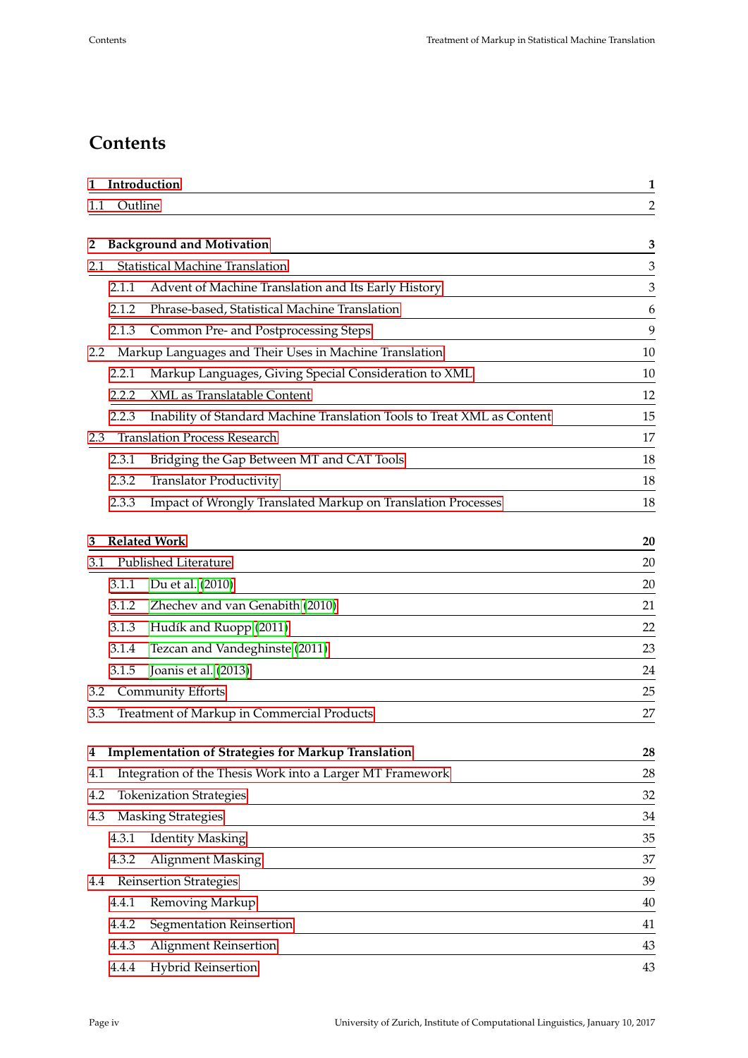# Contents

| | | |
|---|---|---|
| **1** | **Introduction** | **1** |
| 1.1 | Outline | 2 |
| **2** | **Background and Motivation** | **3** |
| 2.1 | Statistical Machine Translation | 3 |
| 2.1.1 | Advent of Machine Translation and Its Early History | 3 |
| 2.1.2 | Phrase-based, Statistical Machine Translation | 6 |
| 2.1.3 | Common Pre- and Postprocessing Steps | 9 |
| 2.2 | Markup Languages and Their Uses in Machine Translation | 10 |
| 2.2.1 | Markup Languages, Giving Special Consideration to XML | 10 |
| 2.2.2 | XML as Translatable Content | 12 |
| 2.2.3 | Inability of Standard Machine Translation Tools to Treat XML as Content | 15 |
| 2.3 | Translation Process Research | 17 |
| 2.3.1 | Bridging the Gap Between MT and CAT Tools | 18 |
| 2.3.2 | Translator Productivity | 18 |
| 2.3.3 | Impact of Wrongly Translated Markup on Translation Processes | 18 |
| **3** | **Related Work** | **20** |
| 3.1 | Published Literature | 20 |
| 3.1.1 | Du et al. (2010) | 20 |
| 3.1.2 | Zhechev and van Genabith (2010) | 21 |
| 3.1.3 | Hudík and Ruopp (2011) | 22 |
| 3.1.4 | Tezcan and Vandeghinste (2011) | 23 |
| 3.1.5 | Joanis et al. (2013) | 24 |
| 3.2 | Community Efforts | 25 |
| 3.3 | Treatment of Markup in Commercial Products | 27 |
| **4** | **Implementation of Strategies for Markup Translation** | **28** |
| 4.1 | Integration of the Thesis Work into a Larger MT Framework | 28 |
| 4.2 | Tokenization Strategies | 32 |
| 4.3 | Masking Strategies | 34 |
| 4.3.1 | Identity Masking | 35 |
| 4.3.2 | Alignment Masking | 37 |
| 4.4 | Reinsertion Strategies | 39 |
| 4.4.1 | Removing Markup | 40 |
| 4.4.2 | Segmentation Reinsertion | 41 |
| 4.4.3 | Alignment Reinsertion | 43 |
| 4.4.4 | Hybrid Reinsertion | 43 |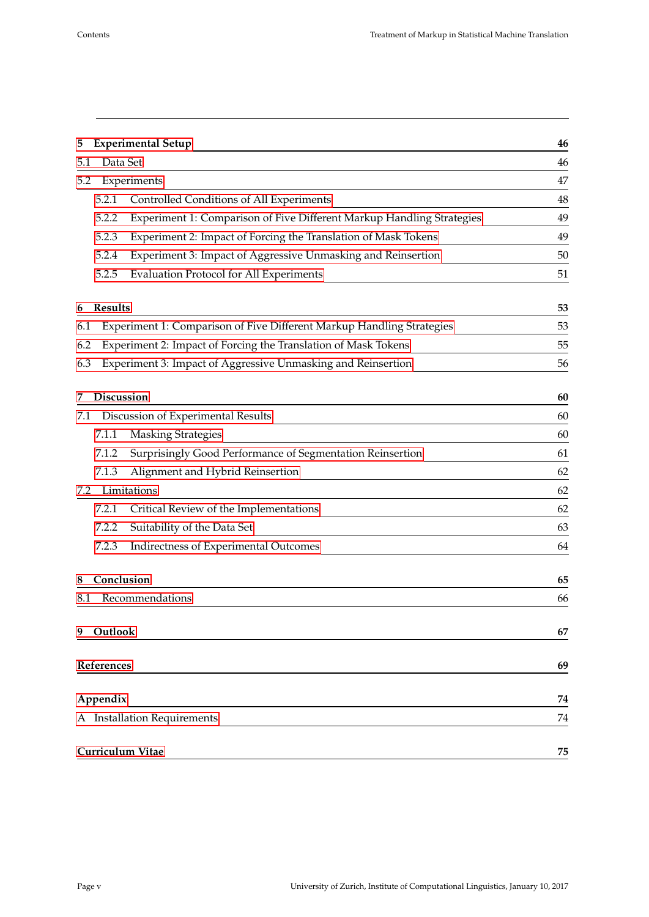| | |
|---|---|
| **5 Experimental Setup** | **46** |
| 5.1 Data Set | 46 |
| 5.2 Experiments | 47 |
| 5.2.1 Controlled Conditions of All Experiments | 48 |
| 5.2.2 Experiment 1: Comparison of Five Different Markup Handling Strategies | 49 |
| 5.2.3 Experiment 2: Impact of Forcing the Translation of Mask Tokens | 49 |
| 5.2.4 Experiment 3: Impact of Aggressive Unmasking and Reinsertion | 50 |
| 5.2.5 Evaluation Protocol for All Experiments | 51 |
| **6 Results** | **53** |
| 6.1 Experiment 1: Comparison of Five Different Markup Handling Strategies | 53 |
| 6.2 Experiment 2: Impact of Forcing the Translation of Mask Tokens | 55 |
| 6.3 Experiment 3: Impact of Aggressive Unmasking and Reinsertion | 56 |
| **7 Discussion** | **60** |
| 7.1 Discussion of Experimental Results | 60 |
| 7.1.1 Masking Strategies | 60 |
| 7.1.2 Surprisingly Good Performance of Segmentation Reinsertion | 61 |
| 7.1.3 Alignment and Hybrid Reinsertion | 62 |
| 7.2 Limitations | 62 |
| 7.2.1 Critical Review of the Implementations | 62 |
| 7.2.2 Suitability of the Data Set | 63 |
| 7.2.3 Indirectness of Experimental Outcomes | 64 |
| **8 Conclusion** | **65** |
| 8.1 Recommendations | 66 |
| **9 Outlook** | **67** |
| **References** | **69** |
| **Appendix** | **74** |
| A Installation Requirements | 74 |
| **Curriculum Vitae** | **75** |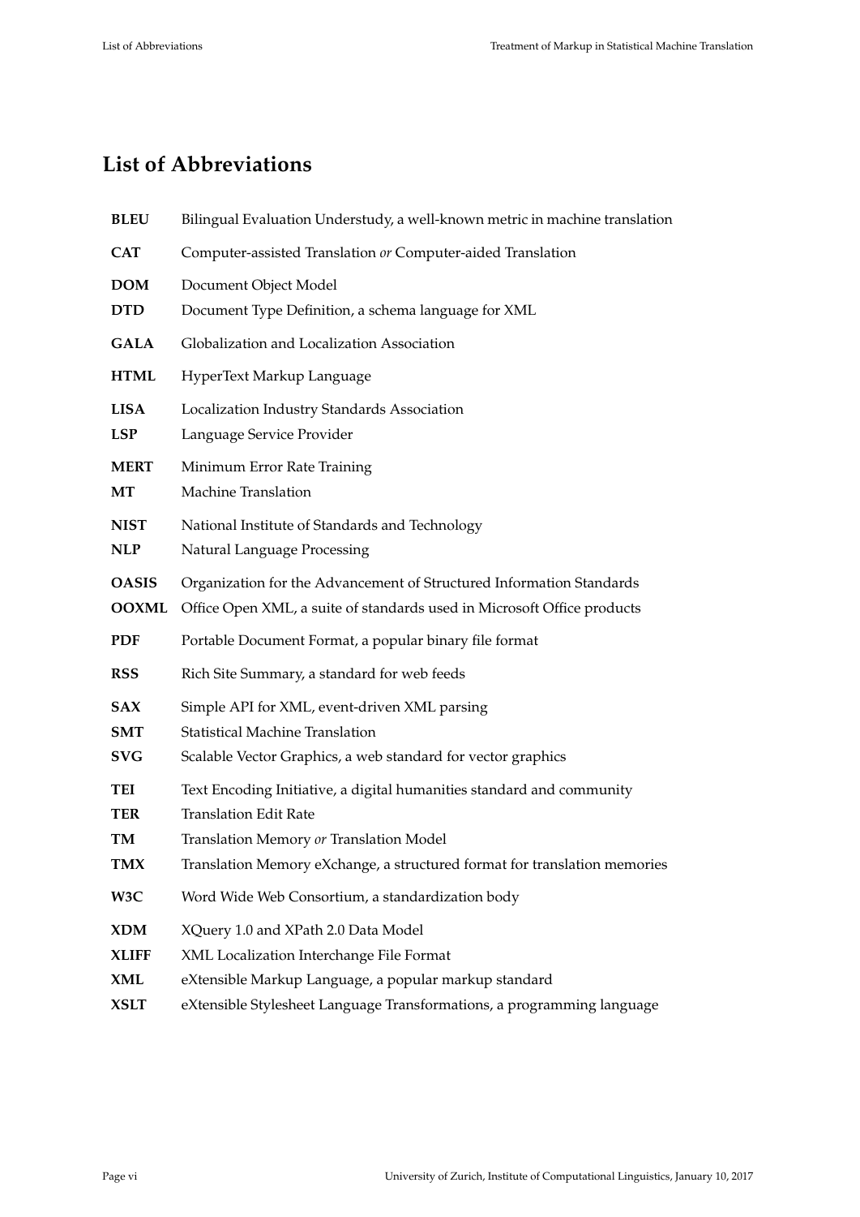# List of Abbreviations

**BLEU** Bilingual Evaluation Understudy, a well-known metric in machine translation

**CAT** Computer-assisted Translation *or* Computer-aided Translation

**DOM** Document Object Model

**DTD** Document Type Definition, a schema language for XML

**GALA** Globalization and Localization Association

**HTML** HyperText Markup Language

**LISA** Localization Industry Standards Association

**LSP** Language Service Provider

**MERT** Minimum Error Rate Training

**MT** Machine Translation

**NIST** National Institute of Standards and Technology

**NLP** Natural Language Processing

**OASIS** Organization for the Advancement of Structured Information Standards

**OOXML** Office Open XML, a suite of standards used in Microsoft Office products

**PDF** Portable Document Format, a popular binary file format

**RSS** Rich Site Summary, a standard for web feeds

**SAX** Simple API for XML, event-driven XML parsing

**SMT** Statistical Machine Translation

**SVG** Scalable Vector Graphics, a web standard for vector graphics

**TEI** Text Encoding Initiative, a digital humanities standard and community

**TER** Translation Edit Rate

**TM** Translation Memory *or* Translation Model

**TMX** Translation Memory eXchange, a structured format for translation memories

**W3C** Word Wide Web Consortium, a standardization body

**XDM** XQuery 1.0 and XPath 2.0 Data Model

**XLIFF** XML Localization Interchange File Format

**XML** eXtensible Markup Language, a popular markup standard

**XSLT** eXtensible Stylesheet Language Transformations, a programming language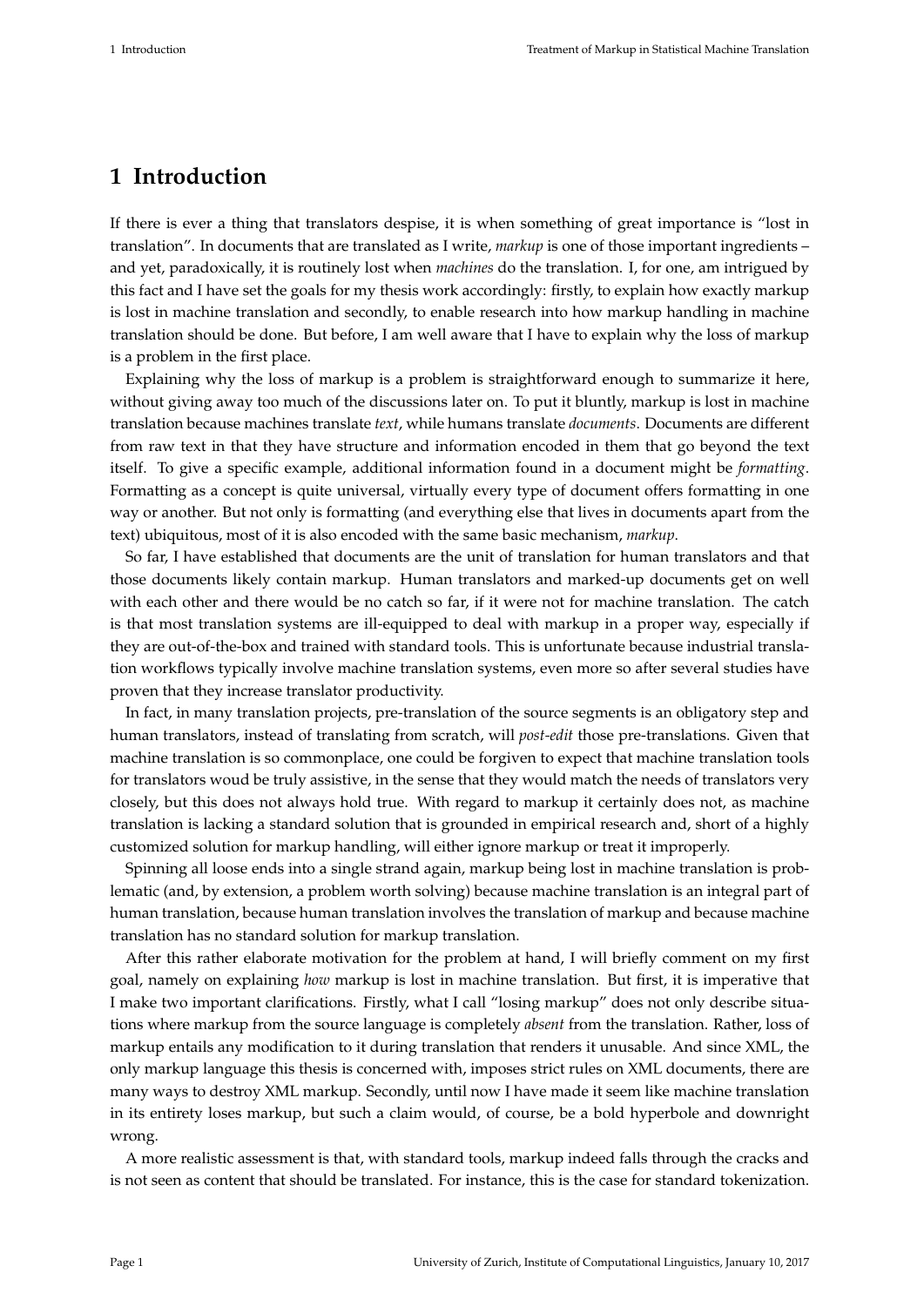# 1 Introduction

If there is ever a thing that translators despise, it is when something of great importance is "lost in translation". In documents that are translated as I write, *markup* is one of those important ingredients – and yet, paradoxically, it is routinely lost when *machines* do the translation. I, for one, am intrigued by this fact and I have set the goals for my thesis work accordingly: firstly, to explain how exactly markup is lost in machine translation and secondly, to enable research into how markup handling in machine translation should be done. But before, I am well aware that I have to explain why the loss of markup is a problem in the first place.

Explaining why the loss of markup is a problem is straightforward enough to summarize it here, without giving away too much of the discussions later on. To put it bluntly, markup is lost in machine translation because machines translate *text*, while humans translate *documents*. Documents are different from raw text in that they have structure and information encoded in them that go beyond the text itself. To give a specific example, additional information found in a document might be *formatting*. Formatting as a concept is quite universal, virtually every type of document offers formatting in one way or another. But not only is formatting (and everything else that lives in documents apart from the text) ubiquitous, most of it is also encoded with the same basic mechanism, *markup*.

So far, I have established that documents are the unit of translation for human translators and that those documents likely contain markup. Human translators and marked-up documents get on well with each other and there would be no catch so far, if it were not for machine translation. The catch is that most translation systems are ill-equipped to deal with markup in a proper way, especially if they are out-of-the-box and trained with standard tools. This is unfortunate because industrial translation workflows typically involve machine translation systems, even more so after several studies have proven that they increase translator productivity.

In fact, in many translation projects, pre-translation of the source segments is an obligatory step and human translators, instead of translating from scratch, will *post-edit* those pre-translations. Given that machine translation is so commonplace, one could be forgiven to expect that machine translation tools for translators woud be truly assistive, in the sense that they would match the needs of translators very closely, but this does not always hold true. With regard to markup it certainly does not, as machine translation is lacking a standard solution that is grounded in empirical research and, short of a highly customized solution for markup handling, will either ignore markup or treat it improperly.

Spinning all loose ends into a single strand again, markup being lost in machine translation is problematic (and, by extension, a problem worth solving) because machine translation is an integral part of human translation, because human translation involves the translation of markup and because machine translation has no standard solution for markup translation.

After this rather elaborate motivation for the problem at hand, I will briefly comment on my first goal, namely on explaining *how* markup is lost in machine translation. But first, it is imperative that I make two important clarifications. Firstly, what I call "losing markup" does not only describe situations where markup from the source language is completely *absent* from the translation. Rather, loss of markup entails any modification to it during translation that renders it unusable. And since XML, the only markup language this thesis is concerned with, imposes strict rules on XML documents, there are many ways to destroy XML markup. Secondly, until now I have made it seem like machine translation in its entirety loses markup, but such a claim would, of course, be a bold hyperbole and downright wrong.

A more realistic assessment is that, with standard tools, markup indeed falls through the cracks and is not seen as content that should be translated. For instance, this is the case for standard tokenization.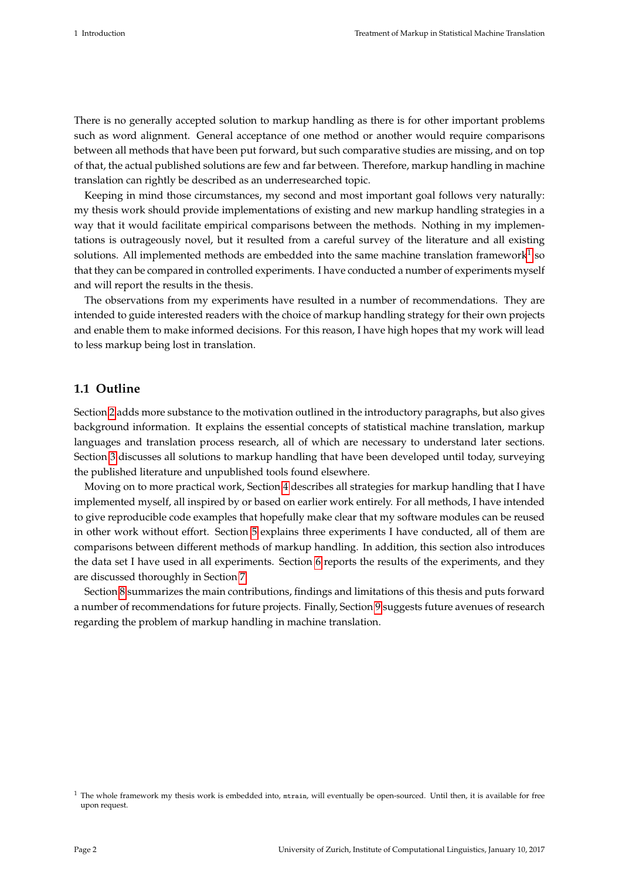There is no generally accepted solution to markup handling as there is for other important problems such as word alignment. General acceptance of one method or another would require comparisons between all methods that have been put forward, but such comparative studies are missing, and on top of that, the actual published solutions are few and far between. Therefore, markup handling in machine translation can rightly be described as an underresearched topic.

Keeping in mind those circumstances, my second and most important goal follows very naturally: my thesis work should provide implementations of existing and new markup handling strategies in a way that it would facilitate empirical comparisons between the methods. Nothing in my implementations is outrageously novel, but it resulted from a careful survey of the literature and all existing solutions. All implemented methods are embedded into the same machine translation framework[1] so that they can be compared in controlled experiments. I have conducted a number of experiments myself and will report the results in the thesis.

The observations from my experiments have resulted in a number of recommendations. They are intended to guide interested readers with the choice of markup handling strategy for their own projects and enable them to make informed decisions. For this reason, I have high hopes that my work will lead to less markup being lost in translation.

## 1.1 Outline

Section 2 adds more substance to the motivation outlined in the introductory paragraphs, but also gives background information. It explains the essential concepts of statistical machine translation, markup languages and translation process research, all of which are necessary to understand later sections. Section 3 discusses all solutions to markup handling that have been developed until today, surveying the published literature and unpublished tools found elsewhere.

Moving on to more practical work, Section 4 describes all strategies for markup handling that I have implemented myself, all inspired by or based on earlier work entirely. For all methods, I have intended to give reproducible code examples that hopefully make clear that my software modules can be reused in other work without effort. Section 5 explains three experiments I have conducted, all of them are comparisons between different methods of markup handling. In addition, this section also introduces the data set I have used in all experiments. Section 6 reports the results of the experiments, and they are discussed thoroughly in Section 7.

Section 8 summarizes the main contributions, findings and limitations of this thesis and puts forward a number of recommendations for future projects. Finally, Section 9 suggests future avenues of research regarding the problem of markup handling in machine translation.

[1] The whole framework my thesis work is embedded into, `mtrain`, will eventually be open-sourced. Until then, it is available for free upon request.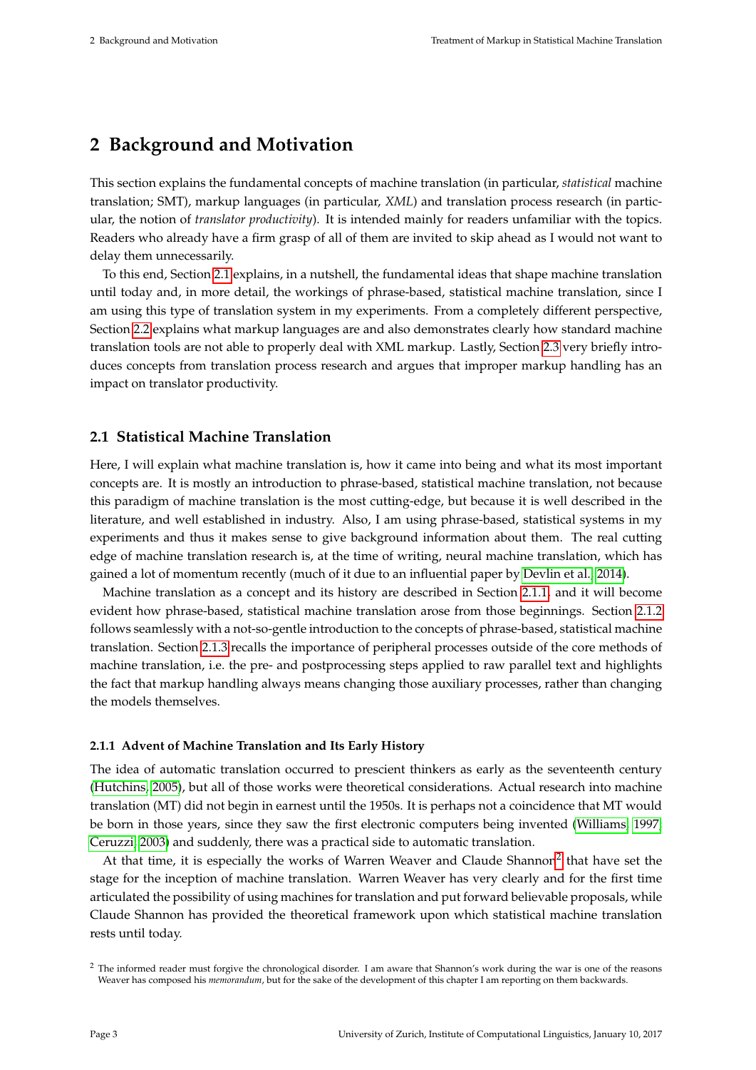# 2 Background and Motivation

This section explains the fundamental concepts of machine translation (in particular, *statistical* machine translation; SMT), markup languages (in particular, *XML*) and translation process research (in particular, the notion of *translator productivity*). It is intended mainly for readers unfamiliar with the topics. Readers who already have a firm grasp of all of them are invited to skip ahead as I would not want to delay them unnecessarily.

To this end, Section 2.1 explains, in a nutshell, the fundamental ideas that shape machine translation until today and, in more detail, the workings of phrase-based, statistical machine translation, since I am using this type of translation system in my experiments. From a completely different perspective, Section 2.2 explains what markup languages are and also demonstrates clearly how standard machine translation tools are not able to properly deal with XML markup. Lastly, Section 2.3 very briefly introduces concepts from translation process research and argues that improper markup handling has an impact on translator productivity.

## 2.1 Statistical Machine Translation

Here, I will explain what machine translation is, how it came into being and what its most important concepts are. It is mostly an introduction to phrase-based, statistical machine translation, not because this paradigm of machine translation is the most cutting-edge, but because it is well described in the literature, and well established in industry. Also, I am using phrase-based, statistical systems in my experiments and thus it makes sense to give background information about them. The real cutting edge of machine translation research is, at the time of writing, neural machine translation, which has gained a lot of momentum recently (much of it due to an influential paper by Devlin et al., 2014).

Machine translation as a concept and its history are described in Section 2.1.1, and it will become evident how phrase-based, statistical machine translation arose from those beginnings. Section 2.1.2 follows seamlessly with a not-so-gentle introduction to the concepts of phrase-based, statistical machine translation. Section 2.1.3 recalls the importance of peripheral processes outside of the core methods of machine translation, i.e. the pre- and postprocessing steps applied to raw parallel text and highlights the fact that markup handling always means changing those auxiliary processes, rather than changing the models themselves.

### 2.1.1 Advent of Machine Translation and Its Early History

The idea of automatic translation occurred to prescient thinkers as early as the seventeenth century (Hutchins, 2005), but all of those works were theoretical considerations. Actual research into machine translation (MT) did not begin in earnest until the 1950s. It is perhaps not a coincidence that MT would be born in those years, since they saw the first electronic computers being invented (Williams, 1997; Ceruzzi, 2003) and suddenly, there was a practical side to automatic translation.

At that time, it is especially the works of Warren Weaver and Claude Shannon[2] that have set the stage for the inception of machine translation. Warren Weaver has very clearly and for the first time articulated the possibility of using machines for translation and put forward believable proposals, while Claude Shannon has provided the theoretical framework upon which statistical machine translation rests until today.

[2] The informed reader must forgive the chronological disorder. I am aware that Shannon's work during the war is one of the reasons Weaver has composed his *memorandum*, but for the sake of the development of this chapter I am reporting on them backwards.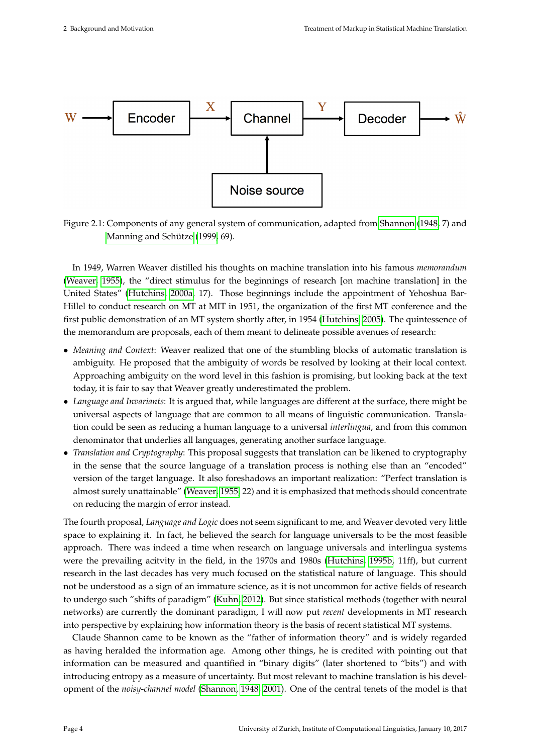Figure 2.1: Components of any general system of communication, adapted from Shannon (1948, 7) and Manning and Schütze (1999, 69).

In 1949, Warren Weaver distilled his thoughts on machine translation into his famous *memorandum* (Weaver, 1955), the "direct stimulus for the beginnings of research [on machine translation] in the United States" (Hutchins, 2000a, 17). Those beginnings include the appointment of Yehoshua Bar-Hillel to conduct research on MT at MIT in 1951, the organization of the first MT conference and the first public demonstration of an MT system shortly after, in 1954 (Hutchins, 2005). The quintessence of the memorandum are proposals, each of them meant to delineate possible avenues of research:

- *Meaning and Context*: Weaver realized that one of the stumbling blocks of automatic translation is ambiguity. He proposed that the ambiguity of words be resolved by looking at their local context. Approaching ambiguity on the word level in this fashion is promising, but looking back at the text today, it is fair to say that Weaver greatly underestimated the problem.
- *Language and Invariants*: It is argued that, while languages are different at the surface, there might be universal aspects of language that are common to all means of linguistic communication. Translation could be seen as reducing a human language to a universal *interlingua*, and from this common denominator that underlies all languages, generating another surface language.
- *Translation and Cryptography*: This proposal suggests that translation can be likened to cryptography in the sense that the source language of a translation process is nothing else than an "encoded" version of the target language. It also foreshadows an important realization: "Perfect translation is almost surely unattainable" (Weaver, 1955, 22) and it is emphasized that methods should concentrate on reducing the margin of error instead.

The fourth proposal, *Language and Logic* does not seem significant to me, and Weaver devoted very little space to explaining it. In fact, he believed the search for language universals to be the most feasible approach. There was indeed a time when research on language universals and interlingua systems were the prevailing acitvity in the field, in the 1970s and 1980s (Hutchins, 1995b, 11ff), but current research in the last decades has very much focused on the statistical nature of language. This should not be understood as a sign of an immature science, as it is not uncommon for active fields of research to undergo such "shifts of paradigm" (Kuhn, 2012). But since statistical methods (together with neural networks) are currently the dominant paradigm, I will now put *recent* developments in MT research into perspective by explaining how information theory is the basis of recent statistical MT systems.

Claude Shannon came to be known as the "father of information theory" and is widely regarded as having heralded the information age. Among other things, he is credited with pointing out that information can be measured and quantified in "binary digits" (later shortened to "bits") and with introducing entropy as a measure of uncertainty. But most relevant to machine translation is his development of the *noisy-channel model* (Shannon, 1948, 2001). One of the central tenets of the model is that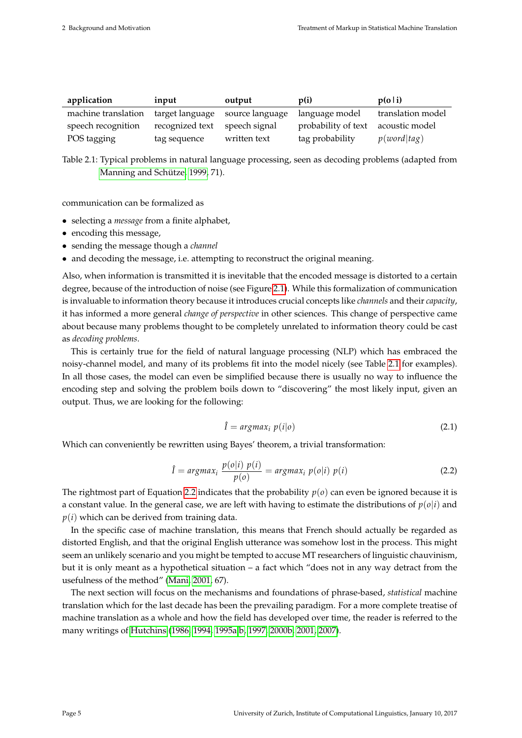| application | input | output | p(i) | p(o \| i) |
|---|---|---|---|---|
| machine translation | target language | source language | language model | translation model |
| speech recognition | recognized text | speech signal | probability of text | acoustic model |
| POS tagging | tag sequence | written text | tag probability | $p(word\|tag)$ |

Table 2.1: Typical problems in natural language processing, seen as decoding problems (adapted from Manning and Schütze, 1999, 71).

communication can be formalized as

- selecting a *message* from a finite alphabet,
- encoding this message,
- sending the message though a *channel*
- and decoding the message, i.e. attempting to reconstruct the original meaning.

Also, when information is transmitted it is inevitable that the encoded message is distorted to a certain degree, because of the introduction of noise (see Figure 2.1). While this formalization of communication is invaluable to information theory because it introduces crucial concepts like *channels* and their *capacity*, it has informed a more general *change of perspective* in other sciences. This change of perspective came about because many problems thought to be completely unrelated to information theory could be cast as *decoding problems*.

This is certainly true for the field of natural language processing (NLP) which has embraced the noisy-channel model, and many of its problems fit into the model nicely (see Table 2.1 for examples). In all those cases, the model can even be simplified because there is usually no way to influence the encoding step and solving the problem boils down to "discovering" the most likely input, given an output. Thus, we are looking for the following:

$$\hat{I} = argmax_i \; p(i|o) \tag{2.1}$$

Which can conveniently be rewritten using Bayes' theorem, a trivial transformation:

$$\hat{I} = argmax_i \; \frac{p(o|i) \; p(i)}{p(o)} = argmax_i \; p(o|i) \; p(i) \tag{2.2}$$

The rightmost part of Equation 2.2 indicates that the probability $p(o)$ can even be ignored because it is a constant value. In the general case, we are left with having to estimate the distributions of $p(o|i)$ and $p(i)$ which can be derived from training data.

In the specific case of machine translation, this means that French should actually be regarded as distorted English, and that the original English utterance was somehow lost in the process. This might seem an unlikely scenario and you might be tempted to accuse MT researchers of linguistic chauvinism, but it is only meant as a hypothetical situation – a fact which "does not in any way detract from the usefulness of the method" (Mani, 2001, 67).

The next section will focus on the mechanisms and foundations of phrase-based, *statistical* machine translation which for the last decade has been the prevailing paradigm. For a more complete treatise of machine translation as a whole and how the field has developed over time, the reader is referred to the many writings of Hutchins (1986, 1994, 1995a,b, 1997, 2000b, 2001, 2007).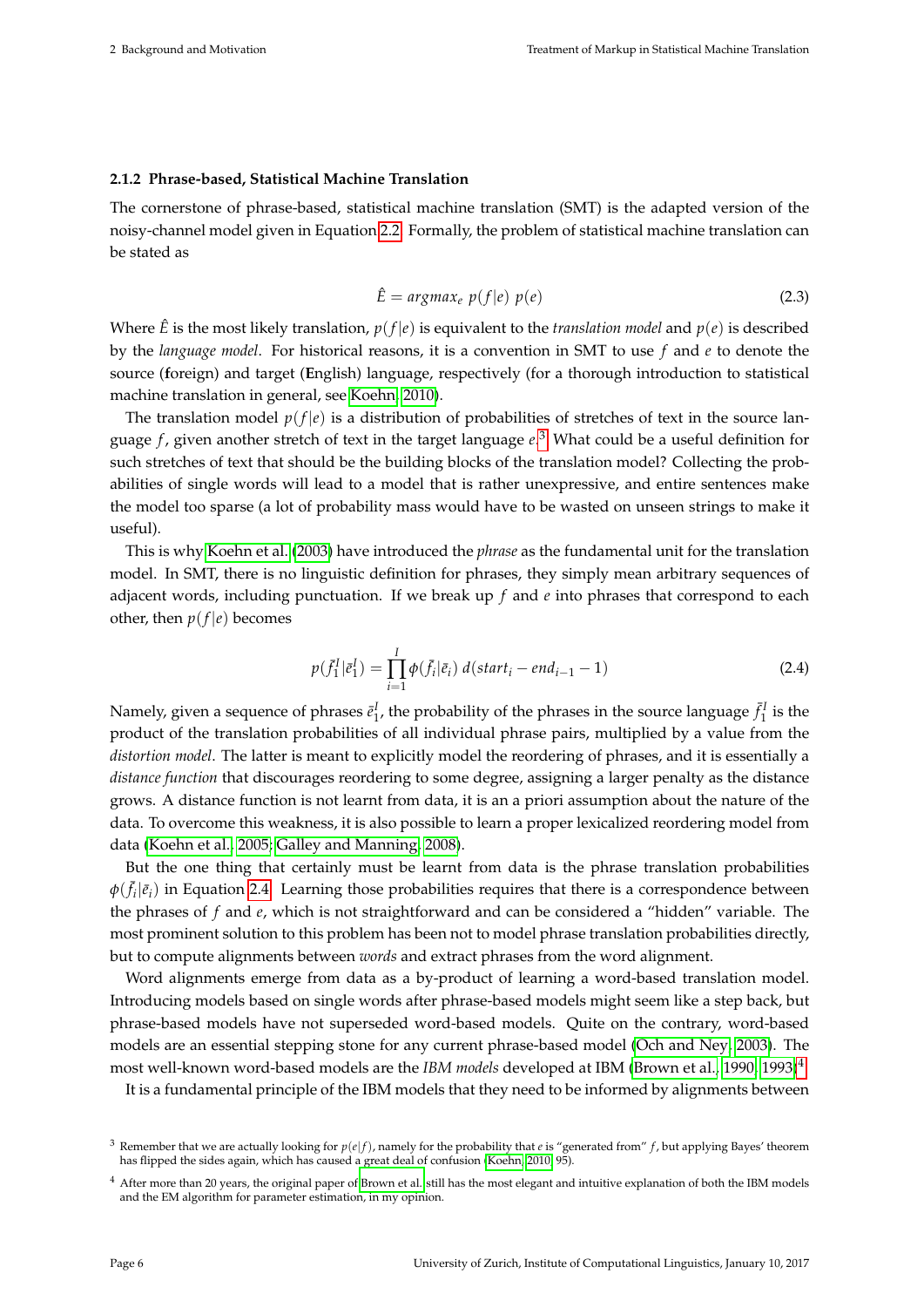### 2.1.2 Phrase-based, Statistical Machine Translation

The cornerstone of phrase-based, statistical machine translation (SMT) is the adapted version of the noisy-channel model given in Equation 2.2. Formally, the problem of statistical machine translation can be stated as

$$\hat{E} = argmax_e \ p(f|e) \ p(e) \tag{2.3}$$

Where $\hat{E}$ is the most likely translation, $p(f|e)$ is equivalent to the *translation model* and $p(e)$ is described by the *language model*. For historical reasons, it is a convention in SMT to use $f$ and $e$ to denote the source (**f**oreign) and target (**E**nglish) language, respectively (for a thorough introduction to statistical machine translation in general, see Koehn, 2010).

The translation model $p(f|e)$ is a distribution of probabilities of stretches of text in the source language $f$, given another stretch of text in the target language $e$.[3] What could be a useful definition for such stretches of text that should be the building blocks of the translation model? Collecting the probabilities of single words will lead to a model that is rather unexpressive, and entire sentences make the model too sparse (a lot of probability mass would have to be wasted on unseen strings to make it useful).

This is why Koehn et al. (2003) have introduced the *phrase* as the fundamental unit for the translation model. In SMT, there is no linguistic definition for phrases, they simply mean arbitrary sequences of adjacent words, including punctuation. If we break up $f$ and $e$ into phrases that correspond to each other, then $p(f|e)$ becomes

$$p(\bar{f}_1^I|\bar{e}_1^I) = \prod_{i=1}^{I} \phi(\bar{f}_i|\bar{e}_i) \ d(start_i - end_{i-1} - 1) \tag{2.4}$$

Namely, given a sequence of phrases $\bar{e}_1^I$, the probability of the phrases in the source language $\bar{f}_1^I$ is the product of the translation probabilities of all individual phrase pairs, multiplied by a value from the *distortion model*. The latter is meant to explicitly model the reordering of phrases, and it is essentially a *distance function* that discourages reordering to some degree, assigning a larger penalty as the distance grows. A distance function is not learnt from data, it is an a priori assumption about the nature of the data. To overcome this weakness, it is also possible to learn a proper lexicalized reordering model from data (Koehn et al., 2005; Galley and Manning, 2008).

But the one thing that certainly must be learnt from data is the phrase translation probabilities $\phi(\bar{f}_i|\bar{e}_i)$ in Equation 2.4. Learning those probabilities requires that there is a correspondence between the phrases of $f$ and $e$, which is not straightforward and can be considered a "hidden" variable. The most prominent solution to this problem has been not to model phrase translation probabilities directly, but to compute alignments between *words* and extract phrases from the word alignment.

Word alignments emerge from data as a by-product of learning a word-based translation model. Introducing models based on single words after phrase-based models might seem like a step back, but phrase-based models have not superseded word-based models. Quite on the contrary, word-based models are an essential stepping stone for any current phrase-based model (Och and Ney, 2003). The most well-known word-based models are the *IBM models* developed at IBM (Brown et al., 1990, 1993).[4]

It is a fundamental principle of the IBM models that they need to be informed by alignments between

[3] Remember that we are actually looking for $p(e|f)$, namely for the probability that $e$ is "generated from" $f$, but applying Bayes' theorem has flipped the sides again, which has caused a great deal of confusion (Koehn, 2010, 95).

[4] After more than 20 years, the original paper of Brown et al. still has the most elegant and intuitive explanation of both the IBM models and the EM algorithm for parameter estimation, in my opinion.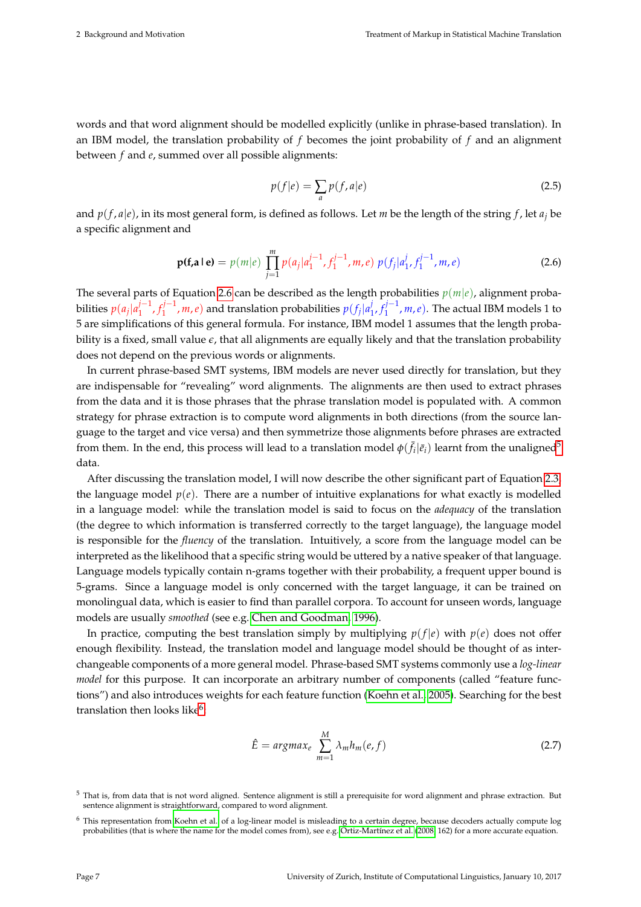words and that word alignment should be modelled explicitly (unlike in phrase-based translation). In an IBM model, the translation probability of $f$ becomes the joint probability of $f$ and an alignment between $f$ and $e$, summed over all possible alignments:

$$p(f|e) = \sum_{a} p(f, a|e) \tag{2.5}$$

and $p(f, a|e)$, in its most general form, is defined as follows. Let $m$ be the length of the string $f$, let $a_j$ be a specific alignment and

$$\mathbf{p(f,a\,|\,e)} = p(m|e) \prod_{j=1}^{m} p(a_j|a_1^{j-1}, f_1^{j-1}, m, e)\; p(f_j|a_1^{j}, f_1^{j-1}, m, e) \tag{2.6}$$

The several parts of Equation 2.6 can be described as the length probabilities $p(m|e)$, alignment probabilities $p(a_j|a_1^{j-1}, f_1^{j-1}, m, e)$ and translation probabilities $p(f_j|a_1^{j}, f_1^{j-1}, m, e)$. The actual IBM models 1 to 5 are simplifications of this general formula. For instance, IBM model 1 assumes that the length probability is a fixed, small value $\epsilon$, that all alignments are equally likely and that the translation probability does not depend on the previous words or alignments.

In current phrase-based SMT systems, IBM models are never used directly for translation, but they are indispensable for "revealing" word alignments. The alignments are then used to extract phrases from the data and it is those phrases that the phrase translation model is populated with. A common strategy for phrase extraction is to compute word alignments in both directions (from the source language to the target and vice versa) and then symmetrize those alignments before phrases are extracted from them. In the end, this process will lead to a translation model $\phi(\bar{f}_i|\bar{e}_i)$ learnt from the unaligned[5] data.

After discussing the translation model, I will now describe the other significant part of Equation 2.3, the language model $p(e)$. There are a number of intuitive explanations for what exactly is modelled in a language model: while the translation model is said to focus on the *adequacy* of the translation (the degree to which information is transferred correctly to the target language), the language model is responsible for the *fluency* of the translation. Intuitively, a score from the language model can be interpreted as the likelihood that a specific string would be uttered by a native speaker of that language. Language models typically contain n-grams together with their probability, a frequent upper bound is 5-grams. Since a language model is only concerned with the target language, it can be trained on monolingual data, which is easier to find than parallel corpora. To account for unseen words, language models are usually *smoothed* (see e.g. Chen and Goodman, 1996).

In practice, computing the best translation simply by multiplying $p(f|e)$ with $p(e)$ does not offer enough flexibility. Instead, the translation model and language model should be thought of as interchangeable components of a more general model. Phrase-based SMT systems commonly use a *log-linear model* for this purpose. It can incorporate an arbitrary number of components (called "feature functions") and also introduces weights for each feature function (Koehn et al., 2005). Searching for the best translation then looks like[6]

$$\hat{E} = argmax_e \sum_{m=1}^{M} \lambda_m h_m(e, f) \tag{2.7}$$

[5] That is, from data that is not word aligned. Sentence alignment is still a prerequisite for word alignment and phrase extraction. But sentence alignment is straightforward, compared to word alignment.

[6] This representation from Koehn et al. of a log-linear model is misleading to a certain degree, because decoders actually compute log probabilities (that is where the name for the model comes from), see e.g. Ortiz-Martínez et al. (2008, 162) for a more accurate equation.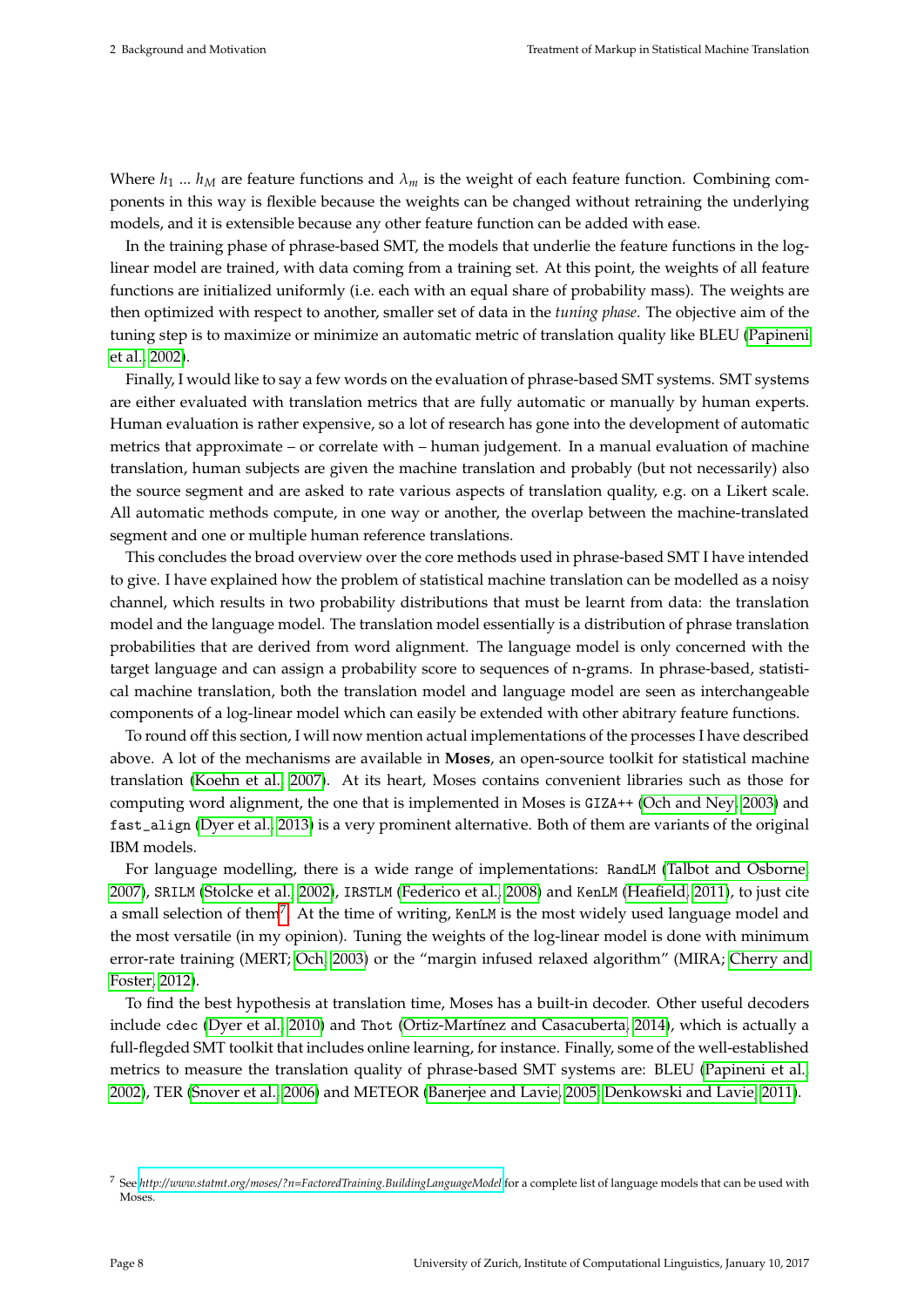Where $h_1$ ... $h_M$ are feature functions and $\lambda_m$ is the weight of each feature function. Combining components in this way is flexible because the weights can be changed without retraining the underlying models, and it is extensible because any other feature function can be added with ease.

In the training phase of phrase-based SMT, the models that underlie the feature functions in the log-linear model are trained, with data coming from a training set. At this point, the weights of all feature functions are initialized uniformly (i.e. each with an equal share of probability mass). The weights are then optimized with respect to another, smaller set of data in the *tuning phase*. The objective aim of the tuning step is to maximize or minimize an automatic metric of translation quality like BLEU (Papineni et al., 2002).

Finally, I would like to say a few words on the evaluation of phrase-based SMT systems. SMT systems are either evaluated with translation metrics that are fully automatic or manually by human experts. Human evaluation is rather expensive, so a lot of research has gone into the development of automatic metrics that approximate – or correlate with – human judgement. In a manual evaluation of machine translation, human subjects are given the machine translation and probably (but not necessarily) also the source segment and are asked to rate various aspects of translation quality, e.g. on a Likert scale. All automatic methods compute, in one way or another, the overlap between the machine-translated segment and one or multiple human reference translations.

This concludes the broad overview over the core methods used in phrase-based SMT I have intended to give. I have explained how the problem of statistical machine translation can be modelled as a noisy channel, which results in two probability distributions that must be learnt from data: the translation model and the language model. The translation model essentially is a distribution of phrase translation probabilities that are derived from word alignment. The language model is only concerned with the target language and can assign a probability score to sequences of n-grams. In phrase-based, statistical machine translation, both the translation model and language model are seen as interchangeable components of a log-linear model which can easily be extended with other abitrary feature functions.

To round off this section, I will now mention actual implementations of the processes I have described above. A lot of the mechanisms are available in **Moses**, an open-source toolkit for statistical machine translation (Koehn et al., 2007). At its heart, Moses contains convenient libraries such as those for computing word alignment, the one that is implemented in Moses is `GIZA++` (Och and Ney, 2003) and `fast_align` (Dyer et al., 2013) is a very prominent alternative. Both of them are variants of the original IBM models.

For language modelling, there is a wide range of implementations: `RandLM` (Talbot and Osborne, 2007), `SRILM` (Stolcke et al., 2002), `IRSTLM` (Federico et al., 2008) and `KenLM` (Heafield, 2011), to just cite a small selection of them[7]. At the time of writing, `KenLM` is the most widely used language model and the most versatile (in my opinion). Tuning the weights of the log-linear model is done with minimum error-rate training (MERT; Och, 2003) or the "margin infused relaxed algorithm" (MIRA; Cherry and Foster, 2012).

To find the best hypothesis at translation time, Moses has a built-in decoder. Other useful decoders include `cdec` (Dyer et al., 2010) and `Thot` (Ortiz-Martínez and Casacuberta, 2014), which is actually a full-flegded SMT toolkit that includes online learning, for instance. Finally, some of the well-established metrics to measure the translation quality of phrase-based SMT systems are: BLEU (Papineni et al., 2002), TER (Snover et al., 2006) and METEOR (Banerjee and Lavie, 2005; Denkowski and Lavie, 2011).

[7] See *http://www.statmt.org/moses/?n=FactoredTraining.BuildingLanguageModel* for a complete list of language models that can be used with Moses.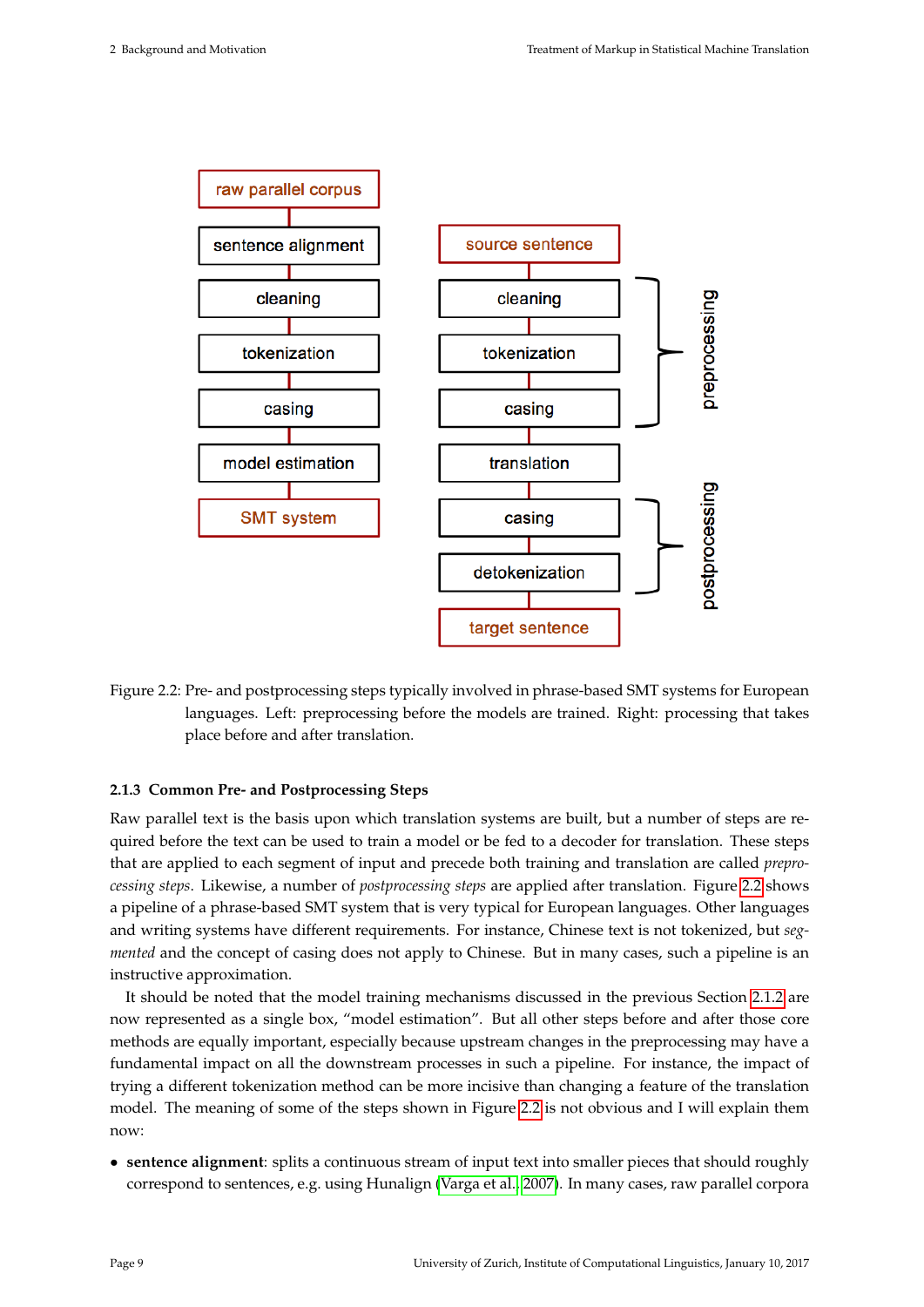Figure 2.2: Pre- and postprocessing steps typically involved in phrase-based SMT systems for European languages. Left: preprocessing before the models are trained. Right: processing that takes place before and after translation.

### 2.1.3 Common Pre- and Postprocessing Steps

Raw parallel text is the basis upon which translation systems are built, but a number of steps are required before the text can be used to train a model or be fed to a decoder for translation. These steps that are applied to each segment of input and precede both training and translation are called *preprocessing steps*. Likewise, a number of *postprocessing steps* are applied after translation. Figure 2.2 shows a pipeline of a phrase-based SMT system that is very typical for European languages. Other languages and writing systems have different requirements. For instance, Chinese text is not tokenized, but *segmented* and the concept of casing does not apply to Chinese. But in many cases, such a pipeline is an instructive approximation.

It should be noted that the model training mechanisms discussed in the previous Section 2.1.2 are now represented as a single box, "model estimation". But all other steps before and after those core methods are equally important, especially because upstream changes in the preprocessing may have a fundamental impact on all the downstream processes in such a pipeline. For instance, the impact of trying a different tokenization method can be more incisive than changing a feature of the translation model. The meaning of some of the steps shown in Figure 2.2 is not obvious and I will explain them now:

- **sentence alignment**: splits a continuous stream of input text into smaller pieces that should roughly correspond to sentences, e.g. using Hunalign (Varga et al., 2007). In many cases, raw parallel corpora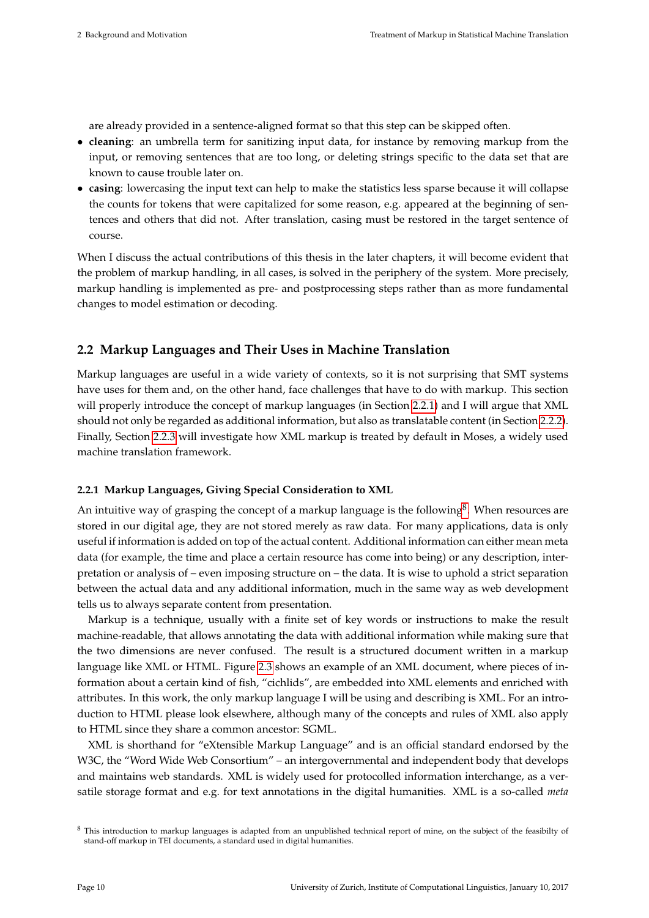are already provided in a sentence-aligned format so that this step can be skipped often.

- **cleaning**: an umbrella term for sanitizing input data, for instance by removing markup from the input, or removing sentences that are too long, or deleting strings specific to the data set that are known to cause trouble later on.
- **casing**: lowercasing the input text can help to make the statistics less sparse because it will collapse the counts for tokens that were capitalized for some reason, e.g. appeared at the beginning of sentences and others that did not. After translation, casing must be restored in the target sentence of course.

When I discuss the actual contributions of this thesis in the later chapters, it will become evident that the problem of markup handling, in all cases, is solved in the periphery of the system. More precisely, markup handling is implemented as pre- and postprocessing steps rather than as more fundamental changes to model estimation or decoding.

## 2.2 Markup Languages and Their Uses in Machine Translation

Markup languages are useful in a wide variety of contexts, so it is not surprising that SMT systems have uses for them and, on the other hand, face challenges that have to do with markup. This section will properly introduce the concept of markup languages (in Section 2.2.1) and I will argue that XML should not only be regarded as additional information, but also as translatable content (in Section 2.2.2). Finally, Section 2.2.3 will investigate how XML markup is treated by default in Moses, a widely used machine translation framework.

### 2.2.1 Markup Languages, Giving Special Consideration to XML

An intuitive way of grasping the concept of a markup language is the following[8]. When resources are stored in our digital age, they are not stored merely as raw data. For many applications, data is only useful if information is added on top of the actual content. Additional information can either mean meta data (for example, the time and place a certain resource has come into being) or any description, interpretation or analysis of – even imposing structure on – the data. It is wise to uphold a strict separation between the actual data and any additional information, much in the same way as web development tells us to always separate content from presentation.

Markup is a technique, usually with a finite set of key words or instructions to make the result machine-readable, that allows annotating the data with additional information while making sure that the two dimensions are never confused. The result is a structured document written in a markup language like XML or HTML. Figure 2.3 shows an example of an XML document, where pieces of information about a certain kind of fish, "cichlids", are embedded into XML elements and enriched with attributes. In this work, the only markup language I will be using and describing is XML. For an introduction to HTML please look elsewhere, although many of the concepts and rules of XML also apply to HTML since they share a common ancestor: SGML.

XML is shorthand for "eXtensible Markup Language" and is an official standard endorsed by the W3C, the "Word Wide Web Consortium" – an intergovernmental and independent body that develops and maintains web standards. XML is widely used for protocolled information interchange, as a versatile storage format and e.g. for text annotations in the digital humanities. XML is a so-called *meta*

[8] This introduction to markup languages is adapted from an unpublished technical report of mine, on the subject of the feasibilty of stand-off markup in TEI documents, a standard used in digital humanities.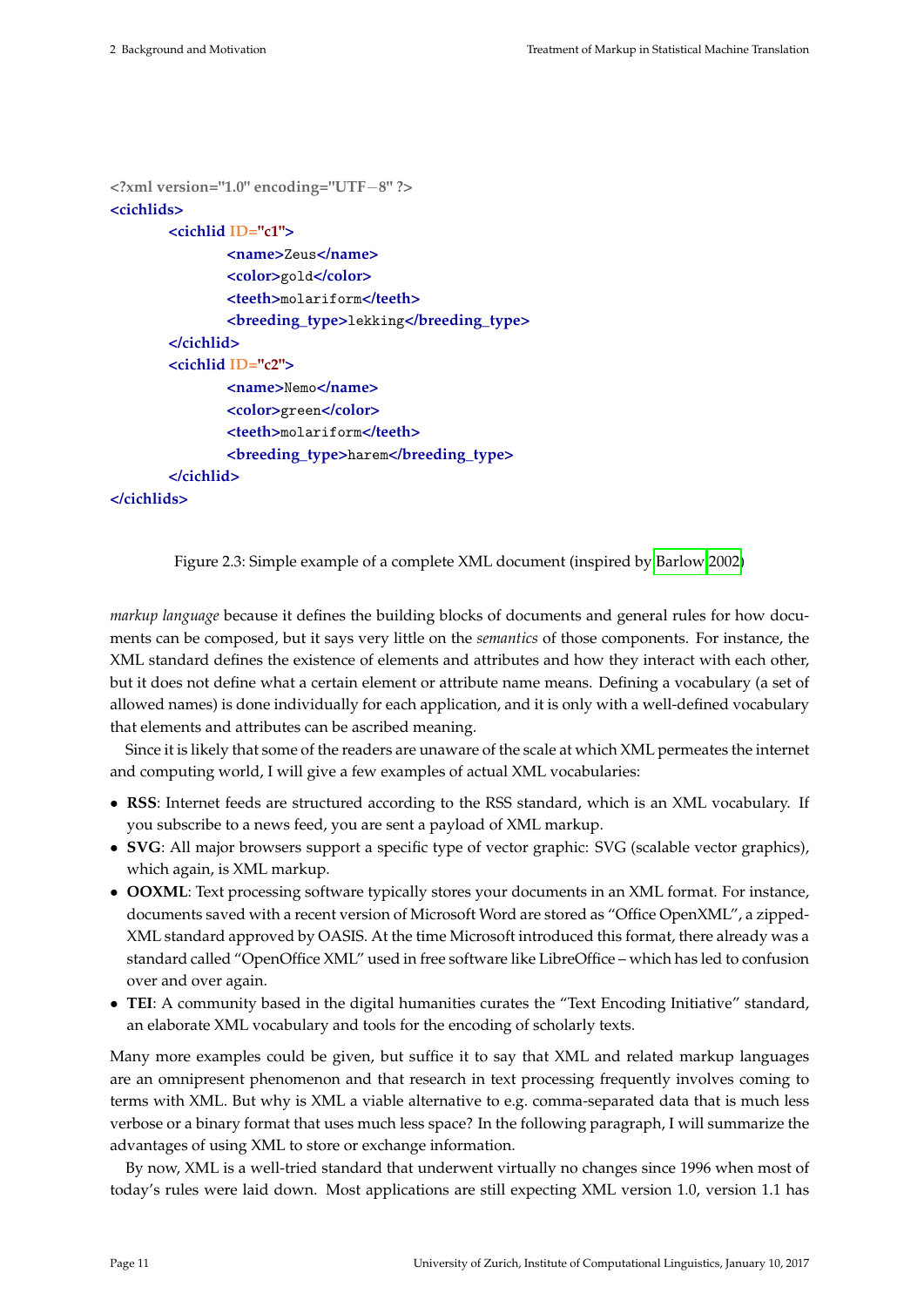```xml
<?xml version="1.0" encoding="UTF-8" ?>
<cichlids>
	<cichlid ID="c1">
		<name>Zeus</name>
		<color>gold</color>
		<teeth>molariform</teeth>
		<breeding_type>lekking</breeding_type>
	</cichlid>
	<cichlid ID="c2">
		<name>Nemo</name>
		<color>green</color>
		<teeth>molariform</teeth>
		<breeding_type>harem</breeding_type>
	</cichlid>
</cichlids>
```

Figure 2.3: Simple example of a complete XML document (inspired by Barlow 2002)

*markup language* because it defines the building blocks of documents and general rules for how documents can be composed, but it says very little on the *semantics* of those components. For instance, the XML standard defines the existence of elements and attributes and how they interact with each other, but it does not define what a certain element or attribute name means. Defining a vocabulary (a set of allowed names) is done individually for each application, and it is only with a well-defined vocabulary that elements and attributes can be ascribed meaning.

Since it is likely that some of the readers are unaware of the scale at which XML permeates the internet and computing world, I will give a few examples of actual XML vocabularies:

- **RSS**: Internet feeds are structured according to the RSS standard, which is an XML vocabulary. If you subscribe to a news feed, you are sent a payload of XML markup.
- **SVG**: All major browsers support a specific type of vector graphic: SVG (scalable vector graphics), which again, is XML markup.
- **OOXML**: Text processing software typically stores your documents in an XML format. For instance, documents saved with a recent version of Microsoft Word are stored as "Office OpenXML", a zipped-XML standard approved by OASIS. At the time Microsoft introduced this format, there already was a standard called "OpenOffice XML" used in free software like LibreOffice – which has led to confusion over and over again.
- **TEI**: A community based in the digital humanities curates the "Text Encoding Initiative" standard, an elaborate XML vocabulary and tools for the encoding of scholarly texts.

Many more examples could be given, but suffice it to say that XML and related markup languages are an omnipresent phenomenon and that research in text processing frequently involves coming to terms with XML. But why is XML a viable alternative to e.g. comma-separated data that is much less verbose or a binary format that uses much less space? In the following paragraph, I will summarize the advantages of using XML to store or exchange information.

By now, XML is a well-tried standard that underwent virtually no changes since 1996 when most of today's rules were laid down. Most applications are still expecting XML version 1.0, version 1.1 has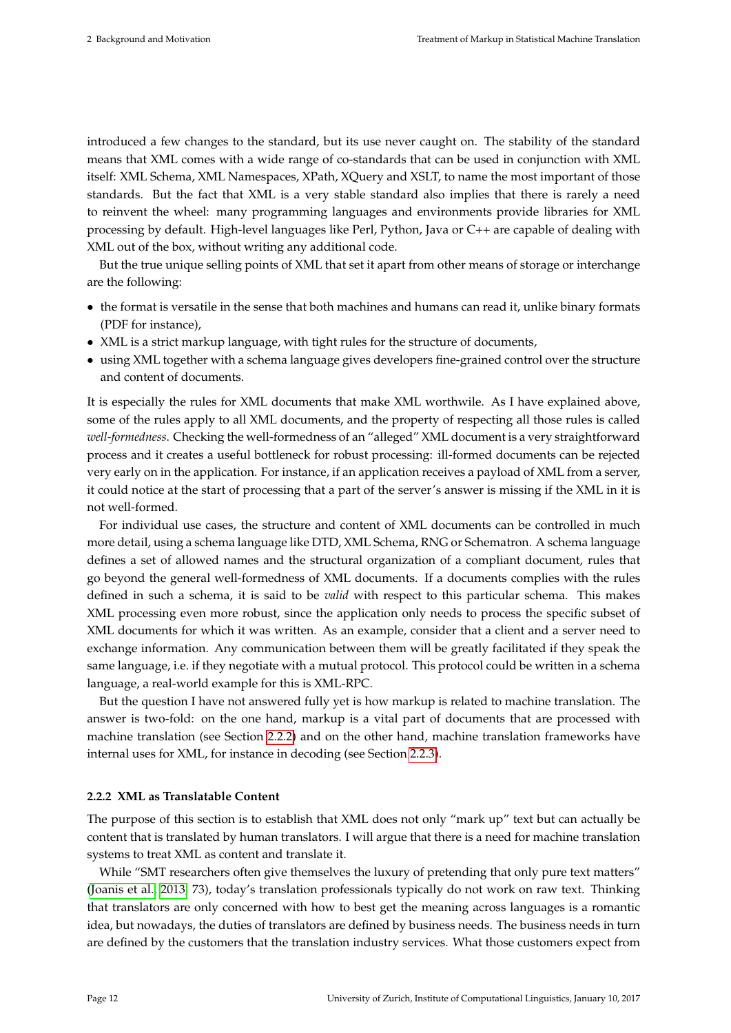introduced a few changes to the standard, but its use never caught on. The stability of the standard means that XML comes with a wide range of co-standards that can be used in conjunction with XML itself: XML Schema, XML Namespaces, XPath, XQuery and XSLT, to name the most important of those standards. But the fact that XML is a very stable standard also implies that there is rarely a need to reinvent the wheel: many programming languages and environments provide libraries for XML processing by default. High-level languages like Perl, Python, Java or C++ are capable of dealing with XML out of the box, without writing any additional code.

But the true unique selling points of XML that set it apart from other means of storage or interchange are the following:

- the format is versatile in the sense that both machines and humans can read it, unlike binary formats (PDF for instance),
- XML is a strict markup language, with tight rules for the structure of documents,
- using XML together with a schema language gives developers fine-grained control over the structure and content of documents.

It is especially the rules for XML documents that make XML worthwile. As I have explained above, some of the rules apply to all XML documents, and the property of respecting all those rules is called *well-formedness*. Checking the well-formedness of an "alleged" XML document is a very straightforward process and it creates a useful bottleneck for robust processing: ill-formed documents can be rejected very early on in the application. For instance, if an application receives a payload of XML from a server, it could notice at the start of processing that a part of the server's answer is missing if the XML in it is not well-formed.

For individual use cases, the structure and content of XML documents can be controlled in much more detail, using a schema language like DTD, XML Schema, RNG or Schematron. A schema language defines a set of allowed names and the structural organization of a compliant document, rules that go beyond the general well-formedness of XML documents. If a documents complies with the rules defined in such a schema, it is said to be *valid* with respect to this particular schema. This makes XML processing even more robust, since the application only needs to process the specific subset of XML documents for which it was written. As an example, consider that a client and a server need to exchange information. Any communication between them will be greatly facilitated if they speak the same language, i.e. if they negotiate with a mutual protocol. This protocol could be written in a schema language, a real-world example for this is XML-RPC.

But the question I have not answered fully yet is how markup is related to machine translation. The answer is two-fold: on the one hand, markup is a vital part of documents that are processed with machine translation (see Section 2.2.2) and on the other hand, machine translation frameworks have internal uses for XML, for instance in decoding (see Section 2.2.3).

### 2.2.2 XML as Translatable Content

The purpose of this section is to establish that XML does not only "mark up" text but can actually be content that is translated by human translators. I will argue that there is a need for machine translation systems to treat XML as content and translate it.

While "SMT researchers often give themselves the luxury of pretending that only pure text matters" (Joanis et al., 2013, 73), today's translation professionals typically do not work on raw text. Thinking that translators are only concerned with how to best get the meaning across languages is a romantic idea, but nowadays, the duties of translators are defined by business needs. The business needs in turn are defined by the customers that the translation industry services. What those customers expect from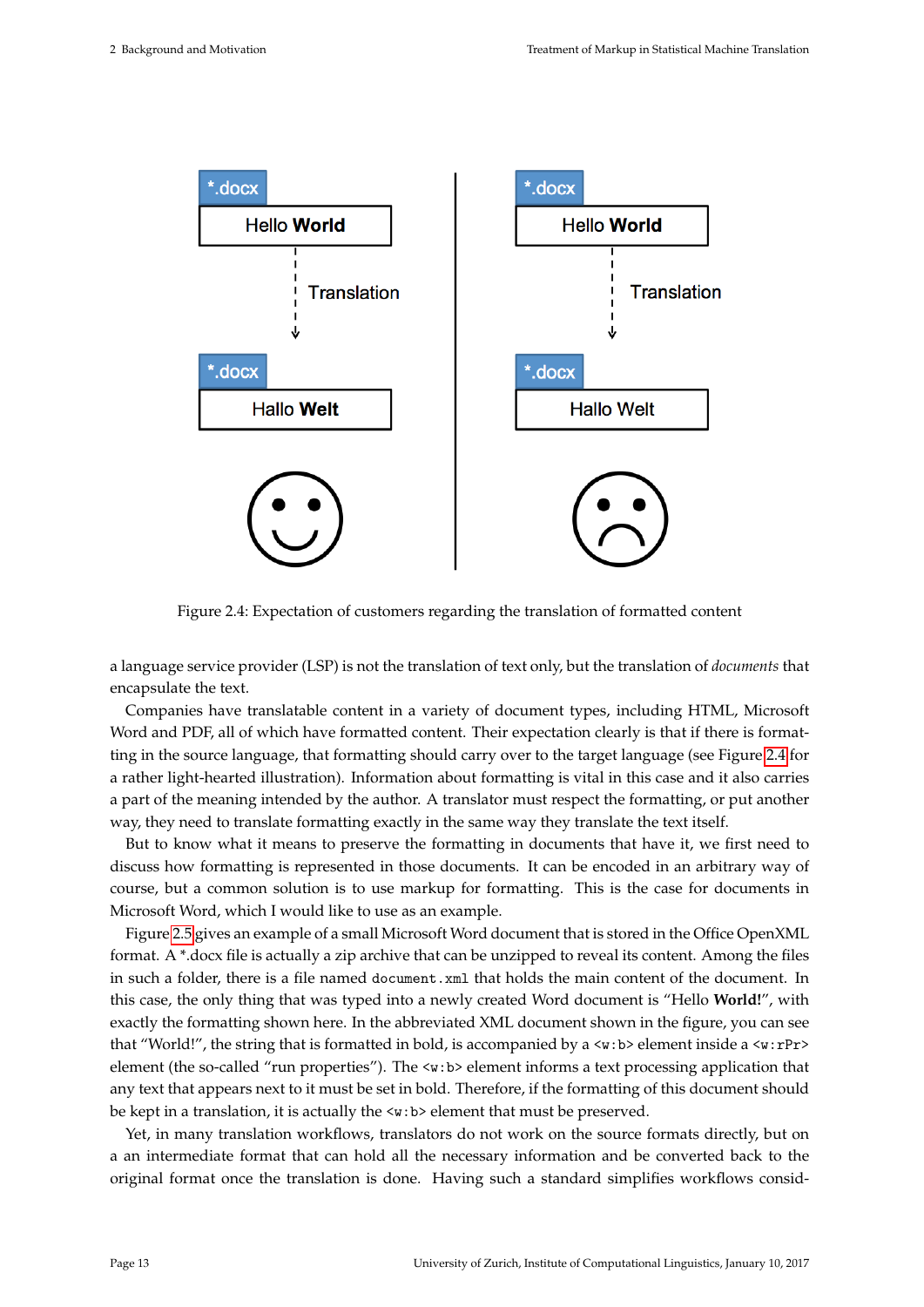Figure 2.4: Expectation of customers regarding the translation of formatted content

a language service provider (LSP) is not the translation of text only, but the translation of *documents* that encapsulate the text.

Companies have translatable content in a variety of document types, including HTML, Microsoft Word and PDF, all of which have formatted content. Their expectation clearly is that if there is formatting in the source language, that formatting should carry over to the target language (see Figure 2.4 for a rather light-hearted illustration). Information about formatting is vital in this case and it also carries a part of the meaning intended by the author. A translator must respect the formatting, or put another way, they need to translate formatting exactly in the same way they translate the text itself.

But to know what it means to preserve the formatting in documents that have it, we first need to discuss how formatting is represented in those documents. It can be encoded in an arbitrary way of course, but a common solution is to use markup for formatting. This is the case for documents in Microsoft Word, which I would like to use as an example.

Figure 2.5 gives an example of a small Microsoft Word document that is stored in the Office OpenXML format. A *.docx file is actually a zip archive that can be unzipped to reveal its content. Among the files in such a folder, there is a file named `document.xml` that holds the main content of the document. In this case, the only thing that was typed into a newly created Word document is "Hello **World!**", with exactly the formatting shown here. In the abbreviated XML document shown in the figure, you can see that "World!", the string that is formatted in bold, is accompanied by a `<w:b>` element inside a `<w:rPr>` element (the so-called "run properties"). The `<w:b>` element informs a text processing application that any text that appears next to it must be set in bold. Therefore, if the formatting of this document should be kept in a translation, it is actually the `<w:b>` element that must be preserved.

Yet, in many translation workflows, translators do not work on the source formats directly, but on a an intermediate format that can hold all the necessary information and be converted back to the original format once the translation is done. Having such a standard simplifies workflows consid-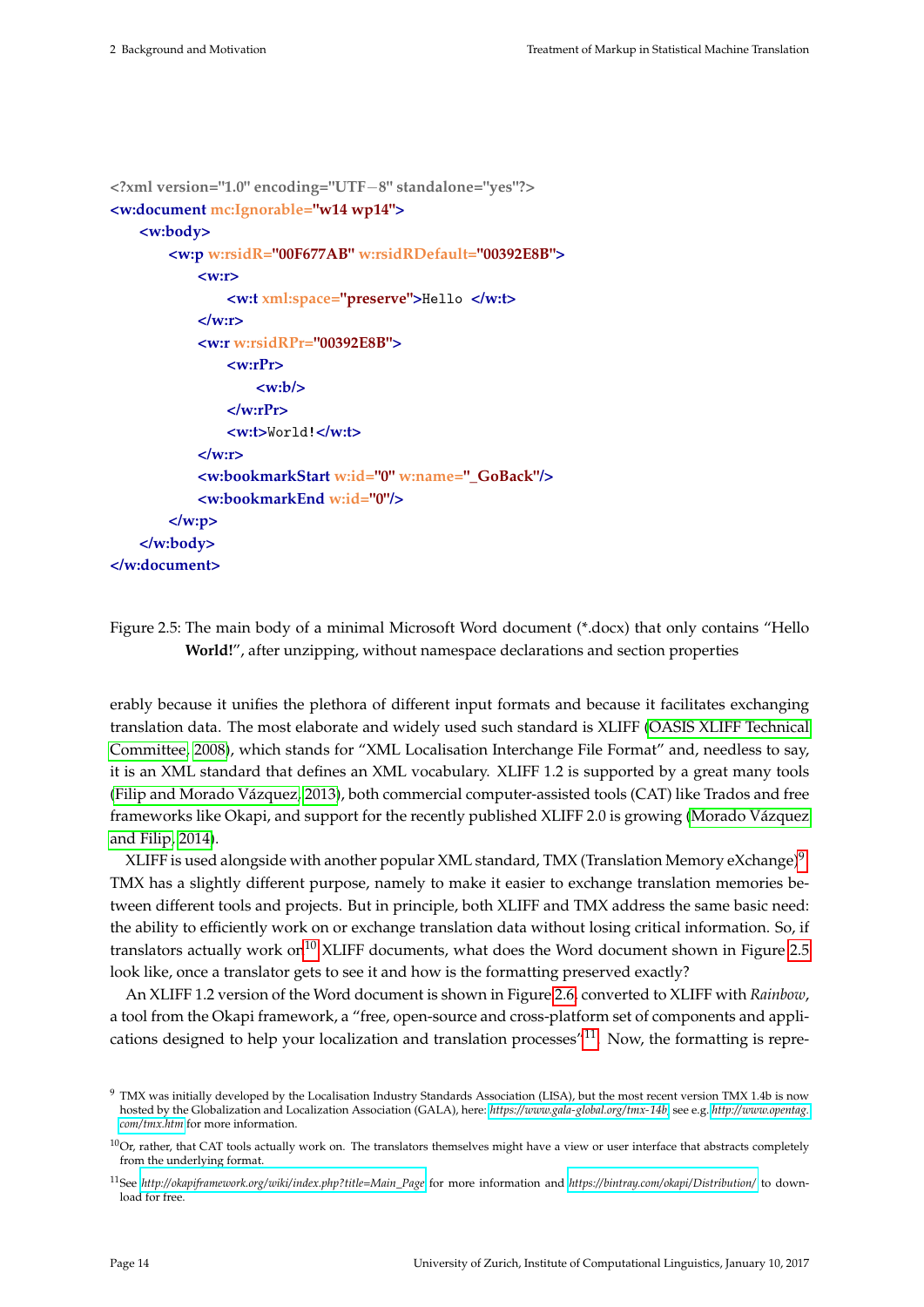```xml
<?xml version="1.0" encoding="UTF-8" standalone="yes"?>
<w:document mc:Ignorable="w14 wp14">
    <w:body>
        <w:p w:rsidR="00F677AB" w:rsidRDefault="00392E8B">
            <w:r>
                <w:t xml:space="preserve">Hello </w:t>
            </w:r>
            <w:r w:rsidRPr="00392E8B">
                <w:rPr>
                    <w:b/>
                </w:rPr>
                <w:t>World!</w:t>
            </w:r>
            <w:bookmarkStart w:id="0" w:name="_GoBack"/>
            <w:bookmarkEnd w:id="0"/>
        </w:p>
    </w:body>
</w:document>
```

Figure 2.5: The main body of a minimal Microsoft Word document (*.docx) that only contains "Hello **World!**", after unzipping, without namespace declarations and section properties

erably because it unifies the plethora of different input formats and because it facilitates exchanging translation data. The most elaborate and widely used such standard is XLIFF (OASIS XLIFF Technical Committee, 2008), which stands for "XML Localisation Interchange File Format" and, needless to say, it is an XML standard that defines an XML vocabulary. XLIFF 1.2 is supported by a great many tools (Filip and Morado Vázquez, 2013), both commercial computer-assisted tools (CAT) like Trados and free frameworks like Okapi, and support for the recently published XLIFF 2.0 is growing (Morado Vázquez and Filip, 2014).

XLIFF is used alongside with another popular XML standard, TMX (Translation Memory eXchange)[9]. TMX has a slightly different purpose, namely to make it easier to exchange translation memories between different tools and projects. But in principle, both XLIFF and TMX address the same basic need: the ability to efficiently work on or exchange translation data without losing critical information. So, if translators actually work on[10] XLIFF documents, what does the Word document shown in Figure 2.5 look like, once a translator gets to see it and how is the formatting preserved exactly?

An XLIFF 1.2 version of the Word document is shown in Figure 2.6, converted to XLIFF with *Rainbow*, a tool from the Okapi framework, a "free, open-source and cross-platform set of components and applications designed to help your localization and translation processes"[11]. Now, the formatting is repre-

[9] TMX was initially developed by the Localisation Industry Standards Association (LISA), but the most recent version TMX 1.4b is now hosted by the Globalization and Localization Association (GALA), here: *https://www.gala-global.org/tmx-14b*, see e.g. *http://www.opentag.com/tmx.htm* for more information.

[10] Or, rather, that CAT tools actually work on. The translators themselves might have a view or user interface that abstracts completely from the underlying format.

[11] See *http://okapiframework.org/wiki/index.php?title=Main_Page* for more information and *https://bintray.com/okapi/Distribution/* to download for free.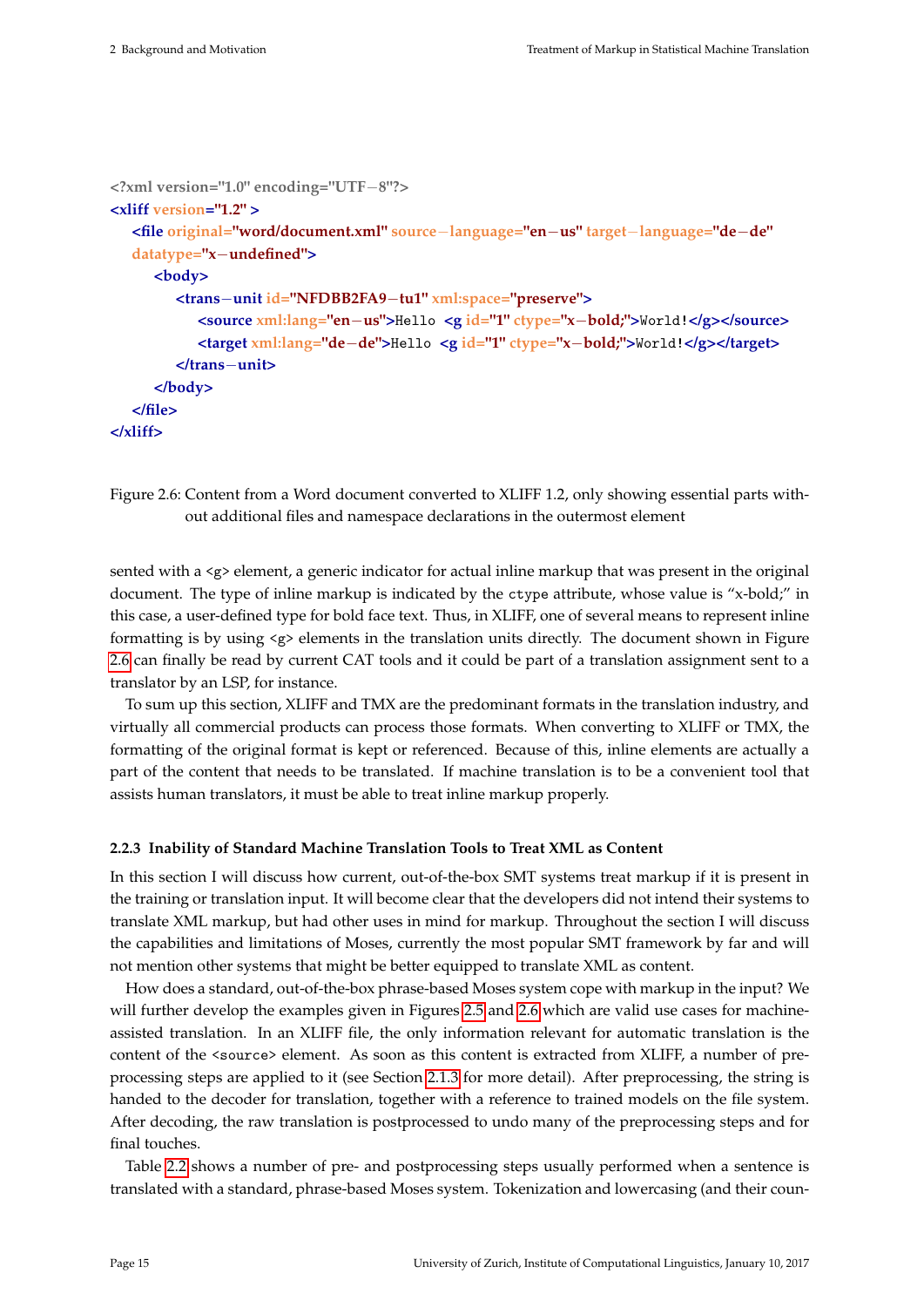```xml
<?xml version="1.0" encoding="UTF−8"?>
<xliff version="1.2" >
    <file original="word/document.xml" source−language="en−us" target−language="de−de"
    datatype="x−undefined">
        <body>
            <trans−unit id="NFDBB2FA9−tu1" xml:space="preserve">
                <source xml:lang="en−us">Hello <g id="1" ctype="x−bold;">World!</g></source>
                <target xml:lang="de−de">Hello <g id="1" ctype="x−bold;">World!</g></target>
            </trans−unit>
        </body>
    </file>
</xliff>
```

Figure 2.6: Content from a Word document converted to XLIFF 1.2, only showing essential parts without additional files and namespace declarations in the outermost element

sented with a `<g>` element, a generic indicator for actual inline markup that was present in the original document. The type of inline markup is indicated by the `ctype` attribute, whose value is "x-bold;" in this case, a user-defined type for bold face text. Thus, in XLIFF, one of several means to represent inline formatting is by using `<g>` elements in the translation units directly. The document shown in Figure 2.6 can finally be read by current CAT tools and it could be part of a translation assignment sent to a translator by an LSP, for instance.

To sum up this section, XLIFF and TMX are the predominant formats in the translation industry, and virtually all commercial products can process those formats. When converting to XLIFF or TMX, the formatting of the original format is kept or referenced. Because of this, inline elements are actually a part of the content that needs to be translated. If machine translation is to be a convenient tool that assists human translators, it must be able to treat inline markup properly.

### 2.2.3 Inability of Standard Machine Translation Tools to Treat XML as Content

In this section I will discuss how current, out-of-the-box SMT systems treat markup if it is present in the training or translation input. It will become clear that the developers did not intend their systems to translate XML markup, but had other uses in mind for markup. Throughout the section I will discuss the capabilities and limitations of Moses, currently the most popular SMT framework by far and will not mention other systems that might be better equipped to translate XML as content.

How does a standard, out-of-the-box phrase-based Moses system cope with markup in the input? We will further develop the examples given in Figures 2.5 and 2.6 which are valid use cases for machine-assisted translation. In an XLIFF file, the only information relevant for automatic translation is the content of the `<source>` element. As soon as this content is extracted from XLIFF, a number of pre-processing steps are applied to it (see Section 2.1.3 for more detail). After preprocessing, the string is handed to the decoder for translation, together with a reference to trained models on the file system. After decoding, the raw translation is postprocessed to undo many of the preprocessing steps and for final touches.

Table 2.2 shows a number of pre- and postprocessing steps usually performed when a sentence is translated with a standard, phrase-based Moses system. Tokenization and lowercasing (and their coun-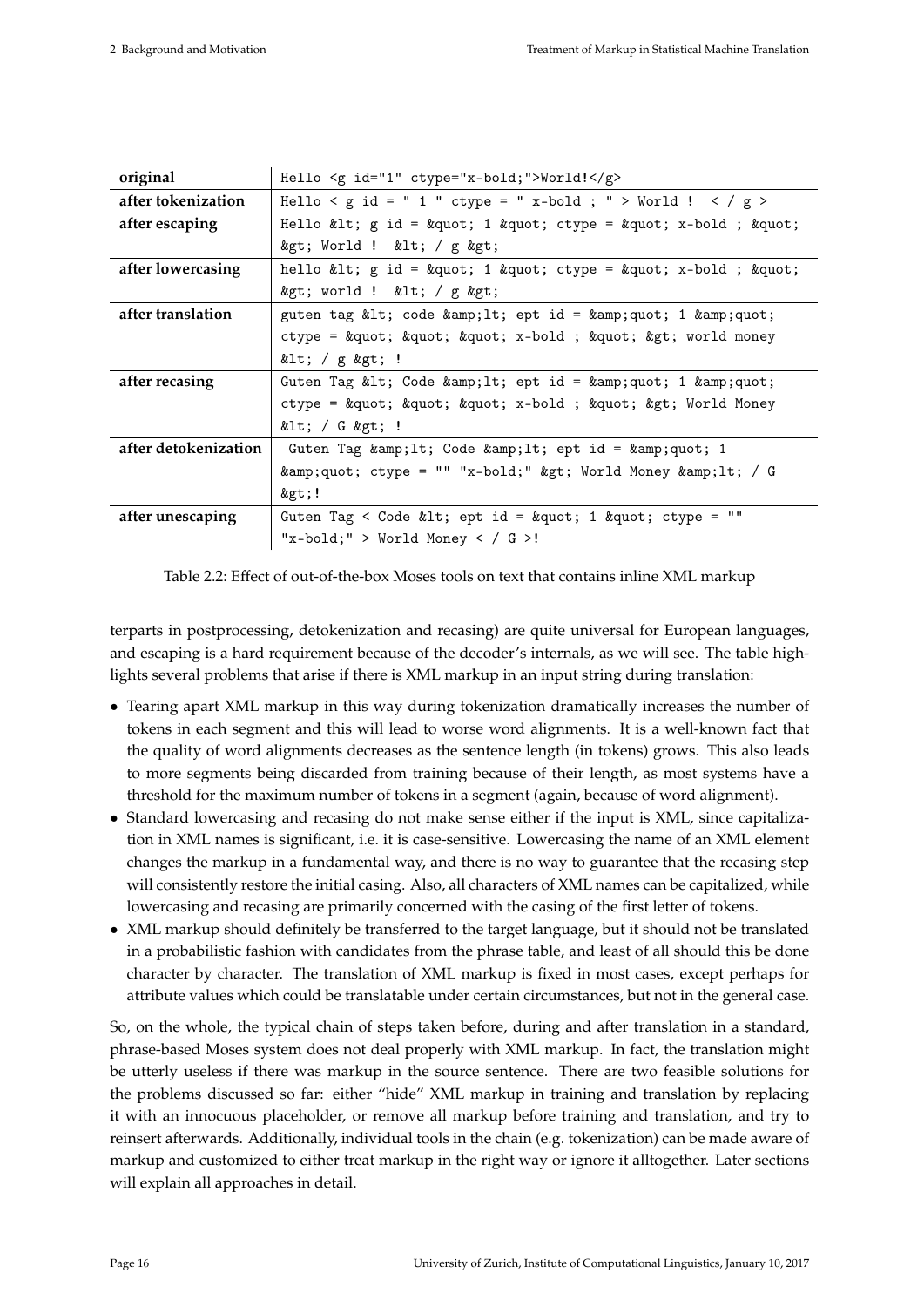| original | Hello <g id="1" ctype="x-bold;">World!</g> |
|---|---|
| **after tokenization** | `Hello < g id = " 1 " ctype = " x-bold ; " > World ! < / g >` |
| **after escaping** | `Hello &lt; g id = &quot; 1 &quot; ctype = &quot; x-bold ; &quot; &gt; World ! &lt; / g &gt;` |
| **after lowercasing** | `hello &lt; g id = &quot; 1 &quot; ctype = &quot; x-bold ; &quot; &gt; world ! &lt; / g &gt;` |
| **after translation** | `guten tag &lt; code &amp;lt; ept id = &amp;quot; 1 &amp;quot; ctype = &quot; &quot; &quot; x-bold ; &quot; &gt; world money &lt; / g &gt; !` |
| **after recasing** | `Guten Tag &lt; Code &amp;lt; ept id = &amp;quot; 1 &amp;quot; ctype = &quot; &quot; &quot; x-bold ; &quot; &gt; World Money &lt; / G &gt; !` |
| **after detokenization** | `Guten Tag &amp;lt; Code &amp;lt; ept id = &amp;quot; 1 &amp;quot; ctype = "" "x-bold;" &gt; World Money &amp;lt; / G &gt;!` |
| **after unescaping** | `Guten Tag < Code &lt; ept id = &quot; 1 &quot; ctype = "" "x-bold;" > World Money < / G >!` |

Table 2.2: Effect of out-of-the-box Moses tools on text that contains inline XML markup

terparts in postprocessing, detokenization and recasing) are quite universal for European languages, and escaping is a hard requirement because of the decoder's internals, as we will see. The table highlights several problems that arise if there is XML markup in an input string during translation:

- Tearing apart XML markup in this way during tokenization dramatically increases the number of tokens in each segment and this will lead to worse word alignments. It is a well-known fact that the quality of word alignments decreases as the sentence length (in tokens) grows. This also leads to more segments being discarded from training because of their length, as most systems have a threshold for the maximum number of tokens in a segment (again, because of word alignment).
- Standard lowercasing and recasing do not make sense either if the input is XML, since capitalization in XML names is significant, i.e. it is case-sensitive. Lowercasing the name of an XML element changes the markup in a fundamental way, and there is no way to guarantee that the recasing step will consistently restore the initial casing. Also, all characters of XML names can be capitalized, while lowercasing and recasing are primarily concerned with the casing of the first letter of tokens.
- XML markup should definitely be transferred to the target language, but it should not be translated in a probabilistic fashion with candidates from the phrase table, and least of all should this be done character by character. The translation of XML markup is fixed in most cases, except perhaps for attribute values which could be translatable under certain circumstances, but not in the general case.

So, on the whole, the typical chain of steps taken before, during and after translation in a standard, phrase-based Moses system does not deal properly with XML markup. In fact, the translation might be utterly useless if there was markup in the source sentence. There are two feasible solutions for the problems discussed so far: either "hide" XML markup in training and translation by replacing it with an innocuous placeholder, or remove all markup before training and translation, and try to reinsert afterwards. Additionally, individual tools in the chain (e.g. tokenization) can be made aware of markup and customized to either treat markup in the right way or ignore it alltogether. Later sections will explain all approaches in detail.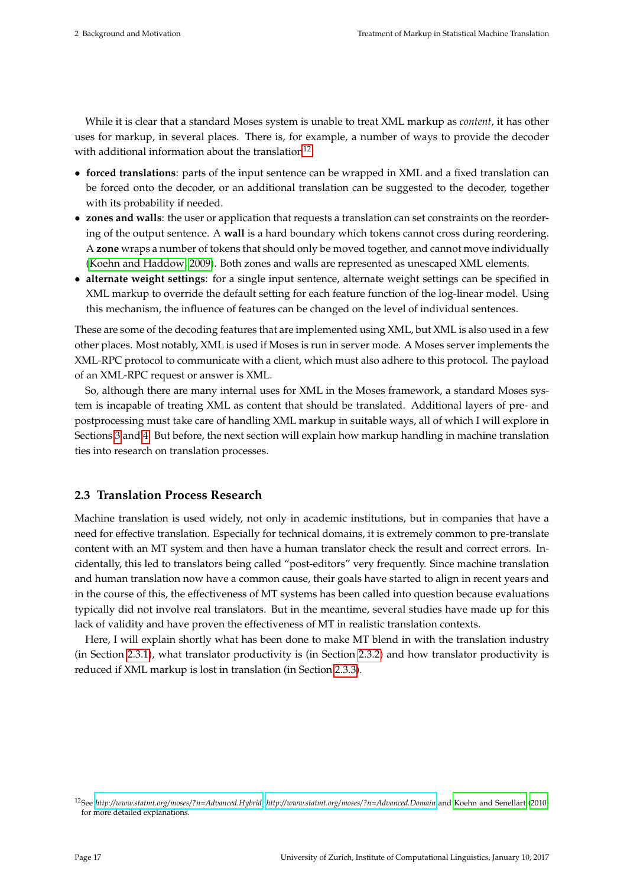While it is clear that a standard Moses system is unable to treat XML markup as *content*, it has other uses for markup, in several places. There is, for example, a number of ways to provide the decoder with additional information about the translation[12]:

- **forced translations**: parts of the input sentence can be wrapped in XML and a fixed translation can be forced onto the decoder, or an additional translation can be suggested to the decoder, together with its probability if needed.
- **zones and walls**: the user or application that requests a translation can set constraints on the reordering of the output sentence. A **wall** is a hard boundary which tokens cannot cross during reordering. A **zone** wraps a number of tokens that should only be moved together, and cannot move individually (Koehn and Haddow, 2009). Both zones and walls are represented as unescaped XML elements.
- **alternate weight settings**: for a single input sentence, alternate weight settings can be specified in XML markup to override the default setting for each feature function of the log-linear model. Using this mechanism, the influence of features can be changed on the level of individual sentences.

These are some of the decoding features that are implemented using XML, but XML is also used in a few other places. Most notably, XML is used if Moses is run in server mode. A Moses server implements the XML-RPC protocol to communicate with a client, which must also adhere to this protocol. The payload of an XML-RPC request or answer is XML.

So, although there are many internal uses for XML in the Moses framework, a standard Moses system is incapable of treating XML as content that should be translated. Additional layers of pre- and postprocessing must take care of handling XML markup in suitable ways, all of which I will explore in Sections 3 and 4. But before, the next section will explain how markup handling in machine translation ties into research on translation processes.

## 2.3 Translation Process Research

Machine translation is used widely, not only in academic institutions, but in companies that have a need for effective translation. Especially for technical domains, it is extremely common to pre-translate content with an MT system and then have a human translator check the result and correct errors. Incidentally, this led to translators being called "post-editors" very frequently. Since machine translation and human translation now have a common cause, their goals have started to align in recent years and in the course of this, the effectiveness of MT systems has been called into question because evaluations typically did not involve real translators. But in the meantime, several studies have made up for this lack of validity and have proven the effectiveness of MT in realistic translation contexts.

Here, I will explain shortly what has been done to make MT blend in with the translation industry (in Section 2.3.1), what translator productivity is (in Section 2.3.2) and how translator productivity is reduced if XML markup is lost in translation (in Section 2.3.3).

[12] See *http://www.statmt.org/moses/?n=Advanced.Hybrid*, *http://www.statmt.org/moses/?n=Advanced.Domain* and Koehn and Senellart (2010) for more detailed explanations.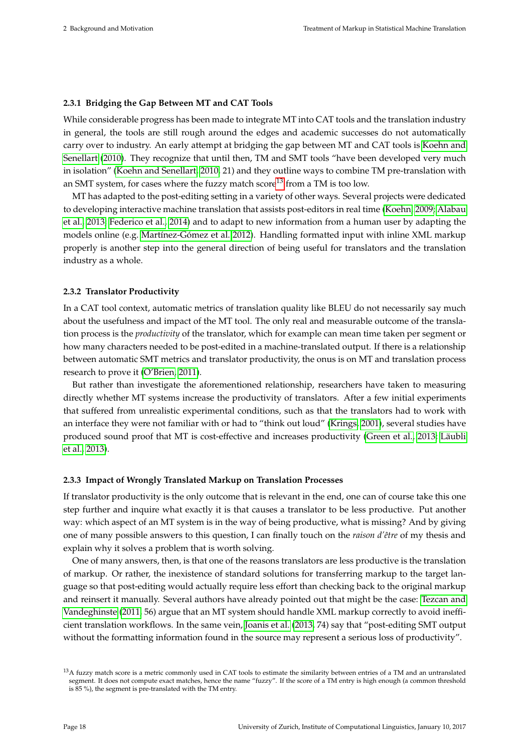### 2.3.1 Bridging the Gap Between MT and CAT Tools

While considerable progress has been made to integrate MT into CAT tools and the translation industry in general, the tools are still rough around the edges and academic successes do not automatically carry over to industry. An early attempt at bridging the gap between MT and CAT tools is Koehn and Senellart (2010). They recognize that until then, TM and SMT tools "have been developed very much in isolation" (Koehn and Senellart, 2010, 21) and they outline ways to combine TM pre-translation with an SMT system, for cases where the fuzzy match score[13] from a TM is too low.

MT has adapted to the post-editing setting in a variety of other ways. Several projects were dedicated to developing interactive machine translation that assists post-editors in real time (Koehn, 2009; Alabau et al., 2013; Federico et al., 2014) and to adapt to new information from a human user by adapting the models online (e.g. Martínez-Gómez et al. 2012). Handling formatted input with inline XML markup properly is another step into the general direction of being useful for translators and the translation industry as a whole.

### 2.3.2 Translator Productivity

In a CAT tool context, automatic metrics of translation quality like BLEU do not necessarily say much about the usefulness and impact of the MT tool. The only real and measurable outcome of the translation process is the *productivity* of the translator, which for example can mean time taken per segment or how many characters needed to be post-edited in a machine-translated output. If there is a relationship between automatic SMT metrics and translator productivity, the onus is on MT and translation process research to prove it (O'Brien, 2011).

But rather than investigate the aforementioned relationship, researchers have taken to measuring directly whether MT systems increase the productivity of translators. After a few initial experiments that suffered from unrealistic experimental conditions, such as that the translators had to work with an interface they were not familiar with or had to "think out loud" (Krings, 2001), several studies have produced sound proof that MT is cost-effective and increases productivity (Green et al., 2013; Läubli et al., 2013).

### 2.3.3 Impact of Wrongly Translated Markup on Translation Processes

If translator productivity is the only outcome that is relevant in the end, one can of course take this one step further and inquire what exactly it is that causes a translator to be less productive. Put another way: which aspect of an MT system is in the way of being productive, what is missing? And by giving one of many possible answers to this question, I can finally touch on the *raison d'être* of my thesis and explain why it solves a problem that is worth solving.

One of many answers, then, is that one of the reasons translators are less productive is the translation of markup. Or rather, the inexistence of standard solutions for transferring markup to the target language so that post-editing would actually require less effort than checking back to the original markup and reinsert it manually. Several authors have already pointed out that might be the case: Tezcan and Vandeghinste (2011, 56) argue that an MT system should handle XML markup correctly to avoid inefficient translation workflows. In the same vein, Joanis et al. (2013, 74) say that "post-editing SMT output without the formatting information found in the source may represent a serious loss of productivity".

[13] A fuzzy match score is a metric commonly used in CAT tools to estimate the similarity between entries of a TM and an untranslated segment. It does not compute exact matches, hence the name "fuzzy". If the score of a TM entry is high enough (a common threshold is 85 %), the segment is pre-translated with the TM entry.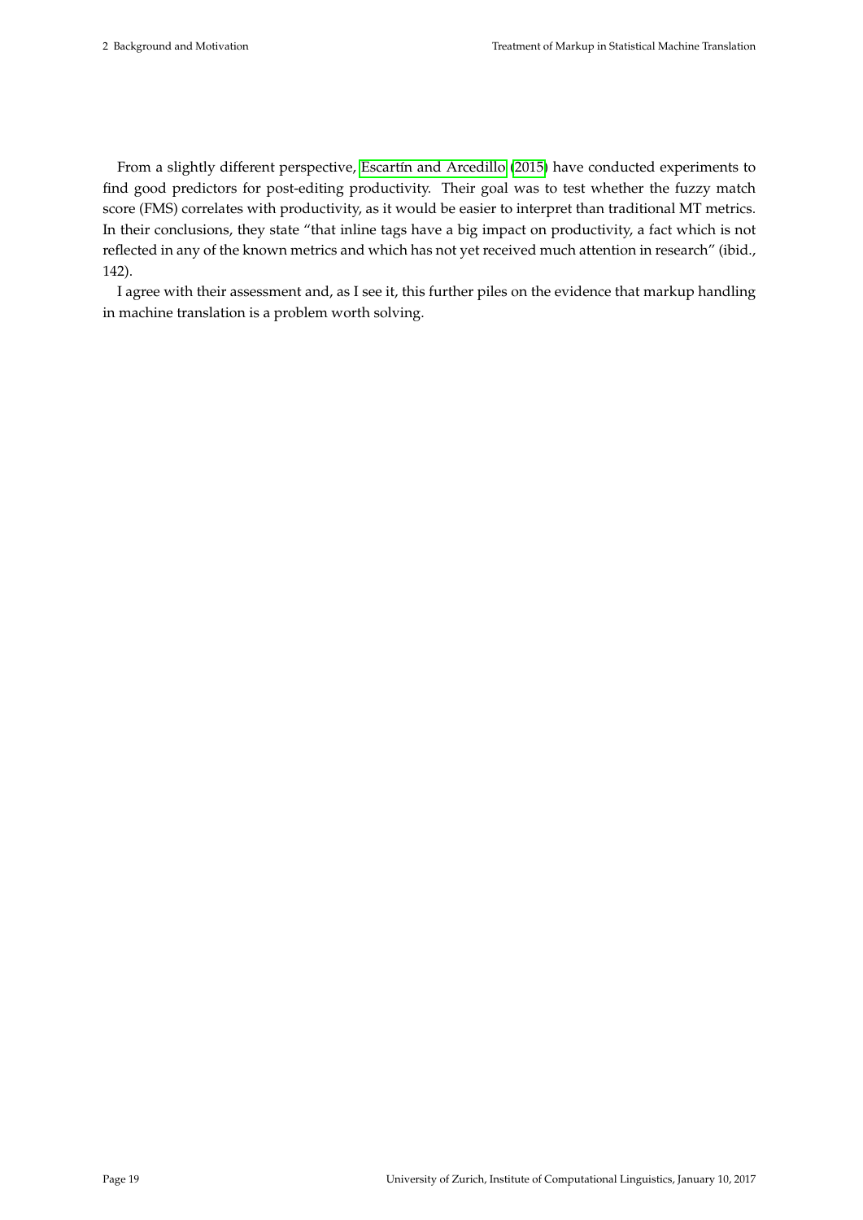From a slightly different perspective, Escartín and Arcedillo (2015) have conducted experiments to find good predictors for post-editing productivity. Their goal was to test whether the fuzzy match score (FMS) correlates with productivity, as it would be easier to interpret than traditional MT metrics. In their conclusions, they state "that inline tags have a big impact on productivity, a fact which is not reflected in any of the known metrics and which has not yet received much attention in research" (ibid., 142).

I agree with their assessment and, as I see it, this further piles on the evidence that markup handling in machine translation is a problem worth solving.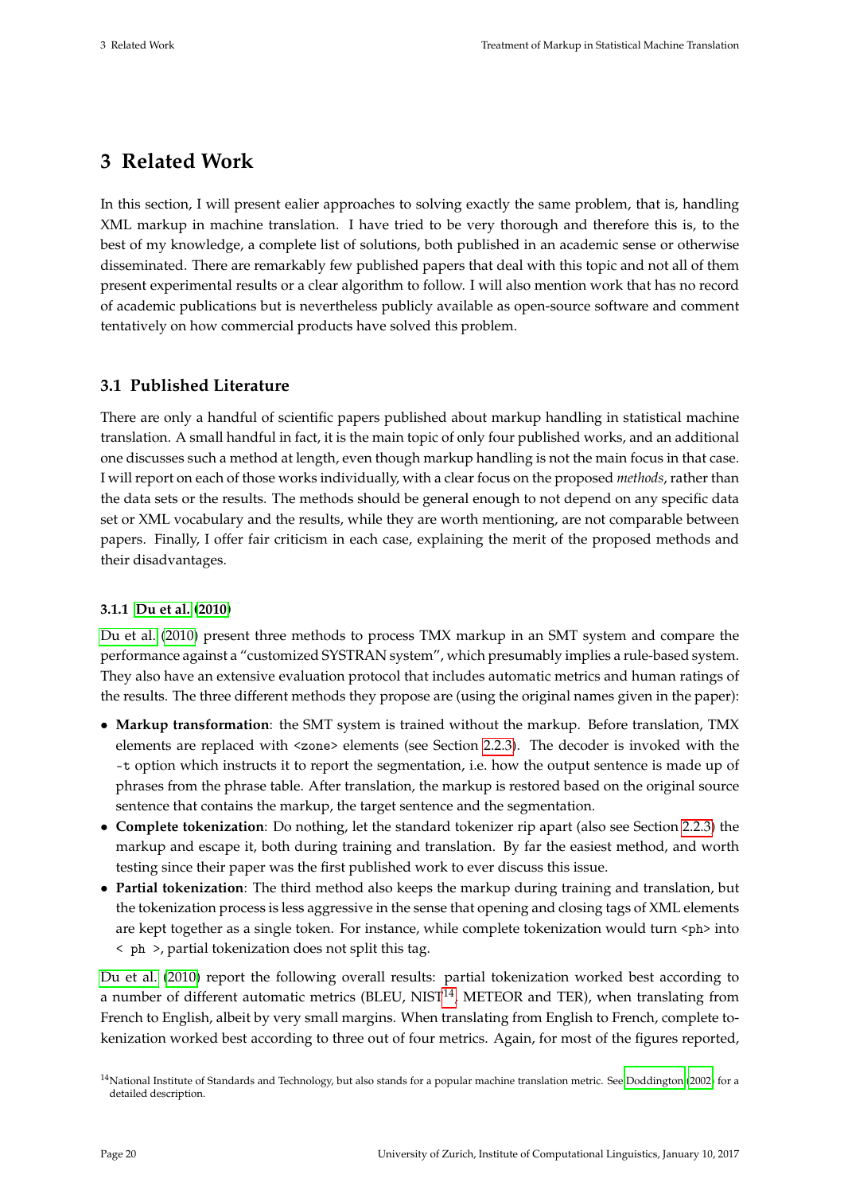# 3 Related Work

In this section, I will present ealier approaches to solving exactly the same problem, that is, handling XML markup in machine translation. I have tried to be very thorough and therefore this is, to the best of my knowledge, a complete list of solutions, both published in an academic sense or otherwise disseminated. There are remarkably few published papers that deal with this topic and not all of them present experimental results or a clear algorithm to follow. I will also mention work that has no record of academic publications but is nevertheless publicly available as open-source software and comment tentatively on how commercial products have solved this problem.

## 3.1 Published Literature

There are only a handful of scientific papers published about markup handling in statistical machine translation. A small handful in fact, it is the main topic of only four published works, and an additional one discusses such a method at length, even though markup handling is not the main focus in that case. I will report on each of those works individually, with a clear focus on the proposed *methods*, rather than the data sets or the results. The methods should be general enough to not depend on any specific data set or XML vocabulary and the results, while they are worth mentioning, are not comparable between papers. Finally, I offer fair criticism in each case, explaining the merit of the proposed methods and their disadvantages.

### 3.1.1 Du et al. (2010)

Du et al. (2010) present three methods to process TMX markup in an SMT system and compare the performance against a "customized SYSTRAN system", which presumably implies a rule-based system. They also have an extensive evaluation protocol that includes automatic metrics and human ratings of the results. The three different methods they propose are (using the original names given in the paper):

- **Markup transformation**: the SMT system is trained without the markup. Before translation, TMX elements are replaced with `<zone>` elements (see Section 2.2.3). The decoder is invoked with the `-t` option which instructs it to report the segmentation, i.e. how the output sentence is made up of phrases from the phrase table. After translation, the markup is restored based on the original source sentence that contains the markup, the target sentence and the segmentation.
- **Complete tokenization**: Do nothing, let the standard tokenizer rip apart (also see Section 2.2.3) the markup and escape it, both during training and translation. By far the easiest method, and worth testing since their paper was the first published work to ever discuss this issue.
- **Partial tokenization**: The third method also keeps the markup during training and translation, but the tokenization process is less aggressive in the sense that opening and closing tags of XML elements are kept together as a single token. For instance, while complete tokenization would turn `<ph>` into `< ph >`, partial tokenization does not split this tag.

Du et al. (2010) report the following overall results: partial tokenization worked best according to a number of different automatic metrics (BLEU, NIST[14], METEOR and TER), when translating from French to English, albeit by very small margins. When translating from English to French, complete tokenization worked best according to three out of four metrics. Again, for most of the figures reported,

[14]National Institute of Standards and Technology, but also stands for a popular machine translation metric. See Doddington (2002) for a detailed description.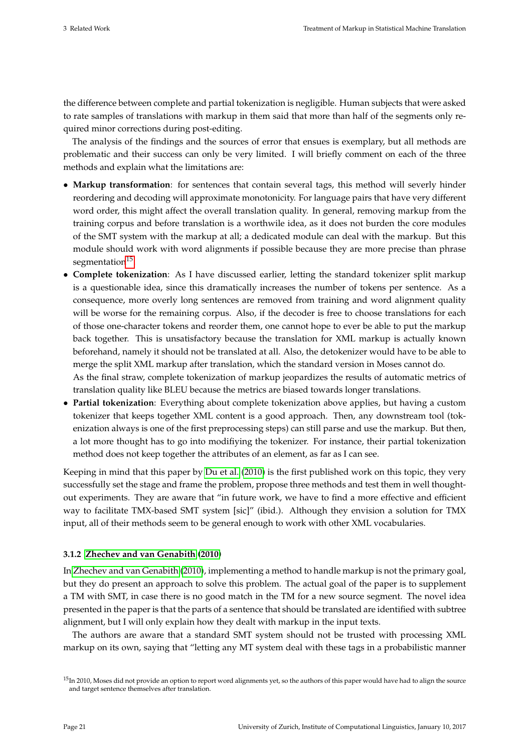the difference between complete and partial tokenization is negligible. Human subjects that were asked to rate samples of translations with markup in them said that more than half of the segments only required minor corrections during post-editing.

The analysis of the findings and the sources of error that ensues is exemplary, but all methods are problematic and their success can only be very limited. I will briefly comment on each of the three methods and explain what the limitations are:

- **Markup transformation**: for sentences that contain several tags, this method will severly hinder reordering and decoding will approximate monotonicity. For language pairs that have very different word order, this might affect the overall translation quality. In general, removing markup from the training corpus and before translation is a worthwile idea, as it does not burden the core modules of the SMT system with the markup at all; a dedicated module can deal with the markup. But this module should work with word alignments if possible because they are more precise than phrase segmentation[15].
- **Complete tokenization**: As I have discussed earlier, letting the standard tokenizer split markup is a questionable idea, since this dramatically increases the number of tokens per sentence. As a consequence, more overly long sentences are removed from training and word alignment quality will be worse for the remaining corpus. Also, if the decoder is free to choose translations for each of those one-character tokens and reorder them, one cannot hope to ever be able to put the markup back together. This is unsatisfactory because the translation for XML markup is actually known beforehand, namely it should not be translated at all. Also, the detokenizer would have to be able to merge the split XML markup after translation, which the standard version in Moses cannot do.
  As the final straw, complete tokenization of markup jeopardizes the results of automatic metrics of translation quality like BLEU because the metrics are biased towards longer translations.
- **Partial tokenization**: Everything about complete tokenization above applies, but having a custom tokenizer that keeps together XML content is a good approach. Then, any downstream tool (tokenization always is one of the first preprocessing steps) can still parse and use the markup. But then, a lot more thought has to go into modifiying the tokenizer. For instance, their partial tokenization method does not keep together the attributes of an element, as far as I can see.

Keeping in mind that this paper by Du et al. (2010) is the first published work on this topic, they very successfully set the stage and frame the problem, propose three methods and test them in well thought-out experiments. They are aware that "in future work, we have to find a more effective and efficient way to facilitate TMX-based SMT system [sic]" (ibid.). Although they envision a solution for TMX input, all of their methods seem to be general enough to work with other XML vocabularies.

### 3.1.2 Zhechev and van Genabith (2010)

In Zhechev and van Genabith (2010), implementing a method to handle markup is not the primary goal, but they do present an approach to solve this problem. The actual goal of the paper is to supplement a TM with SMT, in case there is no good match in the TM for a new source segment. The novel idea presented in the paper is that the parts of a sentence that should be translated are identified with subtree alignment, but I will only explain how they dealt with markup in the input texts.

The authors are aware that a standard SMT system should not be trusted with processing XML markup on its own, saying that "letting any MT system deal with these tags in a probabilistic manner

[15] In 2010, Moses did not provide an option to report word alignments yet, so the authors of this paper would have had to align the source and target sentence themselves after translation.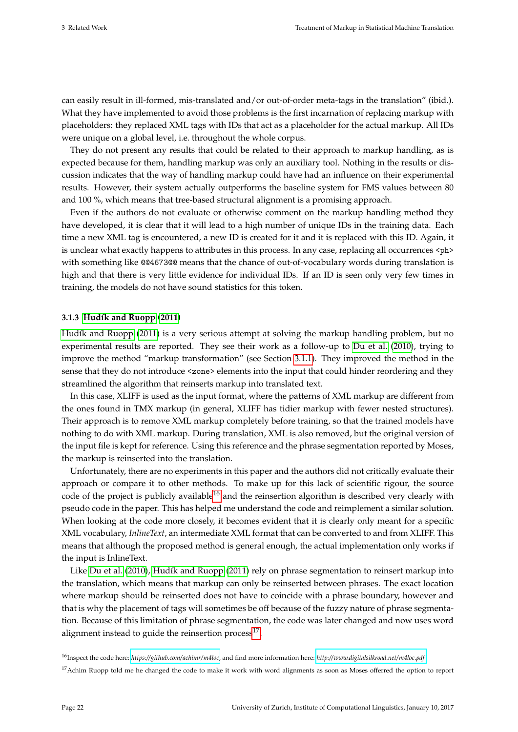can easily result in ill-formed, mis-translated and/or out-of-order meta-tags in the translation" (ibid.). What they have implemented to avoid those problems is the first incarnation of replacing markup with placeholders: they replaced XML tags with IDs that act as a placeholder for the actual markup. All IDs were unique on a global level, i.e. throughout the whole corpus.

They do not present any results that could be related to their approach to markup handling, as is expected because for them, handling markup was only an auxiliary tool. Nothing in the results or discussion indicates that the way of handling markup could have had an influence on their experimental results. However, their system actually outperforms the baseline system for FMS values between 80 and 100 %, which means that tree-based structural alignment is a promising approach.

Even if the authors do not evaluate or otherwise comment on the markup handling method they have developed, it is clear that it will lead to a high number of unique IDs in the training data. Each time a new XML tag is encountered, a new ID is created for it and it is replaced with this ID. Again, it is unclear what exactly happens to attributes in this process. In any case, replacing all occurrences `<ph>` with something like `@@4673@@` means that the chance of out-of-vocabulary words during translation is high and that there is very little evidence for individual IDs. If an ID is seen only very few times in training, the models do not have sound statistics for this token.

### 3.1.3 Hudík and Ruopp (2011)

Hudík and Ruopp (2011) is a very serious attempt at solving the markup handling problem, but no experimental results are reported. They see their work as a follow-up to Du et al. (2010), trying to improve the method "markup transformation" (see Section 3.1.1). They improved the method in the sense that they do not introduce `<zone>` elements into the input that could hinder reordering and they streamlined the algorithm that reinserts markup into translated text.

In this case, XLIFF is used as the input format, where the patterns of XML markup are different from the ones found in TMX markup (in general, XLIFF has tidier markup with fewer nested structures). Their approach is to remove XML markup completely before training, so that the trained models have nothing to do with XML markup. During translation, XML is also removed, but the original version of the input file is kept for reference. Using this reference and the phrase segmentation reported by Moses, the markup is reinserted into the translation.

Unfortunately, there are no experiments in this paper and the authors did not critically evaluate their approach or compare it to other methods. To make up for this lack of scientific rigour, the source code of the project is publicly available[16] and the reinsertion algorithm is described very clearly with pseudo code in the paper. This has helped me understand the code and reimplement a similar solution. When looking at the code more closely, it becomes evident that it is clearly only meant for a specific XML vocabulary, *InlineText*, an intermediate XML format that can be converted to and from XLIFF. This means that although the proposed method is general enough, the actual implementation only works if the input is InlineText.

Like Du et al. (2010), Hudík and Ruopp (2011) rely on phrase segmentation to reinsert markup into the translation, which means that markup can only be reinserted between phrases. The exact location where markup should be reinserted does not have to coincide with a phrase boundary, however and that is why the placement of tags will sometimes be off because of the fuzzy nature of phrase segmentation. Because of this limitation of phrase segmentation, the code was later changed and now uses word alignment instead to guide the reinsertion process[17].

[16] Inspect the code here: *https://github.com/achimr/m4loc* and find more information here: *http://www.digitalsilkroad.net/m4loc.pdf*

[17] Achim Ruopp told me he changed the code to make it work with word alignments as soon as Moses offerred the option to report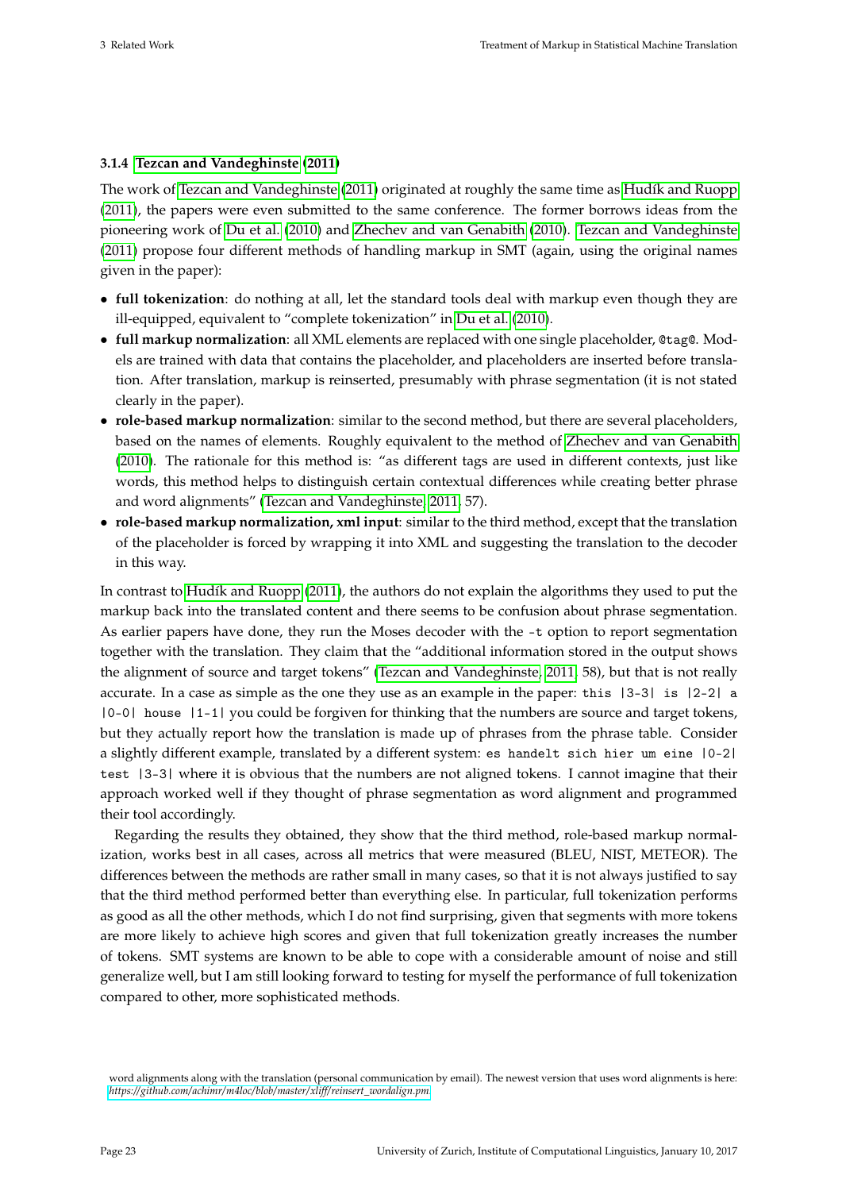### 3.1.4 Tezcan and Vandeghinste (2011)

The work of Tezcan and Vandeghinste (2011) originated at roughly the same time as Hudík and Ruopp (2011), the papers were even submitted to the same conference. The former borrows ideas from the pioneering work of Du et al. (2010) and Zhechev and van Genabith (2010). Tezcan and Vandeghinste (2011) propose four different methods of handling markup in SMT (again, using the original names given in the paper):

- **full tokenization**: do nothing at all, let the standard tools deal with markup even though they are ill-equipped, equivalent to "complete tokenization" in Du et al. (2010).
- **full markup normalization**: all XML elements are replaced with one single placeholder, `@tag@`. Models are trained with data that contains the placeholder, and placeholders are inserted before translation. After translation, markup is reinserted, presumably with phrase segmentation (it is not stated clearly in the paper).
- **role-based markup normalization**: similar to the second method, but there are several placeholders, based on the names of elements. Roughly equivalent to the method of Zhechev and van Genabith (2010). The rationale for this method is: "as different tags are used in different contexts, just like words, this method helps to distinguish certain contextual differences while creating better phrase and word alignments" (Tezcan and Vandeghinste, 2011, 57).
- **role-based markup normalization, xml input**: similar to the third method, except that the translation of the placeholder is forced by wrapping it into XML and suggesting the translation to the decoder in this way.

In contrast to Hudík and Ruopp (2011), the authors do not explain the algorithms they used to put the markup back into the translated content and there seems to be confusion about phrase segmentation. As earlier papers have done, they run the Moses decoder with the `-t` option to report segmentation together with the translation. They claim that the "additional information stored in the output shows the alignment of source and target tokens" (Tezcan and Vandeghinste, 2011, 58), but that is not really accurate. In a case as simple as the one they use as an example in the paper: `this |3-3| is |2-2| a |0-0| house |1-1|` you could be forgiven for thinking that the numbers are source and target tokens, but they actually report how the translation is made up of phrases from the phrase table. Consider a slightly different example, translated by a different system: `es handelt sich hier um eine |0-2| test |3-3|` where it is obvious that the numbers are not aligned tokens. I cannot imagine that their approach worked well if they thought of phrase segmentation as word alignment and programmed their tool accordingly.

Regarding the results they obtained, they show that the third method, role-based markup normalization, works best in all cases, across all metrics that were measured (BLEU, NIST, METEOR). The differences between the methods are rather small in many cases, so that it is not always justified to say that the third method performed better than everything else. In particular, full tokenization performs as good as all the other methods, which I do not find surprising, given that segments with more tokens are more likely to achieve high scores and given that full tokenization greatly increases the number of tokens. SMT systems are known to be able to cope with a considerable amount of noise and still generalize well, but I am still looking forward to testing for myself the performance of full tokenization compared to other, more sophisticated methods.

word alignments along with the translation (personal communication by email). The newest version that uses word alignments is here: *https://github.com/achimr/m4loc/blob/master/xliff/reinsert_wordalign.pm*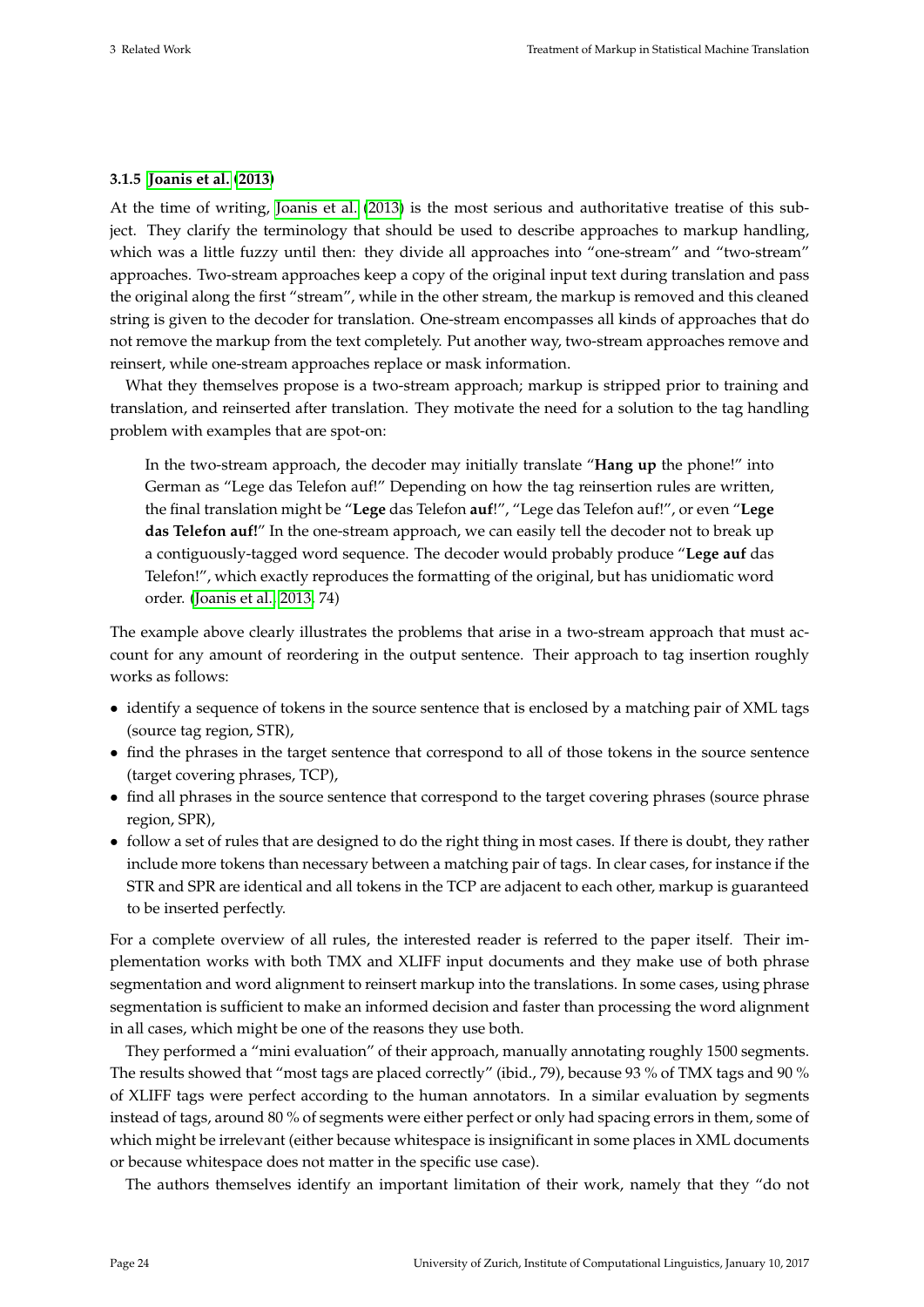### 3.1.5 Joanis et al. (2013)

At the time of writing, Joanis et al. (2013) is the most serious and authoritative treatise of this subject. They clarify the terminology that should be used to describe approaches to markup handling, which was a little fuzzy until then: they divide all approaches into "one-stream" and "two-stream" approaches. Two-stream approaches keep a copy of the original input text during translation and pass the original along the first "stream", while in the other stream, the markup is removed and this cleaned string is given to the decoder for translation. One-stream encompasses all kinds of approaches that do not remove the markup from the text completely. Put another way, two-stream approaches remove and reinsert, while one-stream approaches replace or mask information.

What they themselves propose is a two-stream approach; markup is stripped prior to training and translation, and reinserted after translation. They motivate the need for a solution to the tag handling problem with examples that are spot-on:

> In the two-stream approach, the decoder may initially translate "**Hang up** the phone!" into German as "Lege das Telefon auf!" Depending on how the tag reinsertion rules are written, the final translation might be "**Lege** das Telefon **auf**!", "Lege das Telefon auf!", or even "**Lege das Telefon auf!**" In the one-stream approach, we can easily tell the decoder not to break up a contiguously-tagged word sequence. The decoder would probably produce "**Lege auf** das Telefon!", which exactly reproduces the formatting of the original, but has unidiomatic word order. (Joanis et al., 2013: 74)

The example above clearly illustrates the problems that arise in a two-stream approach that must account for any amount of reordering in the output sentence. Their approach to tag insertion roughly works as follows:

- identify a sequence of tokens in the source sentence that is enclosed by a matching pair of XML tags (source tag region, STR),
- find the phrases in the target sentence that correspond to all of those tokens in the source sentence (target covering phrases, TCP),
- find all phrases in the source sentence that correspond to the target covering phrases (source phrase region, SPR),
- follow a set of rules that are designed to do the right thing in most cases. If there is doubt, they rather include more tokens than necessary between a matching pair of tags. In clear cases, for instance if the STR and SPR are identical and all tokens in the TCP are adjacent to each other, markup is guaranteed to be inserted perfectly.

For a complete overview of all rules, the interested reader is referred to the paper itself. Their implementation works with both TMX and XLIFF input documents and they make use of both phrase segmentation and word alignment to reinsert markup into the translations. In some cases, using phrase segmentation is sufficient to make an informed decision and faster than processing the word alignment in all cases, which might be one of the reasons they use both.

They performed a "mini evaluation" of their approach, manually annotating roughly 1500 segments. The results showed that "most tags are placed correctly" (ibid., 79), because 93 % of TMX tags and 90 % of XLIFF tags were perfect according to the human annotators. In a similar evaluation by segments instead of tags, around 80 % of segments were either perfect or only had spacing errors in them, some of which might be irrelevant (either because whitespace is insignificant in some places in XML documents or because whitespace does not matter in the specific use case).

The authors themselves identify an important limitation of their work, namely that they "do not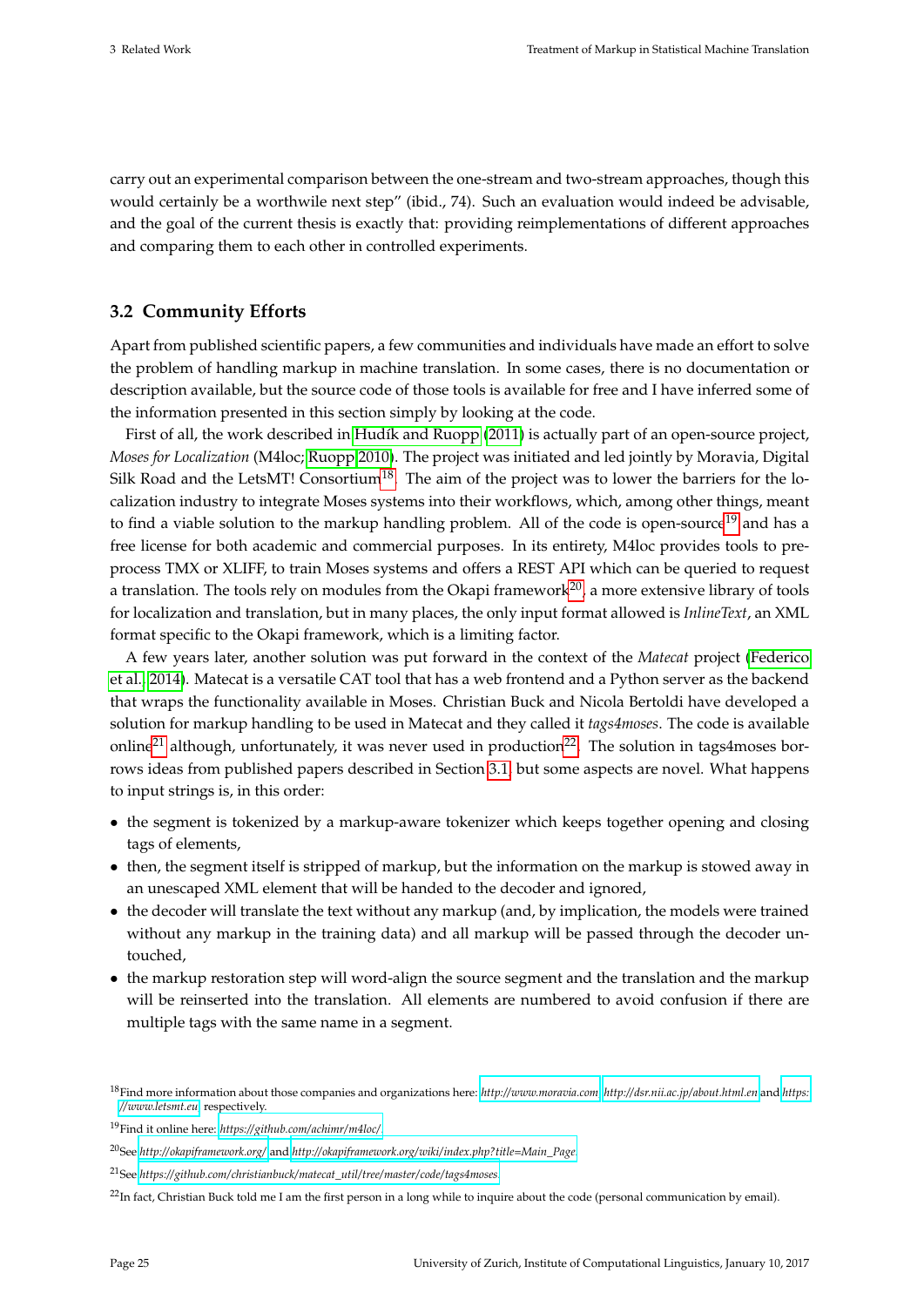carry out an experimental comparison between the one-stream and two-stream approaches, though this would certainly be a worthwhile next step" (ibid., 74). Such an evaluation would indeed be advisable, and the goal of the current thesis is exactly that: providing reimplementations of different approaches and comparing them to each other in controlled experiments.

## 3.2 Community Efforts

Apart from published scientific papers, a few communities and individuals have made an effort to solve the problem of handling markup in machine translation. In some cases, there is no documentation or description available, but the source code of those tools is available for free and I have inferred some of the information presented in this section simply by looking at the code.

First of all, the work described in Hudík and Ruopp (2011) is actually part of an open-source project, *Moses for Localization* (M4loc; Ruopp 2010). The project was initiated and led jointly by Moravia, Digital Silk Road and the LetsMT! Consortium[18]. The aim of the project was to lower the barriers for the localization industry to integrate Moses systems into their workflows, which, among other things, meant to find a viable solution to the markup handling problem. All of the code is open-source[19] and has a free license for both academic and commercial purposes. In its entirety, M4loc provides tools to preprocess TMX or XLIFF, to train Moses systems and offers a REST API which can be queried to request a translation. The tools rely on modules from the Okapi framework[20], a more extensive library of tools for localization and translation, but in many places, the only input format allowed is *InlineText*, an XML format specific to the Okapi framework, which is a limiting factor.

A few years later, another solution was put forward in the context of the *Matecat* project (Federico et al., 2014). Matecat is a versatile CAT tool that has a web frontend and a Python server as the backend that wraps the functionality available in Moses. Christian Buck and Nicola Bertoldi have developed a solution for markup handling to be used in Matecat and they called it *tags4moses*. The code is available online[21] although, unfortunately, it was never used in production[22]. The solution in tags4moses borrows ideas from published papers described in Section 3.1, but some aspects are novel. What happens to input strings is, in this order:

- the segment is tokenized by a markup-aware tokenizer which keeps together opening and closing tags of elements,
- then, the segment itself is stripped of markup, but the information on the markup is stowed away in an unescaped XML element that will be handed to the decoder and ignored,
- the decoder will translate the text without any markup (and, by implication, the models were trained without any markup in the training data) and all markup will be passed through the decoder untouched,
- the markup restoration step will word-align the source segment and the translation and the markup will be reinserted into the translation. All elements are numbered to avoid confusion if there are multiple tags with the same name in a segment.

[18]Find more information about those companies and organizations here: *http://www.moravia.com*, *http://dsr.nii.ac.jp/about.html.en* and *https://www.letsmt.eu*, respectively.

[19]Find it online here: *https://github.com/achimr/m4loc/*.

[20]See *http://okapiframework.org/* and *http://okapiframework.org/wiki/index.php?title=Main_Page*.

[21]See *https://github.com/christianbuck/matecat_util/tree/master/code/tags4moses*.

[22]In fact, Christian Buck told me I am the first person in a long while to inquire about the code (personal communication by email).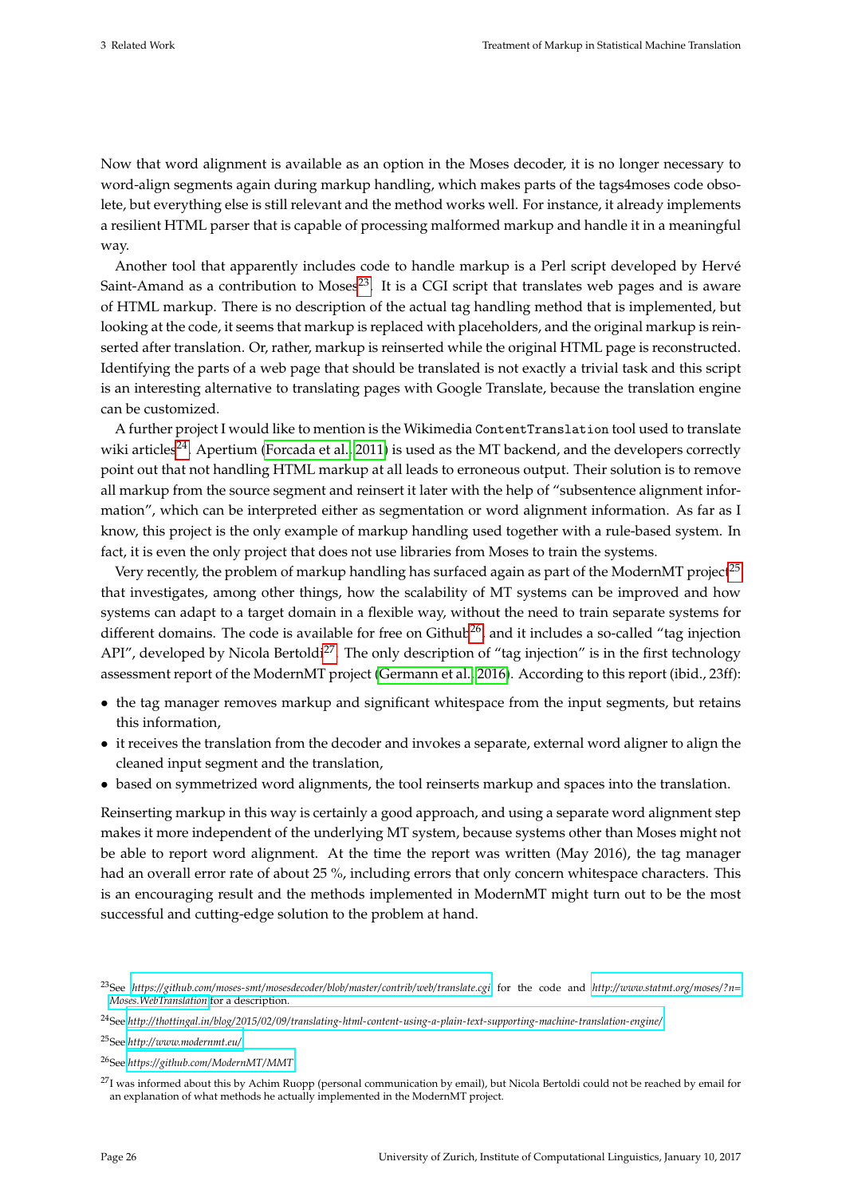Now that word alignment is available as an option in the Moses decoder, it is no longer necessary to word-align segments again during markup handling, which makes parts of the tags4moses code obsolete, but everything else is still relevant and the method works well. For instance, it already implements a resilient HTML parser that is capable of processing malformed markup and handle it in a meaningful way.

Another tool that apparently includes code to handle markup is a Perl script developed by Hervé Saint-Amand as a contribution to Moses[23]. It is a CGI script that translates web pages and is aware of HTML markup. There is no description of the actual tag handling method that is implemented, but looking at the code, it seems that markup is replaced with placeholders, and the original markup is reinserted after translation. Or, rather, markup is reinserted while the original HTML page is reconstructed. Identifying the parts of a web page that should be translated is not exactly a trivial task and this script is an interesting alternative to translating pages with Google Translate, because the translation engine can be customized.

A further project I would like to mention is the Wikimedia `ContentTranslation` tool used to translate wiki articles[24]. Apertium (Forcada et al., 2011) is used as the MT backend, and the developers correctly point out that not handling HTML markup at all leads to erroneous output. Their solution is to remove all markup from the source segment and reinsert it later with the help of "subsentence alignment information", which can be interpreted either as segmentation or word alignment information. As far as I know, this project is the only example of markup handling used together with a rule-based system. In fact, it is even the only project that does not use libraries from Moses to train the systems.

Very recently, the problem of markup handling has surfaced again as part of the ModernMT project[25] that investigates, among other things, how the scalability of MT systems can be improved and how systems can adapt to a target domain in a flexible way, without the need to train separate systems for different domains. The code is available for free on Github[26], and it includes a so-called "tag injection API", developed by Nicola Bertoldi[27]. The only description of "tag injection" is in the first technology assessment report of the ModernMT project (Germann et al., 2016). According to this report (ibid., 23ff):

- the tag manager removes markup and significant whitespace from the input segments, but retains this information,
- it receives the translation from the decoder and invokes a separate, external word aligner to align the cleaned input segment and the translation,
- based on symmetrized word alignments, the tool reinserts markup and spaces into the translation.

Reinserting markup in this way is certainly a good approach, and using a separate word alignment step makes it more independent of the underlying MT system, because systems other than Moses might not be able to report word alignment. At the time the report was written (May 2016), the tag manager had an overall error rate of about 25 %, including errors that only concern whitespace characters. This is an encouraging result and the methods implemented in ModernMT might turn out to be the most successful and cutting-edge solution to the problem at hand.

---

[23] See *https://github.com/moses-smt/mosesdecoder/blob/master/contrib/web/translate.cgi* for the code and *http://www.statmt.org/moses/?n=Moses.WebTranslation* for a description.

[24] See *http://thottingal.in/blog/2015/02/09/translating-html-content-using-a-plain-text-supporting-machine-translation-engine/*

[25] See *http://www.modernmt.eu/*

[26] See *https://github.com/ModernMT/MMT*

[27] I was informed about this by Achim Ruopp (personal communication by email), but Nicola Bertoldi could not be reached by email for an explanation of what methods he actually implemented in the ModernMT project.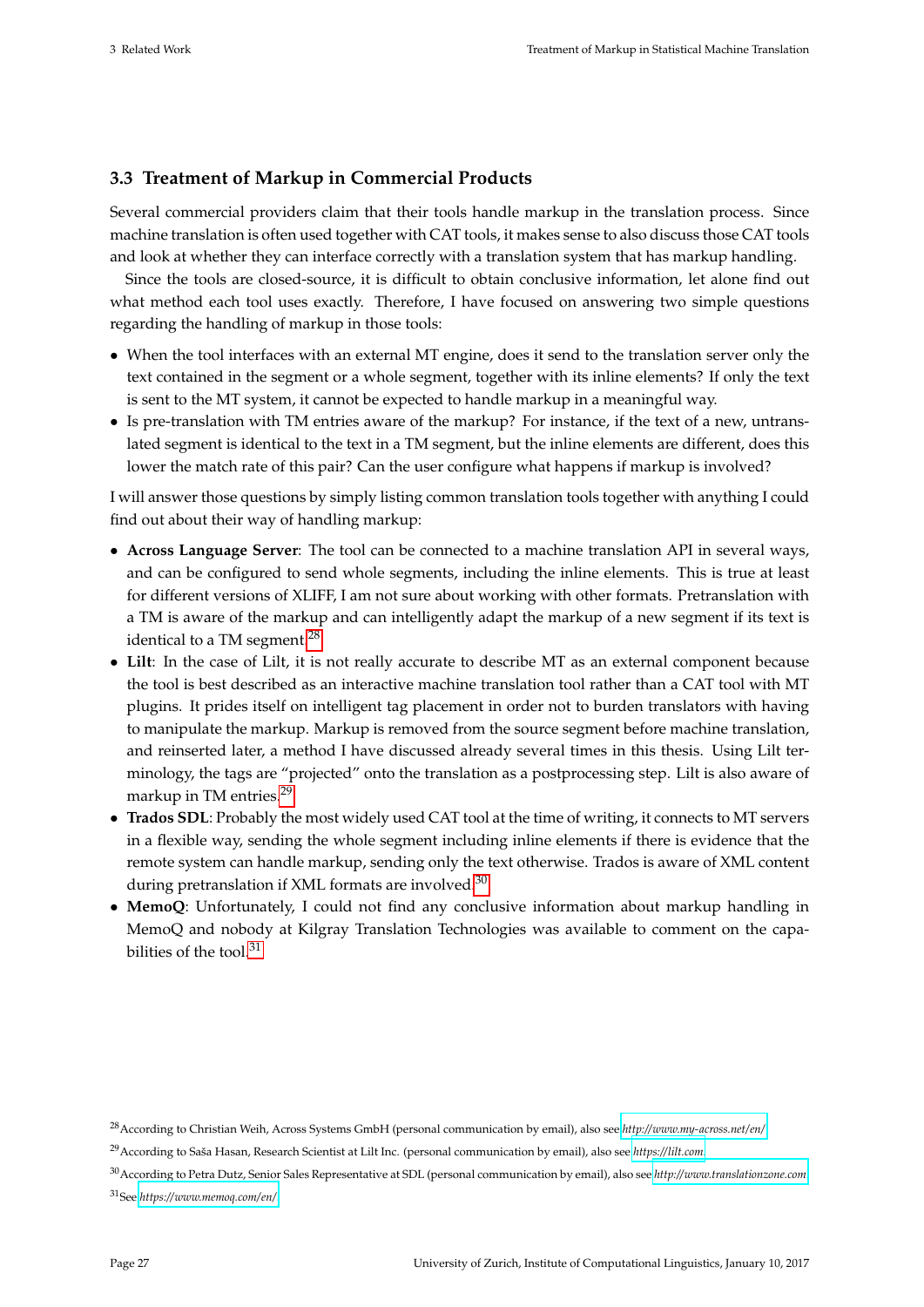### 3.3 Treatment of Markup in Commercial Products

Several commercial providers claim that their tools handle markup in the translation process. Since machine translation is often used together with CAT tools, it makes sense to also discuss those CAT tools and look at whether they can interface correctly with a translation system that has markup handling.

Since the tools are closed-source, it is difficult to obtain conclusive information, let alone find out what method each tool uses exactly. Therefore, I have focused on answering two simple questions regarding the handling of markup in those tools:

- When the tool interfaces with an external MT engine, does it send to the translation server only the text contained in the segment or a whole segment, together with its inline elements? If only the text is sent to the MT system, it cannot be expected to handle markup in a meaningful way.
- Is pre-translation with TM entries aware of the markup? For instance, if the text of a new, untranslated segment is identical to the text in a TM segment, but the inline elements are different, does this lower the match rate of this pair? Can the user configure what happens if markup is involved?

I will answer those questions by simply listing common translation tools together with anything I could find out about their way of handling markup:

- **Across Language Server**: The tool can be connected to a machine translation API in several ways, and can be configured to send whole segments, including the inline elements. This is true at least for different versions of XLIFF, I am not sure about working with other formats. Pretranslation with a TM is aware of the markup and can intelligently adapt the markup of a new segment if its text is identical to a TM segment.[28]
- **Lilt**: In the case of Lilt, it is not really accurate to describe MT as an external component because the tool is best described as an interactive machine translation tool rather than a CAT tool with MT plugins. It prides itself on intelligent tag placement in order not to burden translators with having to manipulate the markup. Markup is removed from the source segment before machine translation, and reinserted later, a method I have discussed already several times in this thesis. Using Lilt terminology, the tags are "projected" onto the translation as a postprocessing step. Lilt is also aware of markup in TM entries.[29]
- **Trados SDL**: Probably the most widely used CAT tool at the time of writing, it connects to MT servers in a flexible way, sending the whole segment including inline elements if there is evidence that the remote system can handle markup, sending only the text otherwise. Trados is aware of XML content during pretranslation if XML formats are involved.[30]
- **MemoQ**: Unfortunately, I could not find any conclusive information about markup handling in MemoQ and nobody at Kilgray Translation Technologies was available to comment on the capabilities of the tool.[31]

[28] According to Christian Weih, Across Systems GmbH (personal communication by email), also see *http://www.my-across.net/en/*

[29] According to Saša Hasan, Research Scientist at Lilt Inc. (personal communication by email), also see *https://lilt.com*

[30] According to Petra Dutz, Senior Sales Representative at SDL (personal communication by email), also see *http://www.translationzone.com*

[31] See *https://www.memoq.com/en/*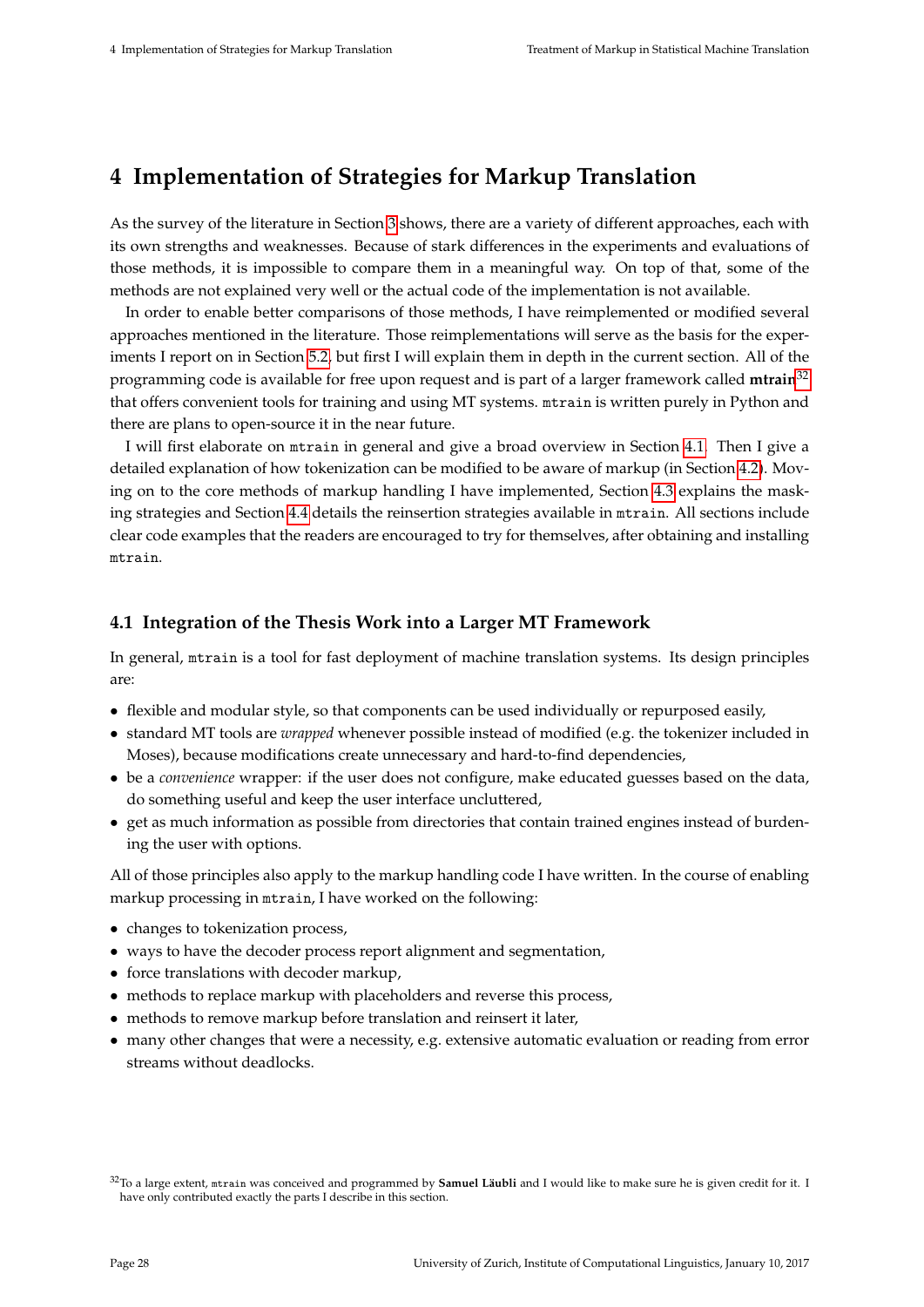# 4 Implementation of Strategies for Markup Translation

As the survey of the literature in Section 3 shows, there are a variety of different approaches, each with its own strengths and weaknesses. Because of stark differences in the experiments and evaluations of those methods, it is impossible to compare them in a meaningful way. On top of that, some of the methods are not explained very well or the actual code of the implementation is not available.

In order to enable better comparisons of those methods, I have reimplemented or modified several approaches mentioned in the literature. Those reimplementations will serve as the basis for the experiments I report on in Section 5.2, but first I will explain them in depth in the current section. All of the programming code is available for free upon request and is part of a larger framework called **mtrain**[32] that offers convenient tools for training and using MT systems. `mtrain` is written purely in Python and there are plans to open-source it in the near future.

I will first elaborate on `mtrain` in general and give a broad overview in Section 4.1. Then I give a detailed explanation of how tokenization can be modified to be aware of markup (in Section 4.2). Moving on to the core methods of markup handling I have implemented, Section 4.3 explains the masking strategies and Section 4.4 details the reinsertion strategies available in `mtrain`. All sections include clear code examples that the readers are encouraged to try for themselves, after obtaining and installing `mtrain`.

## 4.1 Integration of the Thesis Work into a Larger MT Framework

In general, `mtrain` is a tool for fast deployment of machine translation systems. Its design principles are:

- flexible and modular style, so that components can be used individually or repurposed easily,
- standard MT tools are *wrapped* whenever possible instead of modified (e.g. the tokenizer included in Moses), because modifications create unnecessary and hard-to-find dependencies,
- be a *convenience* wrapper: if the user does not configure, make educated guesses based on the data, do something useful and keep the user interface uncluttered,
- get as much information as possible from directories that contain trained engines instead of burdening the user with options.

All of those principles also apply to the markup handling code I have written. In the course of enabling markup processing in `mtrain`, I have worked on the following:

- changes to tokenization process,
- ways to have the decoder process report alignment and segmentation,
- force translations with decoder markup,
- methods to replace markup with placeholders and reverse this process,
- methods to remove markup before translation and reinsert it later,
- many other changes that were a necessity, e.g. extensive automatic evaluation or reading from error streams without deadlocks.

[32] To a large extent, `mtrain` was conceived and programmed by **Samuel Läubli** and I would like to make sure he is given credit for it. I have only contributed exactly the parts I describe in this section.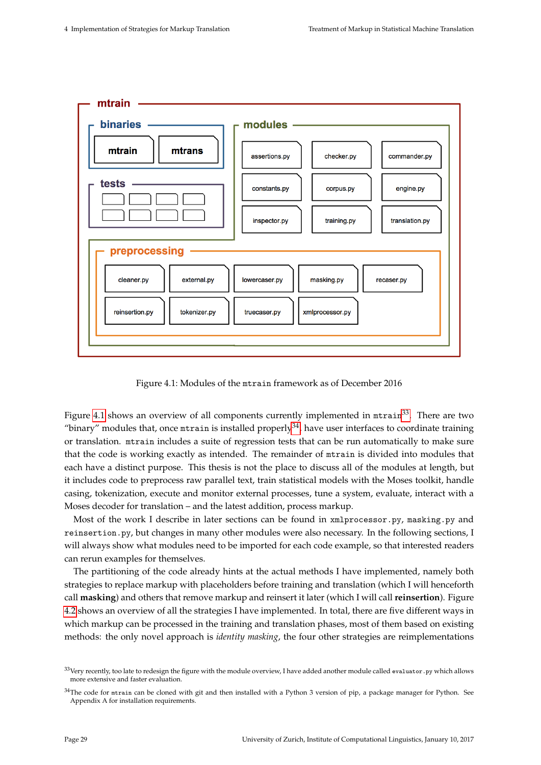Figure 4.1: Modules of the `mtrain` framework as of December 2016

Figure 4.1 shows an overview of all components currently implemented in `mtrain`[33]. There are two "binary" modules that, once `mtrain` is installed properly[34], have user interfaces to coordinate training or translation. `mtrain` includes a suite of regression tests that can be run automatically to make sure that the code is working exactly as intended. The remainder of `mtrain` is divided into modules that each have a distinct purpose. This thesis is not the place to discuss all of the modules at length, but it includes code to preprocess raw parallel text, train statistical models with the Moses toolkit, handle casing, tokenization, execute and monitor external processes, tune a system, evaluate, interact with a Moses decoder for translation – and the latest addition, process markup.

Most of the work I describe in later sections can be found in `xmlprocessor.py`, `masking.py` and `reinsertion.py`, but changes in many other modules were also necessary. In the following sections, I will always show what modules need to be imported for each code example, so that interested readers can rerun examples for themselves.

The partitioning of the code already hints at the actual methods I have implemented, namely both strategies to replace markup with placeholders before training and translation (which I will henceforth call **masking**) and others that remove markup and reinsert it later (which I will call **reinsertion**). Figure 4.2 shows an overview of all the strategies I have implemented. In total, there are five different ways in which markup can be processed in the training and translation phases, most of them based on existing methods: the only novel approach is *identity masking*, the four other strategies are reimplementations

[33] Very recently, too late to redesign the figure with the module overview, I have added another module called `evaluator.py` which allows more extensive and faster evaluation.

[34] The code for `mtrain` can be cloned with git and then installed with a Python 3 version of pip, a package manager for Python. See Appendix A for installation requirements.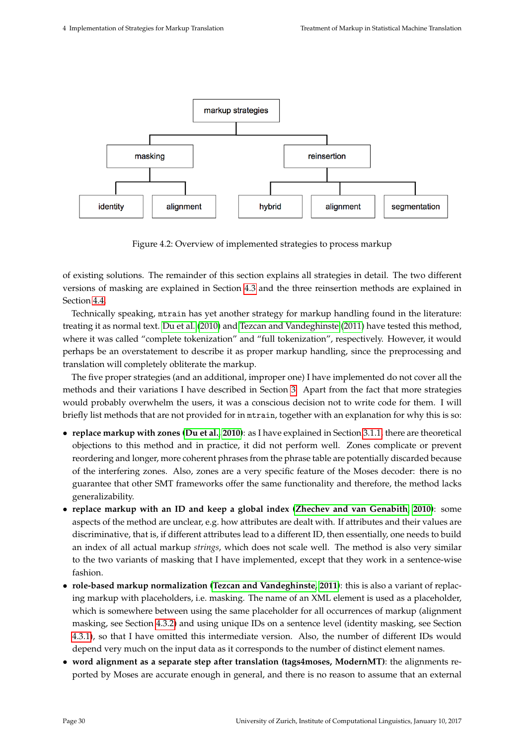- markup strategies
  - masking
    - identity
    - alignment
  - reinsertion
    - hybrid
    - alignment
    - segmentation

Figure 4.2: Overview of implemented strategies to process markup

of existing solutions. The remainder of this section explains all strategies in detail. The two different versions of masking are explained in Section 4.3 and the three reinsertion methods are explained in Section 4.4.

Technically speaking, `mtrain` has yet another strategy for markup handling found in the literature: treating it as normal text. Du et al. (2010) and Tezcan and Vandeghinste (2011) have tested this method, where it was called "complete tokenization" and "full tokenization", respectively. However, it would perhaps be an overstatement to describe it as proper markup handling, since the preprocessing and translation will completely obliterate the markup.

The five proper strategies (and an additional, improper one) I have implemented do not cover all the methods and their variations I have described in Section 3. Apart from the fact that more strategies would probably overwhelm the users, it was a conscious decision not to write code for them. I will briefly list methods that are not provided for in `mtrain`, together with an explanation for why this is so:

- **replace markup with zones (Du et al., 2010)**: as I have explained in Section 3.1.1, there are theoretical objections to this method and in practice, it did not perform well. Zones complicate or prevent reordering and longer, more coherent phrases from the phrase table are potentially discarded because of the interfering zones. Also, zones are a very specific feature of the Moses decoder: there is no guarantee that other SMT frameworks offer the same functionality and therefore, the method lacks generalizability.
- **replace markup with an ID and keep a global index (Zhechev and van Genabith, 2010)**: some aspects of the method are unclear, e.g. how attributes are dealt with. If attributes and their values are discriminative, that is, if different attributes lead to a different ID, then essentially, one needs to build an index of all actual markup *strings*, which does not scale well. The method is also very similar to the two variants of masking that I have implemented, except that they work in a sentence-wise fashion.
- **role-based markup normalization (Tezcan and Vandeghinste, 2011)**: this is also a variant of replacing markup with placeholders, i.e. masking. The name of an XML element is used as a placeholder, which is somewhere between using the same placeholder for all occurrences of markup (alignment masking, see Section 4.3.2) and using unique IDs on a sentence level (identity masking, see Section 4.3.1), so that I have omitted this intermediate version. Also, the number of different IDs would depend very much on the input data as it corresponds to the number of distinct element names.
- **word alignment as a separate step after translation (tags4moses, ModernMT)**: the alignments reported by Moses are accurate enough in general, and there is no reason to assume that an external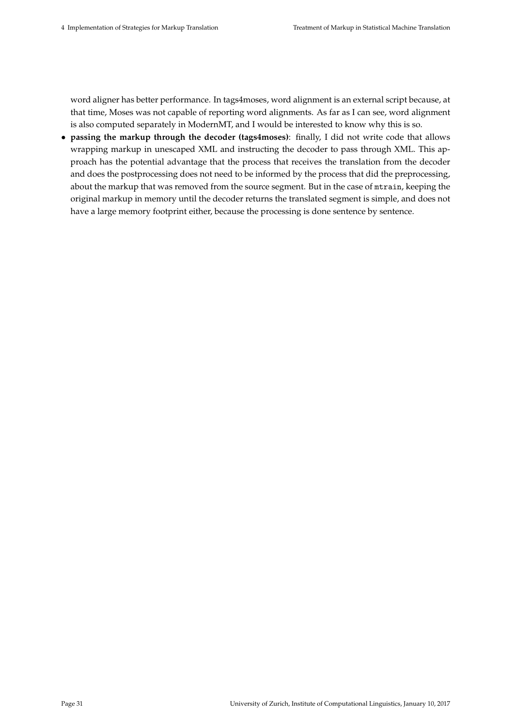word aligner has better performance. In tags4moses, word alignment is an external script because, at that time, Moses was not capable of reporting word alignments. As far as I can see, word alignment is also computed separately in ModernMT, and I would be interested to know why this is so.

- **passing the markup through the decoder (tags4moses)**: finally, I did not write code that allows wrapping markup in unescaped XML and instructing the decoder to pass through XML. This approach has the potential advantage that the process that receives the translation from the decoder and does the postprocessing does not need to be informed by the process that did the preprocessing, about the markup that was removed from the source segment. But in the case of `mtrain`, keeping the original markup in memory until the decoder returns the translated segment is simple, and does not have a large memory footprint either, because the processing is done sentence by sentence.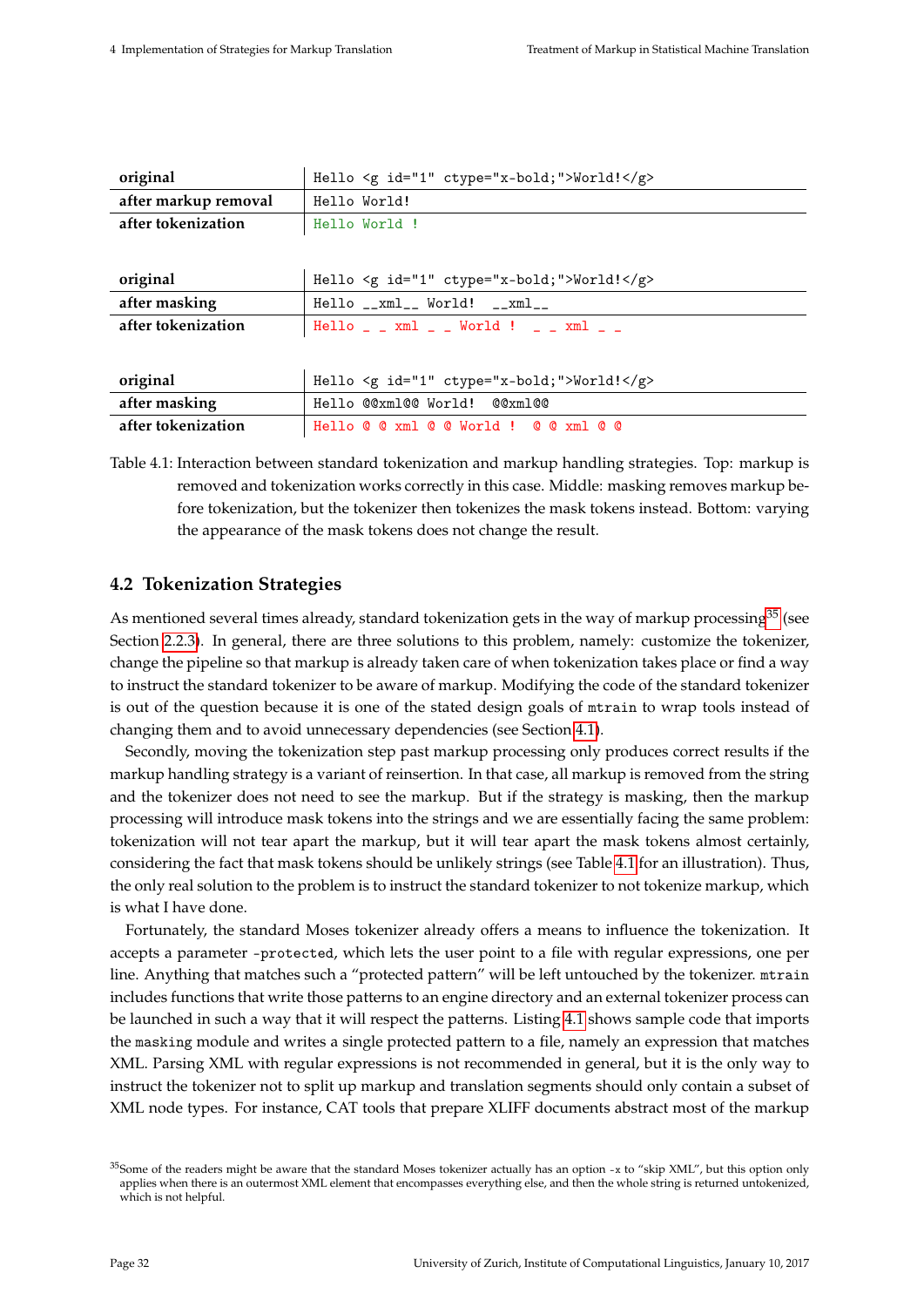| | |
|---|---|
| **original** | `Hello <g id="1" ctype="x-bold;">World!</g>` |
| **after markup removal** | `Hello World!` |
| **after tokenization** | `Hello World !` |

| | |
|---|---|
| **original** | `Hello <g id="1" ctype="x-bold;">World!</g>` |
| **after masking** | `Hello __xml__ World!  __xml__` |
| **after tokenization** | `Hello _ _ xml _ _ World !  _ _ xml _ _` |

| | |
|---|---|
| **original** | `Hello <g id="1" ctype="x-bold;">World!</g>` |
| **after masking** | `Hello @@xml@@ World!  @@xml@@` |
| **after tokenization** | `Hello @ @ xml @ @ World !  @ @ xml @ @` |

Table 4.1: Interaction between standard tokenization and markup handling strategies. Top: markup is removed and tokenization works correctly in this case. Middle: masking removes markup before tokenization, but the tokenizer then tokenizes the mask tokens instead. Bottom: varying the appearance of the mask tokens does not change the result.

## 4.2 Tokenization Strategies

As mentioned several times already, standard tokenization gets in the way of markup processing[35] (see Section 2.2.3). In general, there are three solutions to this problem, namely: customize the tokenizer, change the pipeline so that markup is already taken care of when tokenization takes place or find a way to instruct the standard tokenizer to be aware of markup. Modifying the code of the standard tokenizer is out of the question because it is one of the stated design goals of `mtrain` to wrap tools instead of changing them and to avoid unnecessary dependencies (see Section 4.1).

Secondly, moving the tokenization step past markup processing only produces correct results if the markup handling strategy is a variant of reinsertion. In that case, all markup is removed from the string and the tokenizer does not need to see the markup. But if the strategy is masking, then the markup processing will introduce mask tokens into the strings and we are essentially facing the same problem: tokenization will not tear apart the markup, but it will tear apart the mask tokens almost certainly, considering the fact that mask tokens should be unlikely strings (see Table 4.1 for an illustration). Thus, the only real solution to the problem is to instruct the standard tokenizer to not tokenize markup, which is what I have done.

Fortunately, the standard Moses tokenizer already offers a means to influence the tokenization. It accepts a parameter `-protected`, which lets the user point to a file with regular expressions, one per line. Anything that matches such a "protected pattern" will be left untouched by the tokenizer. `mtrain` includes functions that write those patterns to an engine directory and an external tokenizer process can be launched in such a way that it will respect the patterns. Listing 4.1 shows sample code that imports the `masking` module and writes a single protected pattern to a file, namely an expression that matches XML. Parsing XML with regular expressions is not recommended in general, but it is the only way to instruct the tokenizer not to split up markup and translation segments should only contain a subset of XML node types. For instance, CAT tools that prepare XLIFF documents abstract most of the markup

[35] Some of the readers might be aware that the standard Moses tokenizer actually has an option `-x` to "skip XML", but this option only applies when there is an outermost XML element that encompasses everything else, and then the whole string is returned untokenized, which is not helpful.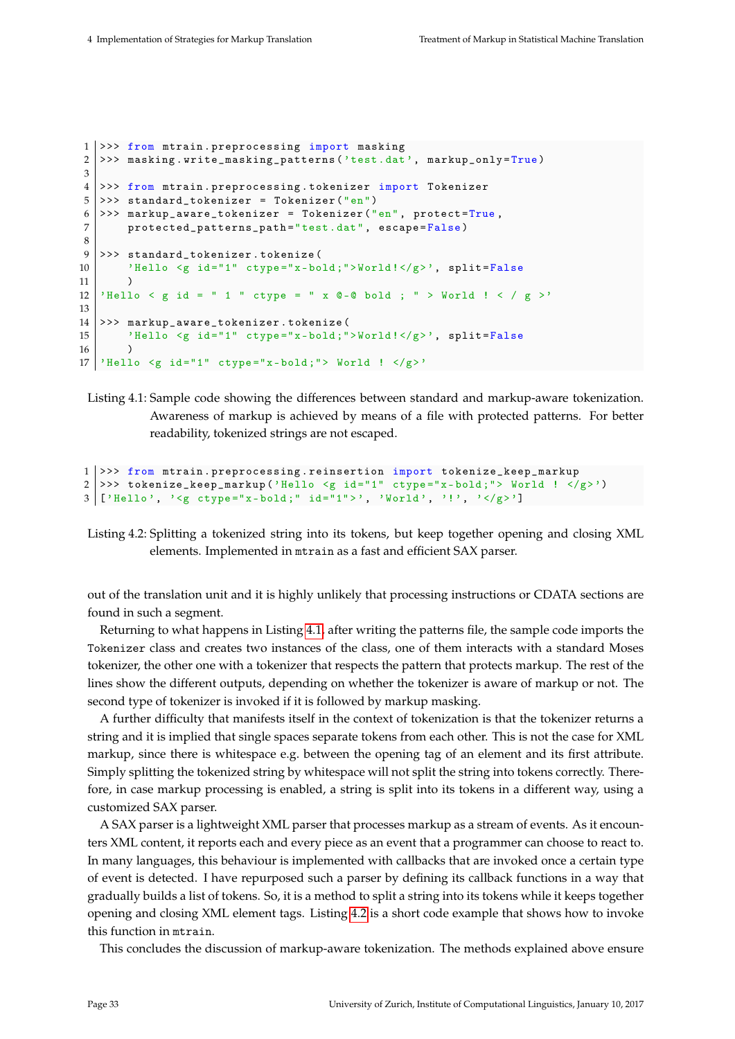```
>>> from mtrain.preprocessing import masking
>>> masking.write_masking_patterns('test.dat', markup_only=True)

>>> from mtrain.preprocessing.tokenizer import Tokenizer
>>> standard_tokenizer = Tokenizer("en")
>>> markup_aware_tokenizer = Tokenizer("en", protect=True,
    protected_patterns_path="test.dat", escape=False)

>>> standard_tokenizer.tokenize(
    'Hello <g id="1" ctype="x-bold;">World!</g>', split=False
    )
'Hello < g id = " 1 " ctype = " x @-@ bold ; " > World ! < / g >'

>>> markup_aware_tokenizer.tokenize(
    'Hello <g id="1" ctype="x-bold;">World!</g>', split=False
    )
'Hello <g id="1" ctype="x-bold;"> World ! </g>'
```

Listing 4.1: Sample code showing the differences between standard and markup-aware tokenization. Awareness of markup is achieved by means of a file with protected patterns. For better readability, tokenized strings are not escaped.

```
>>> from mtrain.preprocessing.reinsertion import tokenize_keep_markup
>>> tokenize_keep_markup('Hello <g id="1" ctype="x-bold;"> World ! </g>')
['Hello', '<g ctype="x-bold;" id="1">', 'World', '!', '</g>']
```

Listing 4.2: Splitting a tokenized string into its tokens, but keep together opening and closing XML elements. Implemented in `mtrain` as a fast and efficient SAX parser.

out of the translation unit and it is highly unlikely that processing instructions or CDATA sections are found in such a segment.

Returning to what happens in Listing 4.1, after writing the patterns file, the sample code imports the `Tokenizer` class and creates two instances of the class, one of them interacts with a standard Moses tokenizer, the other one with a tokenizer that respects the pattern that protects markup. The rest of the lines show the different outputs, depending on whether the tokenizer is aware of markup or not. The second type of tokenizer is invoked if it is followed by markup masking.

A further difficulty that manifests itself in the context of tokenization is that the tokenizer returns a string and it is implied that single spaces separate tokens from each other. This is not the case for XML markup, since there is whitespace e.g. between the opening tag of an element and its first attribute. Simply splitting the tokenized string by whitespace will not split the string into tokens correctly. Therefore, in case markup processing is enabled, a string is split into its tokens in a different way, using a customized SAX parser.

A SAX parser is a lightweight XML parser that processes markup as a stream of events. As it encounters XML content, it reports each and every piece as an event that a programmer can choose to react to. In many languages, this behaviour is implemented with callbacks that are invoked once a certain type of event is detected. I have repurposed such a parser by defining its callback functions in a way that gradually builds a list of tokens. So, it is a method to split a string into its tokens while it keeps together opening and closing XML element tags. Listing 4.2 is a short code example that shows how to invoke this function in `mtrain`.

This concludes the discussion of markup-aware tokenization. The methods explained above ensure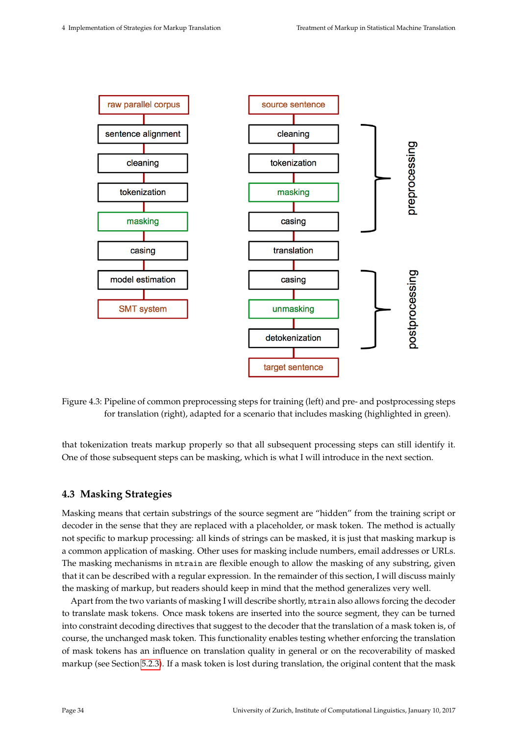Figure 4.3: Pipeline of common preprocessing steps for training (left) and pre- and postprocessing steps for translation (right), adapted for a scenario that includes masking (highlighted in green).

that tokenization treats markup properly so that all subsequent processing steps can still identify it. One of those subsequent steps can be masking, which is what I will introduce in the next section.

## 4.3 Masking Strategies

Masking means that certain substrings of the source segment are "hidden" from the training script or decoder in the sense that they are replaced with a placeholder, or mask token. The method is actually not specific to markup processing: all kinds of strings can be masked, it is just that masking markup is a common application of masking. Other uses for masking include numbers, email addresses or URLs. The masking mechanisms in `mtrain` are flexible enough to allow the masking of any substring, given that it can be described with a regular expression. In the remainder of this section, I will discuss mainly the masking of markup, but readers should keep in mind that the method generalizes very well.

Apart from the two variants of masking I will describe shortly, `mtrain` also allows forcing the decoder to translate mask tokens. Once mask tokens are inserted into the source segment, they can be turned into constraint decoding directives that suggest to the decoder that the translation of a mask token is, of course, the unchanged mask token. This functionality enables testing whether enforcing the translation of mask tokens has an influence on translation quality in general or on the recoverability of masked markup (see Section 5.2.3). If a mask token is lost during translation, the original content that the mask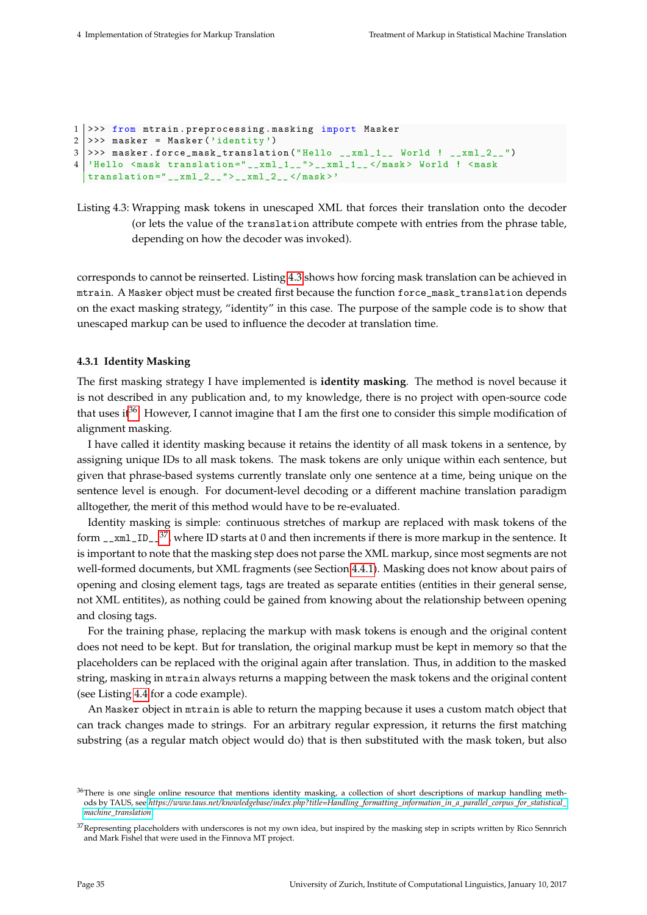```
>>> from mtrain.preprocessing.masking import Masker
>>> masker = Masker('identity')
>>> masker.force_mask_translation("Hello __xml_1__ World ! __xml_2__")
'Hello <mask translation="__xml_1__">__xml_1__</mask> World ! <mask
translation="__xml_2__">__xml_2__</mask>'
```

Listing 4.3: Wrapping mask tokens in unescaped XML that forces their translation onto the decoder (or lets the value of the translation attribute compete with entries from the phrase table, depending on how the decoder was invoked).

corresponds to cannot be reinserted. Listing 4.3 shows how forcing mask translation can be achieved in `mtrain`. A `Masker` object must be created first because the function `force_mask_translation` depends on the exact masking strategy, "identity" in this case. The purpose of the sample code is to show that unescaped markup can be used to influence the decoder at translation time.

### 4.3.1 Identity Masking

The first masking strategy I have implemented is **identity masking**. The method is novel because it is not described in any publication and, to my knowledge, there is no project with open-source code that uses it[36]. However, I cannot imagine that I am the first one to consider this simple modification of alignment masking.

I have called it identity masking because it retains the identity of all mask tokens in a sentence, by assigning unique IDs to all mask tokens. The mask tokens are only unique within each sentence, but given that phrase-based systems currently translate only one sentence at a time, being unique on the sentence level is enough. For document-level decoding or a different machine translation paradigm alltogether, the merit of this method would have to be re-evaluated.

Identity masking is simple: continuous stretches of markup are replaced with mask tokens of the form `__xml_ID__`[37], where ID starts at 0 and then increments if there is more markup in the sentence. It is important to note that the masking step does not parse the XML markup, since most segments are not well-formed documents, but XML fragments (see Section 4.4.1). Masking does not know about pairs of opening and closing element tags, tags are treated as separate entities (entities in their general sense, not XML entitites), as nothing could be gained from knowing about the relationship between opening and closing tags.

For the training phase, replacing the markup with mask tokens is enough and the original content does not need to be kept. But for translation, the original markup must be kept in memory so that the placeholders can be replaced with the original again after translation. Thus, in addition to the masked string, masking in `mtrain` always returns a mapping between the mask tokens and the original content (see Listing 4.4 for a code example).

An `Masker` object in `mtrain` is able to return the mapping because it uses a custom match object that can track changes made to strings. For an arbitrary regular expression, it returns the first matching substring (as a regular match object would do) that is then substituted with the mask token, but also

[36] There is one single online resource that mentions identity masking, a collection of short descriptions of markup handling methods by TAUS, see *https://www.taus.net/knowledgebase/index.php?title=Handling_formatting_information_in_a_parallel_corpus_for_statistical_machine_translation*

[37] Representing placeholders with underscores is not my own idea, but inspired by the masking step in scripts written by Rico Sennrich and Mark Fishel that were used in the Finnova MT project.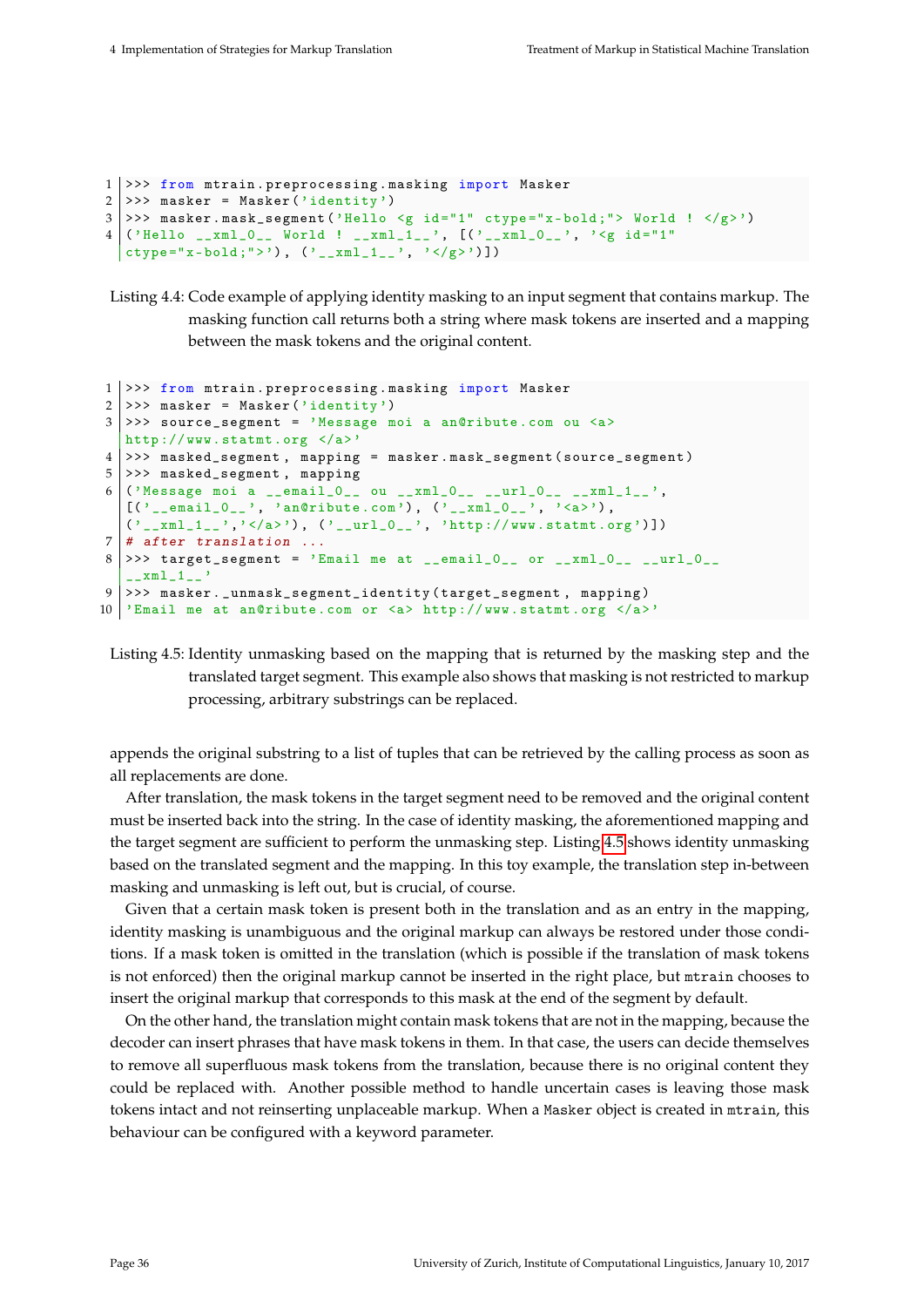```
>>> from mtrain.preprocessing.masking import Masker
>>> masker = Masker('identity')
>>> masker.mask_segment('Hello <g id="1" ctype="x-bold;"> World ! </g>')
('Hello __xml_0__ World ! __xml_1__', [('__xml_0__', '<g id="1"
ctype="x-bold;">'), ('__xml_1__', '</g>')])
```

Listing 4.4: Code example of applying identity masking to an input segment that contains markup. The masking function call returns both a string where mask tokens are inserted and a mapping between the mask tokens and the original content.

```
>>> from mtrain.preprocessing.masking import Masker
>>> masker = Masker('identity')
>>> source_segment = 'Message moi a an@ribute.com ou <a>
http://www.statmt.org </a>'
>>> masked_segment, mapping = masker.mask_segment(source_segment)
>>> masked_segment, mapping
('Message moi a __email_0__ ou __xml_0__ __url_0__ __xml_1__',
[('__email_0__', 'an@ribute.com'), ('__xml_0__', '<a>'),
('__xml_1__','</a>'), ('__url_0__', 'http://www.statmt.org')])
# after translation ...
>>> target_segment = 'Email me at __email_0__ or __xml_0__ __url_0__
__xml_1__'
>>> masker._unmask_segment_identity(target_segment, mapping)
'Email me at an@ribute.com or <a> http://www.statmt.org </a>'
```

Listing 4.5: Identity unmasking based on the mapping that is returned by the masking step and the translated target segment. This example also shows that masking is not restricted to markup processing, arbitrary substrings can be replaced.

appends the original substring to a list of tuples that can be retrieved by the calling process as soon as all replacements are done.

After translation, the mask tokens in the target segment need to be removed and the original content must be inserted back into the string. In the case of identity masking, the aforementioned mapping and the target segment are sufficient to perform the unmasking step. Listing 4.5 shows identity unmasking based on the translated segment and the mapping. In this toy example, the translation step in-between masking and unmasking is left out, but is crucial, of course.

Given that a certain mask token is present both in the translation and as an entry in the mapping, identity masking is unambiguous and the original markup can always be restored under those conditions. If a mask token is omitted in the translation (which is possible if the translation of mask tokens is not enforced) then the original markup cannot be inserted in the right place, but `mtrain` chooses to insert the original markup that corresponds to this mask at the end of the segment by default.

On the other hand, the translation might contain mask tokens that are not in the mapping, because the decoder can insert phrases that have mask tokens in them. In that case, the users can decide themselves to remove all superfluous mask tokens from the translation, because there is no original content they could be replaced with. Another possible method to handle uncertain cases is leaving those mask tokens intact and not reinserting unplaceable markup. When a `Masker` object is created in `mtrain`, this behaviour can be configured with a keyword parameter.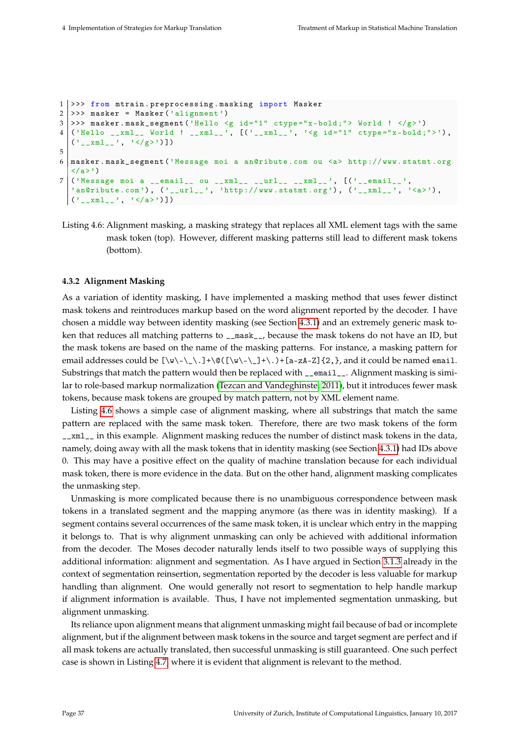```
1 >>> from mtrain.preprocessing.masking import Masker
2 >>> masker = Masker('alignment')
3 >>> masker.mask_segment('Hello <g id="1" ctype="x-bold;"> World ! </g>')
4 ('Hello __xml__ World ! __xml__', [('__xml__', '<g id="1" ctype="x-bold;">'),
  ('__xml__', '</g>')])
5
6 masker.mask_segment('Message moi a an@ribute.com ou <a> http://www.statmt.org
  </a>')
7 ('Message moi a __email__ ou __xml__ __url__ __xml__', [('__email__',
  'an@ribute.com'), ('__url__', 'http://www.statmt.org'), ('__xml__', '<a>'),
  ('__xml__', '</a>')])
```

Listing 4.6: Alignment masking, a masking strategy that replaces all XML element tags with the same mask token (top). However, different masking patterns still lead to different mask tokens (bottom).

### 4.3.2 Alignment Masking

As a variation of identity masking, I have implemented a masking method that uses fewer distinct mask tokens and reintroduces markup based on the word alignment reported by the decoder. I have chosen a middle way between identity masking (see Section 4.3.1) and an extremely generic mask token that reduces all matching patterns to `__mask__`, because the mask tokens do not have an ID, but the mask tokens are based on the name of the masking patterns. For instance, a masking pattern for email addresses could be `[\w\-\_\.]+\@([\w\-\_]+\.)+[a-zA-Z]{2,}`, and it could be named `email`. Substrings that match the pattern would then be replaced with `__email__`. Alignment masking is similar to role-based markup normalization (Tezcan and Vandeghinste, 2011), but it introduces fewer mask tokens, because mask tokens are grouped by match pattern, not by XML element name.

Listing 4.6 shows a simple case of alignment masking, where all substrings that match the same pattern are replaced with the same mask token. Therefore, there are two mask tokens of the form `__xml__` in this example. Alignment masking reduces the number of distinct mask tokens in the data, namely, doing away with all the mask tokens that in identity masking (see Section 4.3.1) had IDs above 0. This may have a positive effect on the quality of machine translation because for each individual mask token, there is more evidence in the data. But on the other hand, alignment masking complicates the unmasking step.

Unmasking is more complicated because there is no unambiguous correspondence between mask tokens in a translated segment and the mapping anymore (as there was in identity masking). If a segment contains several occurrences of the same mask token, it is unclear which entry in the mapping it belongs to. That is why alignment unmasking can only be achieved with additional information from the decoder. The Moses decoder naturally lends itself to two possible ways of supplying this additional information: alignment and segmentation. As I have argued in Section 3.1.3 already in the context of segmentation reinsertion, segmentation reported by the decoder is less valuable for markup handling than alignment. One would generally not resort to segmentation to help handle markup if alignment information is available. Thus, I have not implemented segmentation unmasking, but alignment unmasking.

Its reliance upon alignment means that alignment unmasking might fail because of bad or incomplete alignment, but if the alignment between mask tokens in the source and target segment are perfect and if all mask tokens are actually translated, then successful unmasking is still guaranteed. One such perfect case is shown in Listing 4.7, where it is evident that alignment is relevant to the method.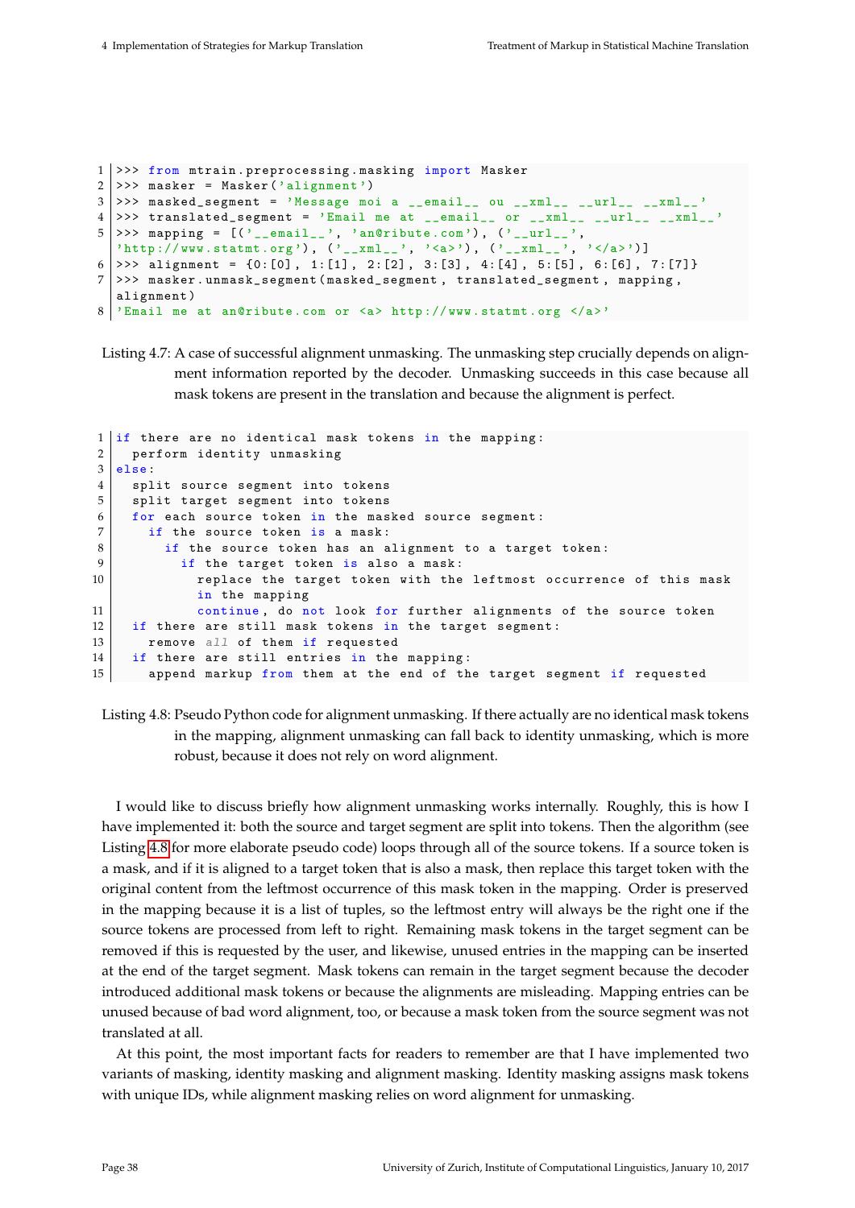```
>>> from mtrain.preprocessing.masking import Masker
>>> masker = Masker('alignment')
>>> masked_segment = 'Message moi a __email__ ou __xml__ __url__ __xml__'
>>> translated_segment = 'Email me at __email__ or __xml__ __url__ __xml__'
>>> mapping = [('__email__', 'an@ribute.com'), ('__url__',
'http://www.statmt.org'), ('__xml__', '<a>'), ('__xml__', '</a>')]
>>> alignment = {0:[0], 1:[1], 2:[2], 3:[3], 4:[4], 5:[5], 6:[6], 7:[7]}
>>> masker.unmask_segment(masked_segment, translated_segment, mapping,
alignment)
'Email me at an@ribute.com or <a> http://www.statmt.org </a>'
```

Listing 4.7: A case of successful alignment unmasking. The unmasking step crucially depends on alignment information reported by the decoder. Unmasking succeeds in this case because all mask tokens are present in the translation and because the alignment is perfect.

```
if there are no identical mask tokens in the mapping:
  perform identity unmasking
else:
  split source segment into tokens
  split target segment into tokens
  for each source token in the masked source segment:
    if the source token is a mask:
      if the source token has an alignment to a target token:
        if the target token is also a mask:
          replace the target token with the leftmost occurrence of this mask
          in the mapping
          continue, do not look for further alignments of the source token
  if there are still mask tokens in the target segment:
    remove all of them if requested
  if there are still entries in the mapping:
    append markup from them at the end of the target segment if requested
```

Listing 4.8: Pseudo Python code for alignment unmasking. If there actually are no identical mask tokens in the mapping, alignment unmasking can fall back to identity unmasking, which is more robust, because it does not rely on word alignment.

I would like to discuss briefly how alignment unmasking works internally. Roughly, this is how I have implemented it: both the source and target segment are split into tokens. Then the algorithm (see Listing 4.8 for more elaborate pseudo code) loops through all of the source tokens. If a source token is a mask, and if it is aligned to a target token that is also a mask, then replace this target token with the original content from the leftmost occurrence of this mask token in the mapping. Order is preserved in the mapping because it is a list of tuples, so the leftmost entry will always be the right one if the source tokens are processed from left to right. Remaining mask tokens in the target segment can be removed if this is requested by the user, and likewise, unused entries in the mapping can be inserted at the end of the target segment. Mask tokens can remain in the target segment because the decoder introduced additional mask tokens or because the alignments are misleading. Mapping entries can be unused because of bad word alignment, too, or because a mask token from the source segment was not translated at all.

At this point, the most important facts for readers to remember are that I have implemented two variants of masking, identity masking and alignment masking. Identity masking assigns mask tokens with unique IDs, while alignment masking relies on word alignment for unmasking.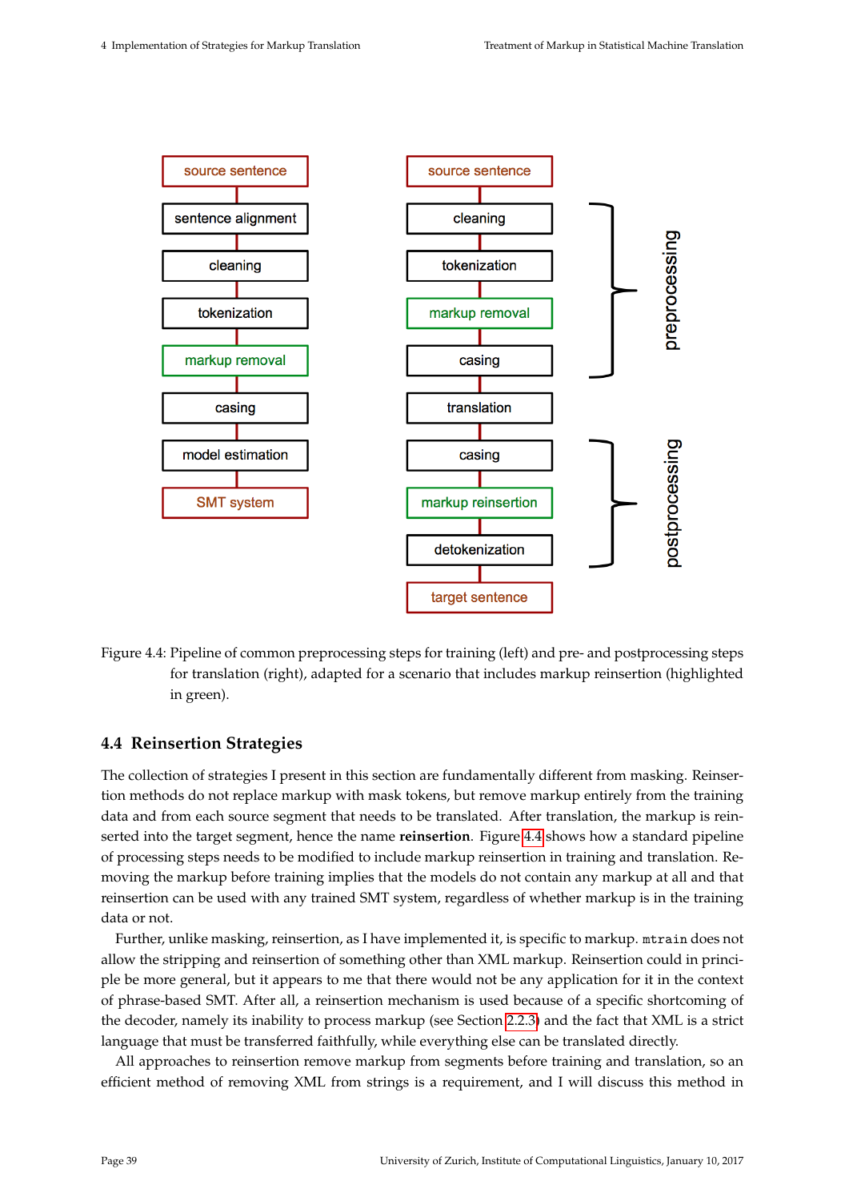Figure 4.4: Pipeline of common preprocessing steps for training (left) and pre- and postprocessing steps for translation (right), adapted for a scenario that includes markup reinsertion (highlighted in green).

## 4.4 Reinsertion Strategies

The collection of strategies I present in this section are fundamentally different from masking. Reinsertion methods do not replace markup with mask tokens, but remove markup entirely from the training data and from each source segment that needs to be translated. After translation, the markup is reinserted into the target segment, hence the name **reinsertion**. Figure 4.4 shows how a standard pipeline of processing steps needs to be modified to include markup reinsertion in training and translation. Removing the markup before training implies that the models do not contain any markup at all and that reinsertion can be used with any trained SMT system, regardless of whether markup is in the training data or not.

Further, unlike masking, reinsertion, as I have implemented it, is specific to markup. `mtrain` does not allow the stripping and reinsertion of something other than XML markup. Reinsertion could in principle be more general, but it appears to me that there would not be any application for it in the context of phrase-based SMT. After all, a reinsertion mechanism is used because of a specific shortcoming of the decoder, namely its inability to process markup (see Section 2.2.3) and the fact that XML is a strict language that must be transferred faithfully, while everything else can be translated directly.

All approaches to reinsertion remove markup from segments before training and translation, so an efficient method of removing XML from strings is a requirement, and I will discuss this method in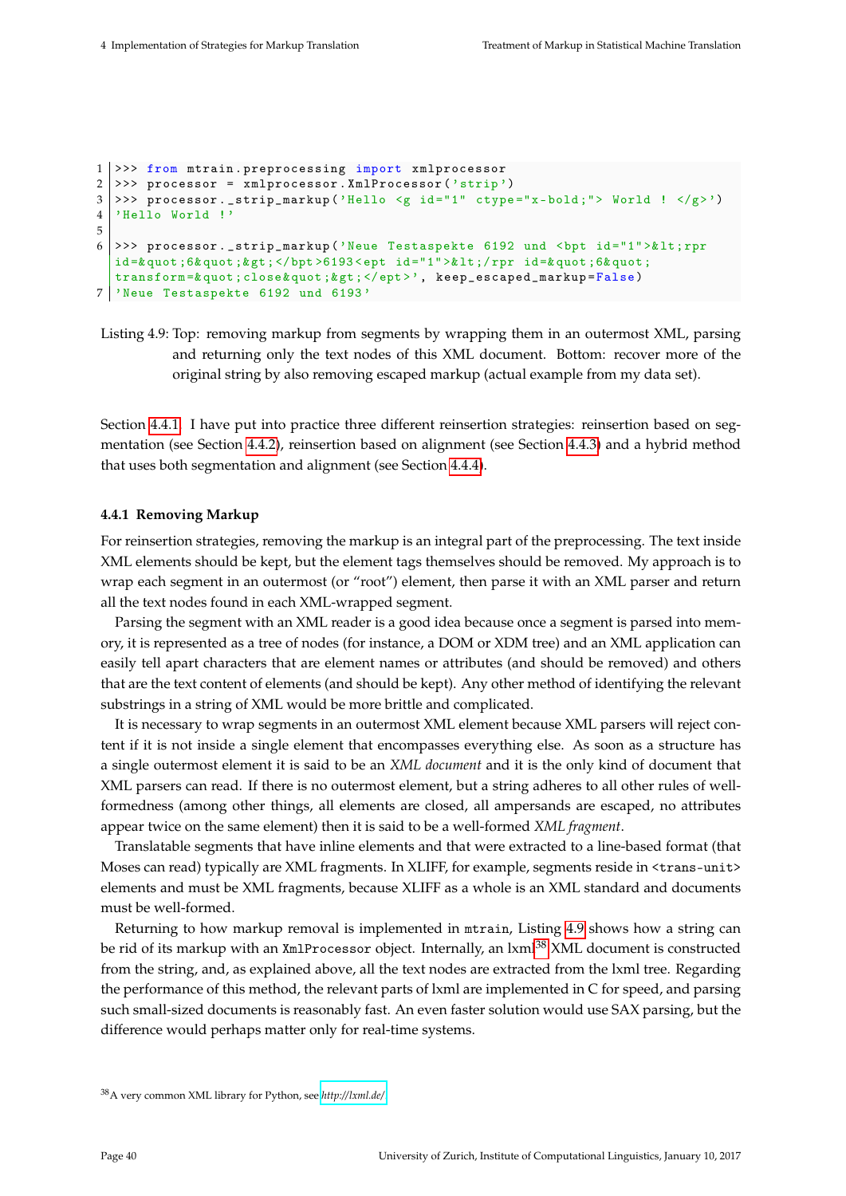```
>>> from mtrain.preprocessing import xmlprocessor
>>> processor = xmlprocessor.XmlProcessor('strip')
>>> processor._strip_markup('Hello <g id="1" ctype="x-bold;"> World ! </g>')
'Hello World !'

>>> processor._strip_markup('Neue Testaspekte 6192 und <bpt id="1">&lt;rpr id=&quot;6&quot;&gt;</bpt>6193<ept id="1">&lt;/rpr id=&quot;6&quot;transform=&quot;close&quot;&gt;</ept>', keep_escaped_markup=False)
'Neue Testaspekte 6192 und 6193'
```

Listing 4.9: Top: removing markup from segments by wrapping them in an outermost XML, parsing and returning only the text nodes of this XML document. Bottom: recover more of the original string by also removing escaped markup (actual example from my data set).

Section 4.4.1. I have put into practice three different reinsertion strategies: reinsertion based on segmentation (see Section 4.4.2), reinsertion based on alignment (see Section 4.4.3) and a hybrid method that uses both segmentation and alignment (see Section 4.4.4).

### 4.4.1 Removing Markup

For reinsertion strategies, removing the markup is an integral part of the preprocessing. The text inside XML elements should be kept, but the element tags themselves should be removed. My approach is to wrap each segment in an outermost (or "root") element, then parse it with an XML parser and return all the text nodes found in each XML-wrapped segment.

Parsing the segment with an XML reader is a good idea because once a segment is parsed into memory, it is represented as a tree of nodes (for instance, a DOM or XDM tree) and an XML application can easily tell apart characters that are element names or attributes (and should be removed) and others that are the text content of elements (and should be kept). Any other method of identifying the relevant substrings in a string of XML would be more brittle and complicated.

It is necessary to wrap segments in an outermost XML element because XML parsers will reject content if it is not inside a single element that encompasses everything else. As soon as a structure has a single outermost element it is said to be an *XML document* and it is the only kind of document that XML parsers can read. If there is no outermost element, but a string adheres to all other rules of well-formedness (among other things, all elements are closed, all ampersands are escaped, no attributes appear twice on the same element) then it is said to be a well-formed *XML fragment*.

Translatable segments that have inline elements and that were extracted to a line-based format (that Moses can read) typically are XML fragments. In XLIFF, for example, segments reside in `<trans-unit>` elements and must be XML fragments, because XLIFF as a whole is an XML standard and documents must be well-formed.

Returning to how markup removal is implemented in `mtrain`, Listing 4.9 shows how a string can be rid of its markup with an `XmlProcessor` object. Internally, an lxml[38] XML document is constructed from the string, and, as explained above, all the text nodes are extracted from the lxml tree. Regarding the performance of this method, the relevant parts of lxml are implemented in C for speed, and parsing such small-sized documents is reasonably fast. An even faster solution would use SAX parsing, but the difference would perhaps matter only for real-time systems.

[38] A very common XML library for Python, see *http://lxml.de/*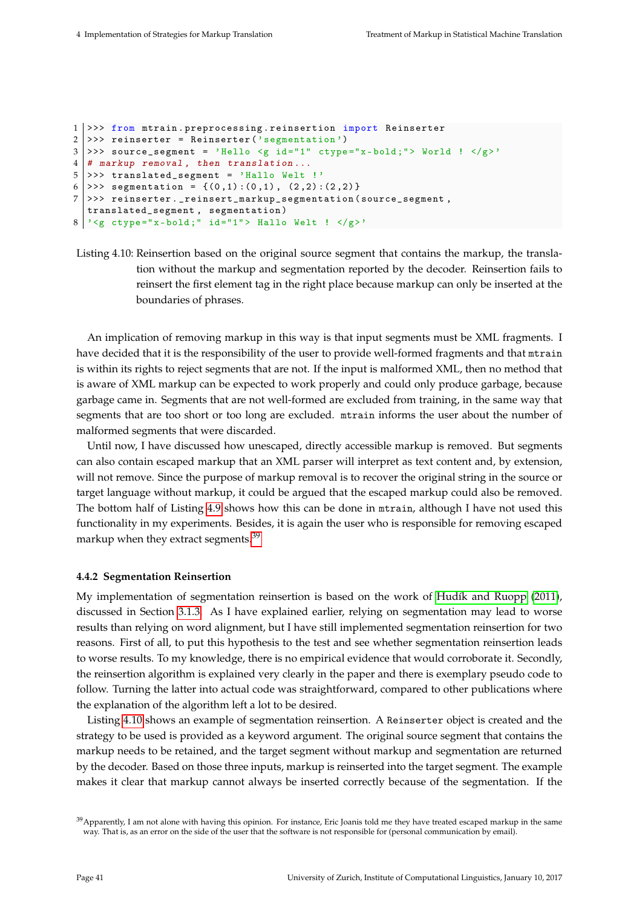```
>>> from mtrain.preprocessing.reinsertion import Reinserter
>>> reinserter = Reinserter('segmentation')
>>> source_segment = 'Hello <g id="1" ctype="x-bold;"> World ! </g>'
# markup removal, then translation...
>>> translated_segment = 'Hallo Welt !'
>>> segmentation = {(0,1):(0,1), (2,2):(2,2)}
>>> reinserter._reinsert_markup_segmentation(source_segment,
translated_segment, segmentation)
'<g ctype="x-bold;" id="1"> Hallo Welt ! </g>'
```

Listing 4.10: Reinsertion based on the original source segment that contains the markup, the translation without the markup and segmentation reported by the decoder. Reinsertion fails to reinsert the first element tag in the right place because markup can only be inserted at the boundaries of phrases.

An implication of removing markup in this way is that input segments must be XML fragments. I have decided that it is the responsibility of the user to provide well-formed fragments and that `mtrain` is within its rights to reject segments that are not. If the input is malformed XML, then no method that is aware of XML markup can be expected to work properly and could only produce garbage, because garbage came in. Segments that are not well-formed are excluded from training, in the same way that segments that are too short or too long are excluded. `mtrain` informs the user about the number of malformed segments that were discarded.

Until now, I have discussed how unescaped, directly accessible markup is removed. But segments can also contain escaped markup that an XML parser will interpret as text content and, by extension, will not remove. Since the purpose of markup removal is to recover the original string in the source or target language without markup, it could be argued that the escaped markup could also be removed. The bottom half of Listing 4.9 shows how this can be done in `mtrain`, although I have not used this functionality in my experiments. Besides, it is again the user who is responsible for removing escaped markup when they extract segments.[39]

### 4.4.2 Segmentation Reinsertion

My implementation of segmentation reinsertion is based on the work of Hudík and Ruopp (2011), discussed in Section 3.1.3. As I have explained earlier, relying on segmentation may lead to worse results than relying on word alignment, but I have still implemented segmentation reinsertion for two reasons. First of all, to put this hypothesis to the test and see whether segmentation reinsertion leads to worse results. To my knowledge, there is no empirical evidence that would corroborate it. Secondly, the reinsertion algorithm is explained very clearly in the paper and there is exemplary pseudo code to follow. Turning the latter into actual code was straightforward, compared to other publications where the explanation of the algorithm left a lot to be desired.

Listing 4.10 shows an example of segmentation reinsertion. A `Reinserter` object is created and the strategy to be used is provided as a keyword argument. The original source segment that contains the markup needs to be retained, and the target segment without markup and segmentation are returned by the decoder. Based on those three inputs, markup is reinserted into the target segment. The example makes it clear that markup cannot always be inserted correctly because of the segmentation. If the

[39] Apparently, I am not alone with having this opinion. For instance, Eric Joanis told me they have treated escaped markup in the same way. That is, as an error on the side of the user that the software is not responsible for (personal communication by email).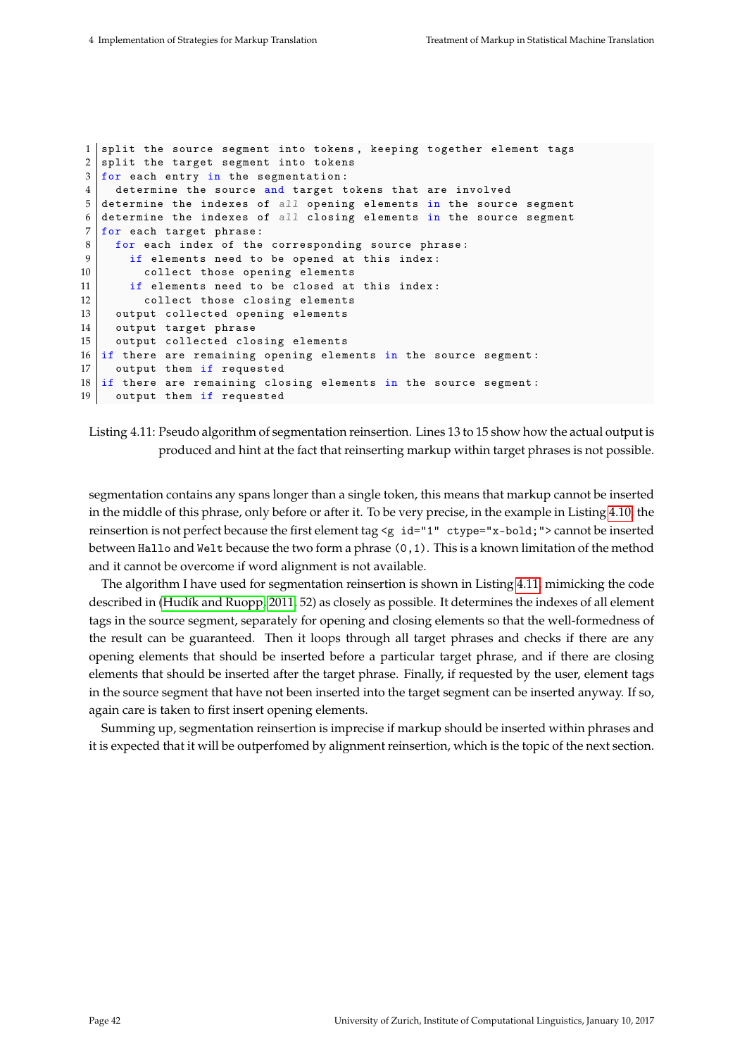```
split the source segment into tokens, keeping together element tags
split the target segment into tokens
for each entry in the segmentation:
  determine the source and target tokens that are involved
determine the indexes of all opening elements in the source segment
determine the indexes of all closing elements in the source segment
for each target phrase:
  for each index of the corresponding source phrase:
    if elements need to be opened at this index:
      collect those opening elements
    if elements need to be closed at this index:
      collect those closing elements
  output collected opening elements
  output target phrase
  output collected closing elements
if there are remaining opening elements in the source segment:
  output them if requested
if there are remaining closing elements in the source segment:
  output them if requested
```

Listing 4.11: Pseudo algorithm of segmentation reinsertion. Lines 13 to 15 show how the actual output is produced and hint at the fact that reinserting markup within target phrases is not possible.

segmentation contains any spans longer than a single token, this means that markup cannot be inserted in the middle of this phrase, only before or after it. To be very precise, in the example in Listing 4.10, the reinsertion is not perfect because the first element tag `<g id="1" ctype="x-bold;">` cannot be inserted between `Hallo` and `Welt` because the two form a phrase `(0,1)`. This is a known limitation of the method and it cannot be overcome if word alignment is not available.

The algorithm I have used for segmentation reinsertion is shown in Listing 4.11, mimicking the code described in (Hudík and Ruopp, 2011, 52) as closely as possible. It determines the indexes of all element tags in the source segment, separately for opening and closing elements so that the well-formedness of the result can be guaranteed. Then it loops through all target phrases and checks if there are any opening elements that should be inserted before a particular target phrase, and if there are closing elements that should be inserted after the target phrase. Finally, if requested by the user, element tags in the source segment that have not been inserted into the target segment can be inserted anyway. If so, again care is taken to first insert opening elements.

Summing up, segmentation reinsertion is imprecise if markup should be inserted within phrases and it is expected that it will be outperfomed by alignment reinsertion, which is the topic of the next section.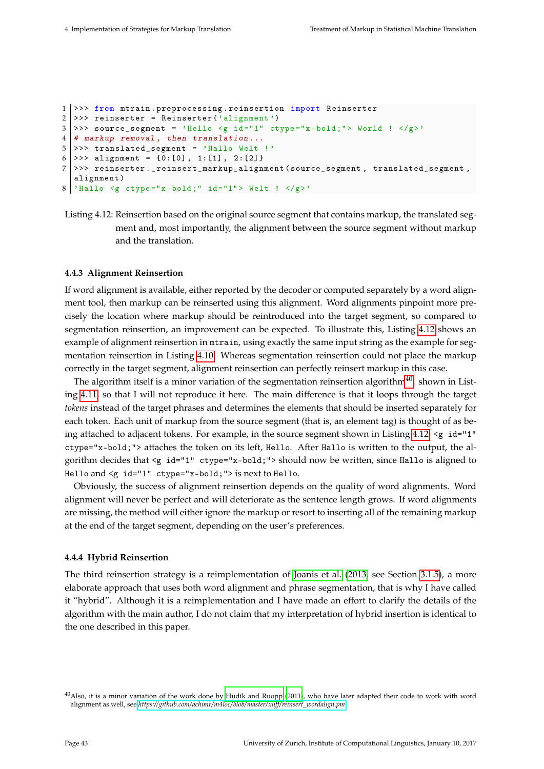```
>>> from mtrain.preprocessing.reinsertion import Reinserter
>>> reinserter = Reinserter('alignment')
>>> source_segment = 'Hello <g id="1" ctype="x-bold;"> World ! </g>'
# markup removal, then translation...
>>> translated_segment = 'Hallo Welt !'
>>> alignment = {0:[0], 1:[1], 2:[2]}
>>> reinserter._reinsert_markup_alignment(source_segment, translated_segment, alignment)
'Hallo <g ctype="x-bold;" id="1"> Welt ! </g>'
```

Listing 4.12: Reinsertion based on the original source segment that contains markup, the translated segment and, most importantly, the alignment between the source segment without markup and the translation.

### 4.4.3 Alignment Reinsertion

If word alignment is available, either reported by the decoder or computed separately by a word alignment tool, then markup can be reinserted using this alignment. Word alignments pinpoint more precisely the location where markup should be reintroduced into the target segment, so compared to segmentation reinsertion, an improvement can be expected. To illustrate this, Listing 4.12 shows an example of alignment reinsertion in `mtrain`, using exactly the same input string as the example for segmentation reinsertion in Listing 4.10. Whereas segmentation reinsertion could not place the markup correctly in the target segment, alignment reinsertion can perfectly reinsert markup in this case.

The algorithm itself is a minor variation of the segmentation reinsertion algorithm[40] shown in Listing 4.11, so that I will not reproduce it here. The main difference is that it loops through the target *tokens* instead of the target phrases and determines the elements that should be inserted separately for each token. Each unit of markup from the source segment (that is, an element tag) is thought of as being attached to adjacent tokens. For example, in the source segment shown in Listing 4.12, `<g id="1" ctype="x-bold;">` attaches the token on its left, `Hello`. After `Hallo` is written to the output, the algorithm decides that `<g id="1" ctype="x-bold;">` should now be written, since `Hallo` is aligned to `Hello` and `<g id="1" ctype="x-bold;">` is next to `Hello`.

Obviously, the success of alignment reinsertion depends on the quality of word alignments. Word alignment will never be perfect and will deteriorate as the sentence length grows. If word alignments are missing, the method will either ignore the markup or resort to inserting all of the remaining markup at the end of the target segment, depending on the user's preferences.

### 4.4.4 Hybrid Reinsertion

The third reinsertion strategy is a reimplementation of Joanis et al. (2013, see Section 3.1.5), a more elaborate approach that uses both word alignment and phrase segmentation, that is why I have called it "hybrid". Although it is a reimplementation and I have made an effort to clarify the details of the algorithm with the main author, I do not claim that my interpretation of hybrid insertion is identical to the one described in this paper.

[40] Also, it is a minor variation of the work done by Hudík and Ruopp (2011), who have later adapted their code to work with word alignment as well, see *https://github.com/achimr/m4loc/blob/master/xliff/reinsert_wordalign.pm*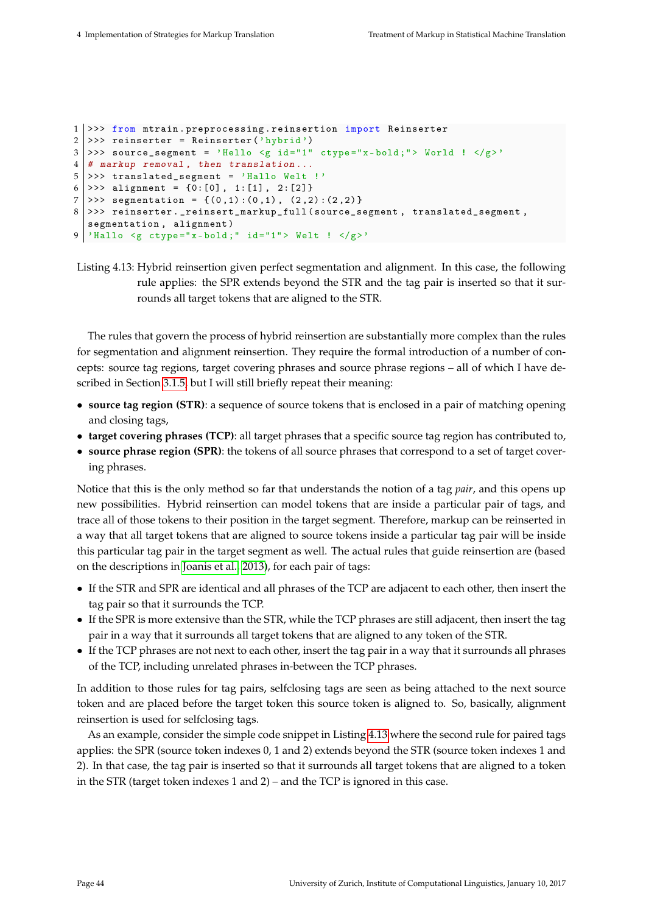```
>>> from mtrain.preprocessing.reinsertion import Reinserter
>>> reinserter = Reinserter('hybrid')
>>> source_segment = 'Hello <g id="1" ctype="x-bold;"> World ! </g>'
# markup removal, then translation...
>>> translated_segment = 'Hallo Welt !'
>>> alignment = {0:[0], 1:[1], 2:[2]}
>>> segmentation = {(0,1):(0,1), (2,2):(2,2)}
>>> reinserter._reinsert_markup_full(source_segment, translated_segment,
segmentation, alignment)
'Hallo <g ctype="x-bold;" id="1"> Welt ! </g>'
```

Listing 4.13: Hybrid reinsertion given perfect segmentation and alignment. In this case, the following rule applies: the SPR extends beyond the STR and the tag pair is inserted so that it surrounds all target tokens that are aligned to the STR.

The rules that govern the process of hybrid reinsertion are substantially more complex than the rules for segmentation and alignment reinsertion. They require the formal introduction of a number of concepts: source tag regions, target covering phrases and source phrase regions – all of which I have described in Section 3.1.5, but I will still briefly repeat their meaning:

- **source tag region (STR)**: a sequence of source tokens that is enclosed in a pair of matching opening and closing tags,
- **target covering phrases (TCP)**: all target phrases that a specific source tag region has contributed to,
- **source phrase region (SPR)**: the tokens of all source phrases that correspond to a set of target covering phrases.

Notice that this is the only method so far that understands the notion of a tag *pair*, and this opens up new possibilities. Hybrid reinsertion can model tokens that are inside a particular pair of tags, and trace all of those tokens to their position in the target segment. Therefore, markup can be reinserted in a way that all target tokens that are aligned to source tokens inside a particular tag pair will be inside this particular tag pair in the target segment as well. The actual rules that guide reinsertion are (based on the descriptions in Joanis et al. 2013), for each pair of tags:

- If the STR and SPR are identical and all phrases of the TCP are adjacent to each other, then insert the tag pair so that it surrounds the TCP.
- If the SPR is more extensive than the STR, while the TCP phrases are still adjacent, then insert the tag pair in a way that it surrounds all target tokens that are aligned to any token of the STR.
- If the TCP phrases are not next to each other, insert the tag pair in a way that it surrounds all phrases of the TCP, including unrelated phrases in-between the TCP phrases.

In addition to those rules for tag pairs, selfclosing tags are seen as being attached to the next source token and are placed before the target token this source token is aligned to. So, basically, alignment reinsertion is used for selfclosing tags.

As an example, consider the simple code snippet in Listing 4.13 where the second rule for paired tags applies: the SPR (source token indexes 0, 1 and 2) extends beyond the STR (source token indexes 1 and 2). In that case, the tag pair is inserted so that it surrounds all target tokens that are aligned to a token in the STR (target token indexes 1 and 2) – and the TCP is ignored in this case.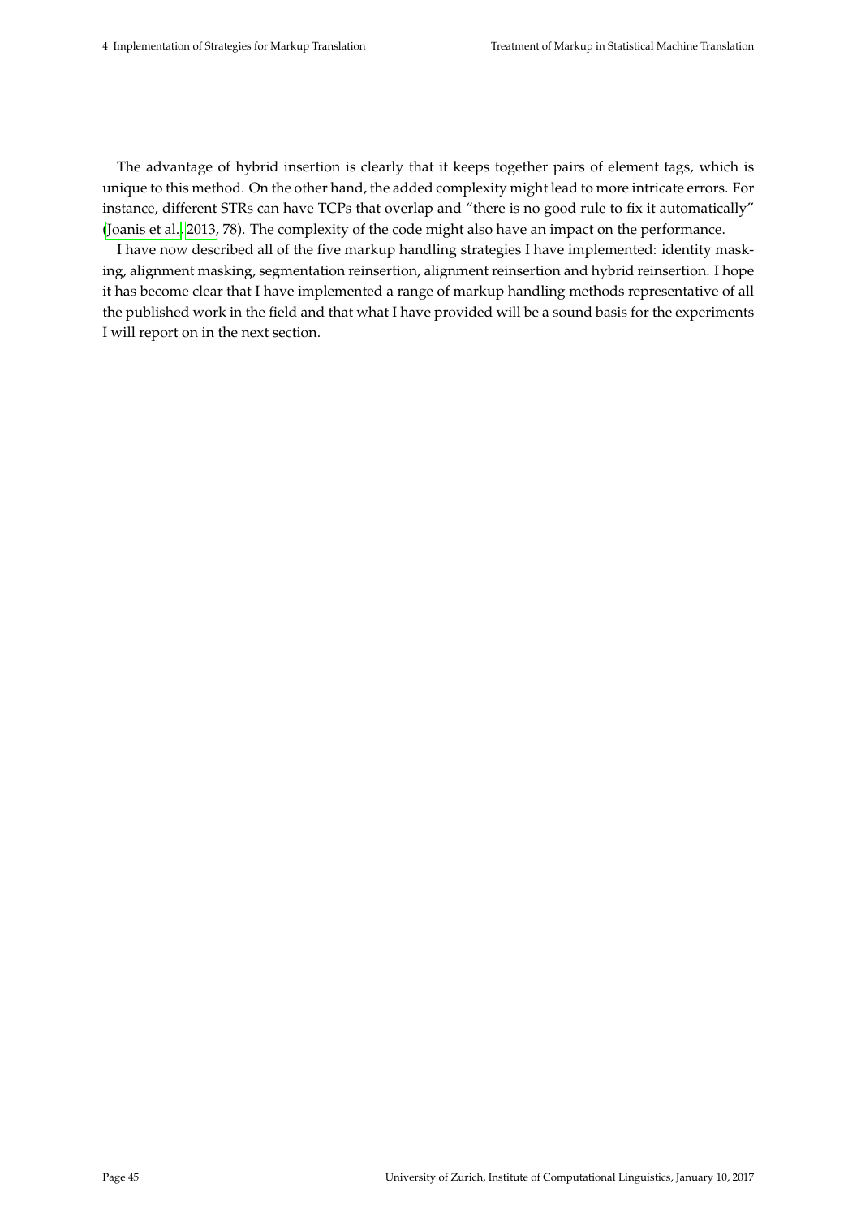The advantage of hybrid insertion is clearly that it keeps together pairs of element tags, which is unique to this method. On the other hand, the added complexity might lead to more intricate errors. For instance, different STRs can have TCPs that overlap and "there is no good rule to fix it automatically" (Joanis et al., 2013, 78). The complexity of the code might also have an impact on the performance.

I have now described all of the five markup handling strategies I have implemented: identity masking, alignment masking, segmentation reinsertion, alignment reinsertion and hybrid reinsertion. I hope it has become clear that I have implemented a range of markup handling methods representative of all the published work in the field and that what I have provided will be a sound basis for the experiments I will report on in the next section.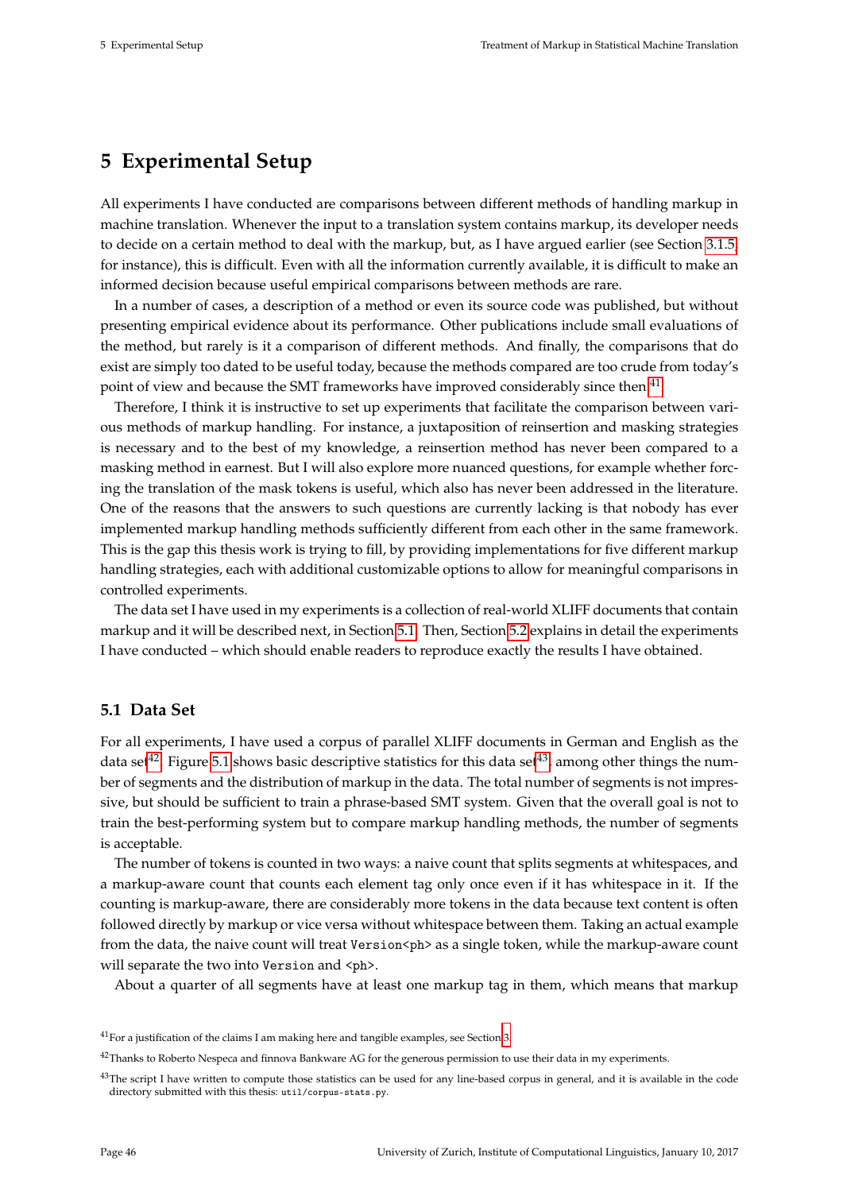# 5 Experimental Setup

All experiments I have conducted are comparisons between different methods of handling markup in machine translation. Whenever the input to a translation system contains markup, its developer needs to decide on a certain method to deal with the markup, but, as I have argued earlier (see Section 3.1.5, for instance), this is difficult. Even with all the information currently available, it is difficult to make an informed decision because useful empirical comparisons between methods are rare.

In a number of cases, a description of a method or even its source code was published, but without presenting empirical evidence about its performance. Other publications include small evaluations of the method, but rarely is it a comparison of different methods. And finally, the comparisons that do exist are simply too dated to be useful today, because the methods compared are too crude from today's point of view and because the SMT frameworks have improved considerably since then.[41]

Therefore, I think it is instructive to set up experiments that facilitate the comparison between various methods of markup handling. For instance, a juxtaposition of reinsertion and masking strategies is necessary and to the best of my knowledge, a reinsertion method has never been compared to a masking method in earnest. But I will also explore more nuanced questions, for example whether forcing the translation of the mask tokens is useful, which also has never been addressed in the literature. One of the reasons that the answers to such questions are currently lacking is that nobody has ever implemented markup handling methods sufficiently different from each other in the same framework. This is the gap this thesis work is trying to fill, by providing implementations for five different markup handling strategies, each with additional customizable options to allow for meaningful comparisons in controlled experiments.

The data set I have used in my experiments is a collection of real-world XLIFF documents that contain markup and it will be described next, in Section 5.1. Then, Section 5.2 explains in detail the experiments I have conducted – which should enable readers to reproduce exactly the results I have obtained.

## 5.1 Data Set

For all experiments, I have used a corpus of parallel XLIFF documents in German and English as the data set[42]. Figure 5.1 shows basic descriptive statistics for this data set[43], among other things the number of segments and the distribution of markup in the data. The total number of segments is not impressive, but should be sufficient to train a phrase-based SMT system. Given that the overall goal is not to train the best-performing system but to compare markup handling methods, the number of segments is acceptable.

The number of tokens is counted in two ways: a naive count that splits segments at whitespaces, and a markup-aware count that counts each element tag only once even if it has whitespace in it. If the counting is markup-aware, there are considerably more tokens in the data because text content is often followed directly by markup or vice versa without whitespace between them. Taking an actual example from the data, the naive count will treat `Version<ph>` as a single token, while the markup-aware count will separate the two into `Version` and `<ph>`.

About a quarter of all segments have at least one markup tag in them, which means that markup

[41] For a justification of the claims I am making here and tangible examples, see Section 3.

[42] Thanks to Roberto Nespeca and finnova Bankware AG for the generous permission to use their data in my experiments.

[43] The script I have written to compute those statistics can be used for any line-based corpus in general, and it is available in the code directory submitted with this thesis: `util/corpus-stats.py`.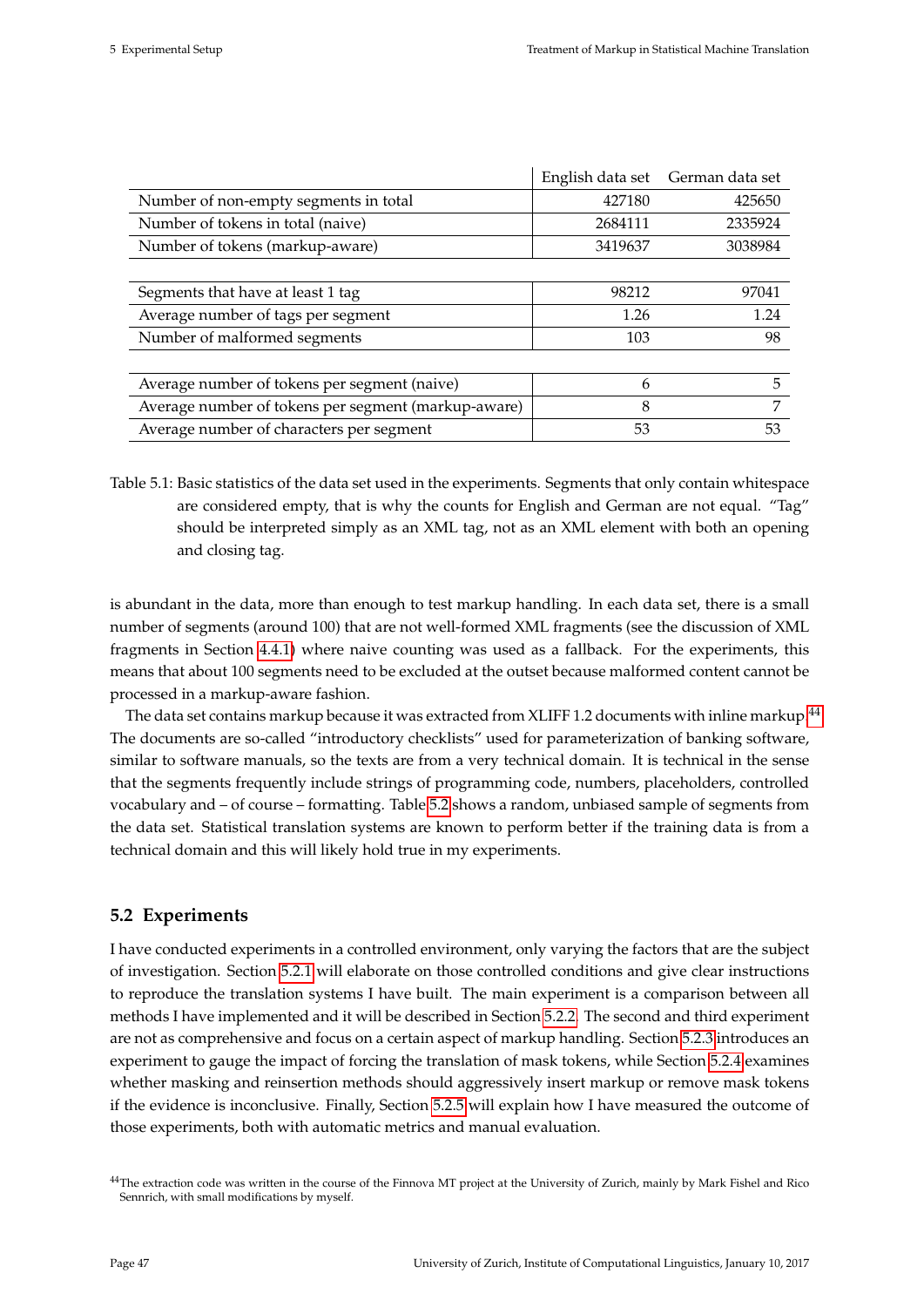| | English data set | German data set |
|---|---|---|
| Number of non-empty segments in total | 427180 | 425650 |
| Number of tokens in total (naive) | 2684111 | 2335924 |
| Number of tokens (markup-aware) | 3419637 | 3038984 |
| | | |
| Segments that have at least 1 tag | 98212 | 97041 |
| Average number of tags per segment | 1.26 | 1.24 |
| Number of malformed segments | 103 | 98 |
| | | |
| Average number of tokens per segment (naive) | 6 | 5 |
| Average number of tokens per segment (markup-aware) | 8 | 7 |
| Average number of characters per segment | 53 | 53 |

Table 5.1: Basic statistics of the data set used in the experiments. Segments that only contain whitespace are considered empty, that is why the counts for English and German are not equal. "Tag" should be interpreted simply as an XML tag, not as an XML element with both an opening and closing tag.

is abundant in the data, more than enough to test markup handling. In each data set, there is a small number of segments (around 100) that are not well-formed XML fragments (see the discussion of XML fragments in Section 4.4.1) where naive counting was used as a fallback. For the experiments, this means that about 100 segments need to be excluded at the outset because malformed content cannot be processed in a markup-aware fashion.

The data set contains markup because it was extracted from XLIFF 1.2 documents with inline markup.[44] The documents are so-called "introductory checklists" used for parameterization of banking software, similar to software manuals, so the texts are from a very technical domain. It is technical in the sense that the segments frequently include strings of programming code, numbers, placeholders, controlled vocabulary and – of course – formatting. Table 5.2 shows a random, unbiased sample of segments from the data set. Statistical translation systems are known to perform better if the training data is from a technical domain and this will likely hold true in my experiments.

## 5.2 Experiments

I have conducted experiments in a controlled environment, only varying the factors that are the subject of investigation. Section 5.2.1 will elaborate on those controlled conditions and give clear instructions to reproduce the translation systems I have built. The main experiment is a comparison between all methods I have implemented and it will be described in Section 5.2.2. The second and third experiment are not as comprehensive and focus on a certain aspect of markup handling. Section 5.2.3 introduces an experiment to gauge the impact of forcing the translation of mask tokens, while Section 5.2.4 examines whether masking and reinsertion methods should aggressively insert markup or remove mask tokens if the evidence is inconclusive. Finally, Section 5.2.5 will explain how I have measured the outcome of those experiments, both with automatic metrics and manual evaluation.

[44] The extraction code was written in the course of the Finnova MT project at the University of Zurich, mainly by Mark Fishel and Rico Sennrich, with small modifications by myself.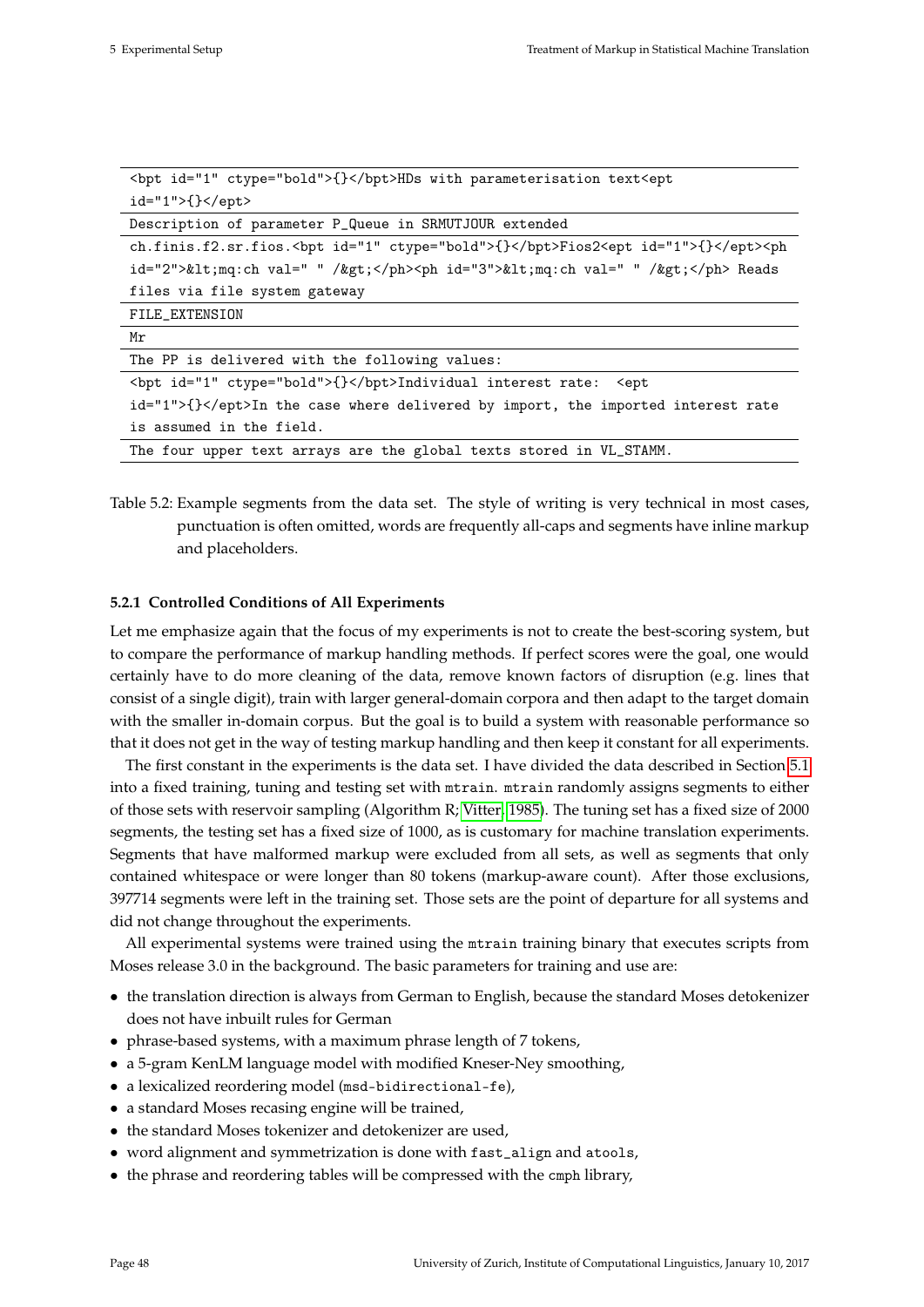| |
|---|
| `<bpt id="1" ctype="bold">{}</bpt>HDs with parameterisation text<ept id="1">{}</ept>` |
| `Description of parameter P_Queue in SRMUTJOUR extended` |
| `ch.finis.f2.sr.fios.<bpt id="1" ctype="bold">{}</bpt>Fios2<ept id="1">{}</ept><ph id="2">&lt;mq:ch val=" " /&gt;</ph><ph id="3">&lt;mq:ch val=" " /&gt;</ph> Reads files via file system gateway` |
| `FILE_EXTENSION` |
| `Mr` |
| `The PP is delivered with the following values:` |
| `<bpt id="1" ctype="bold">{}</bpt>Individual interest rate:  <ept id="1">{}</ept>In the case where delivered by import, the imported interest rate is assumed in the field.` |
| `The four upper text arrays are the global texts stored in VL_STAMM.` |

Table 5.2: Example segments from the data set. The style of writing is very technical in most cases, punctuation is often omitted, words are frequently all-caps and segments have inline markup and placeholders.

### 5.2.1 Controlled Conditions of All Experiments

Let me emphasize again that the focus of my experiments is not to create the best-scoring system, but to compare the performance of markup handling methods. If perfect scores were the goal, one would certainly have to do more cleaning of the data, remove known factors of disruption (e.g. lines that consist of a single digit), train with larger general-domain corpora and then adapt to the target domain with the smaller in-domain corpus. But the goal is to build a system with reasonable performance so that it does not get in the way of testing markup handling and then keep it constant for all experiments.

The first constant in the experiments is the data set. I have divided the data described in Section 5.1 into a fixed training, tuning and testing set with `mtrain`. `mtrain` randomly assigns segments to either of those sets with reservoir sampling (Algorithm R; Vitter, 1985). The tuning set has a fixed size of 2000 segments, the testing set has a fixed size of 1000, as is customary for machine translation experiments. Segments that have malformed markup were excluded from all sets, as well as segments that only contained whitespace or were longer than 80 tokens (markup-aware count). After those exclusions, 397714 segments were left in the training set. Those sets are the point of departure for all systems and did not change throughout the experiments.

All experimental systems were trained using the `mtrain` training binary that executes scripts from Moses release 3.0 in the background. The basic parameters for training and use are:

- the translation direction is always from German to English, because the standard Moses detokenizer does not have inbuilt rules for German
- phrase-based systems, with a maximum phrase length of 7 tokens,
- a 5-gram KenLM language model with modified Kneser-Ney smoothing,
- a lexicalized reordering model (`msd-bidirectional-fe`),
- a standard Moses recasing engine will be trained,
- the standard Moses tokenizer and detokenizer are used,
- word alignment and symmetrization is done with `fast_align` and `atools`,
- the phrase and reordering tables will be compressed with the `cmph` library,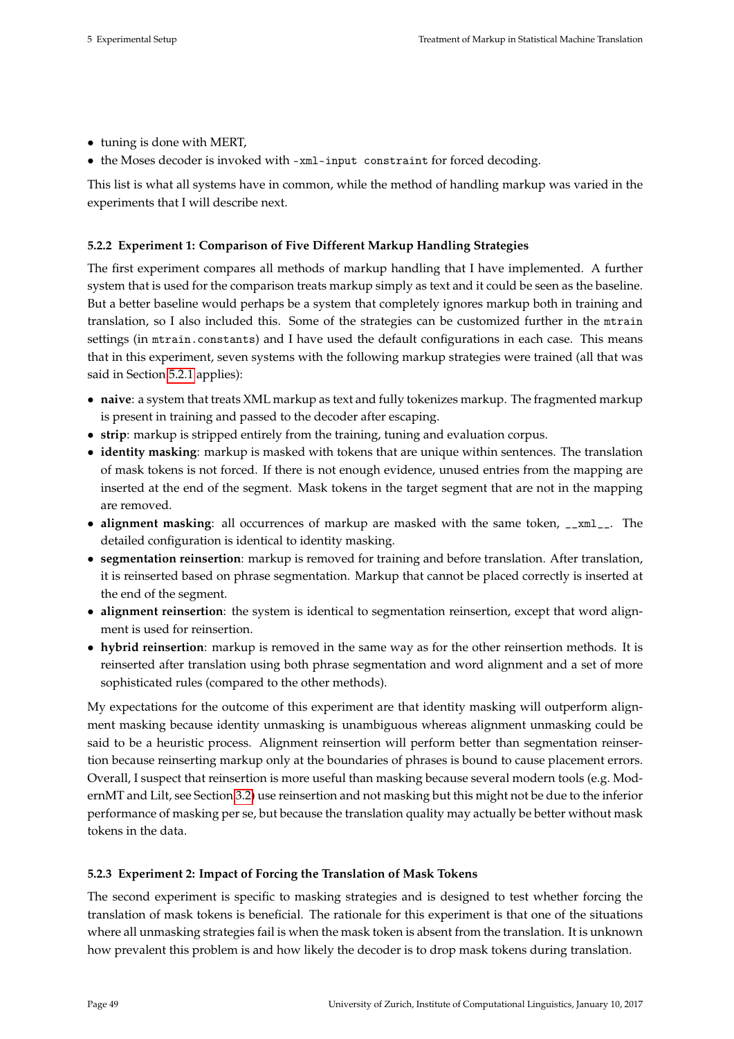- tuning is done with MERT,
- the Moses decoder is invoked with `-xml-input constraint` for forced decoding.

This list is what all systems have in common, while the method of handling markup was varied in the experiments that I will describe next.

### 5.2.2 Experiment 1: Comparison of Five Different Markup Handling Strategies

The first experiment compares all methods of markup handling that I have implemented. A further system that is used for the comparison treats markup simply as text and it could be seen as the baseline. But a better baseline would perhaps be a system that completely ignores markup both in training and translation, so I also included this. Some of the strategies can be customized further in the `mtrain` settings (in `mtrain.constants`) and I have used the default configurations in each case. This means that in this experiment, seven systems with the following markup strategies were trained (all that was said in Section 5.2.1 applies):

- **naive**: a system that treats XML markup as text and fully tokenizes markup. The fragmented markup is present in training and passed to the decoder after escaping.
- **strip**: markup is stripped entirely from the training, tuning and evaluation corpus.
- **identity masking**: markup is masked with tokens that are unique within sentences. The translation of mask tokens is not forced. If there is not enough evidence, unused entries from the mapping are inserted at the end of the segment. Mask tokens in the target segment that are not in the mapping are removed.
- **alignment masking**: all occurrences of markup are masked with the same token, `__xml__`. The detailed configuration is identical to identity masking.
- **segmentation reinsertion**: markup is removed for training and before translation. After translation, it is reinserted based on phrase segmentation. Markup that cannot be placed correctly is inserted at the end of the segment.
- **alignment reinsertion**: the system is identical to segmentation reinsertion, except that word alignment is used for reinsertion.
- **hybrid reinsertion**: markup is removed in the same way as for the other reinsertion methods. It is reinserted after translation using both phrase segmentation and word alignment and a set of more sophisticated rules (compared to the other methods).

My expectations for the outcome of this experiment are that identity masking will outperform alignment masking because identity unmasking is unambiguous whereas alignment unmasking could be said to be a heuristic process. Alignment reinsertion will perform better than segmentation reinsertion because reinserting markup only at the boundaries of phrases is bound to cause placement errors. Overall, I suspect that reinsertion is more useful than masking because several modern tools (e.g. ModernMT and Lilt, see Section 3.2) use reinsertion and not masking but this might not be due to the inferior performance of masking per se, but because the translation quality may actually be better without mask tokens in the data.

### 5.2.3 Experiment 2: Impact of Forcing the Translation of Mask Tokens

The second experiment is specific to masking strategies and is designed to test whether forcing the translation of mask tokens is beneficial. The rationale for this experiment is that one of the situations where all unmasking strategies fail is when the mask token is absent from the translation. It is unknown how prevalent this problem is and how likely the decoder is to drop mask tokens during translation.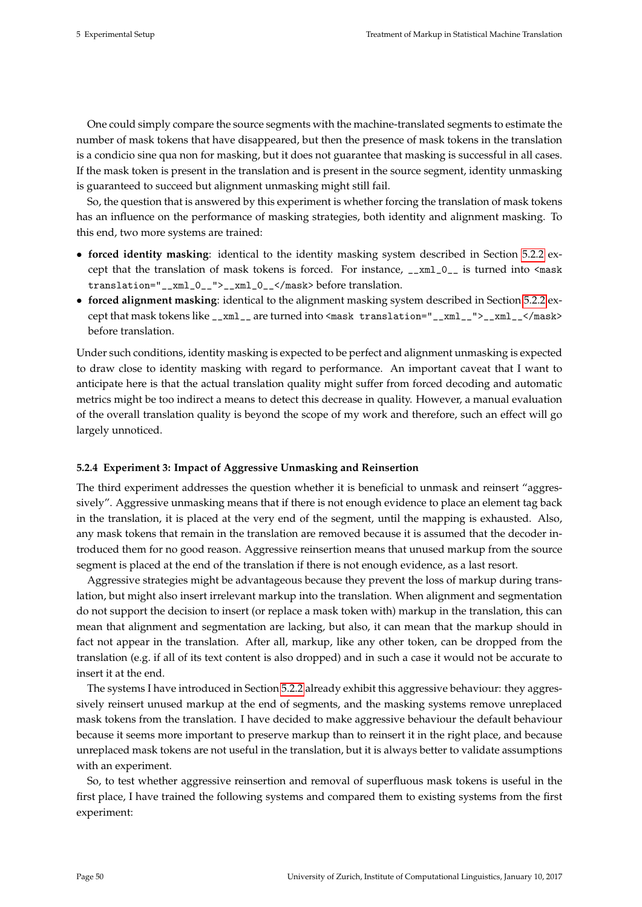One could simply compare the source segments with the machine-translated segments to estimate the number of mask tokens that have disappeared, but then the presence of mask tokens in the translation is a condicio sine qua non for masking, but it does not guarantee that masking is successful in all cases. If the mask token is present in the translation and is present in the source segment, identity unmasking is guaranteed to succeed but alignment unmasking might still fail.

So, the question that is answered by this experiment is whether forcing the translation of mask tokens has an influence on the performance of masking strategies, both identity and alignment masking. To this end, two more systems are trained:

- **forced identity masking**: identical to the identity masking system described in Section 5.2.2 except that the translation of mask tokens is forced. For instance, `__xml_0__` is turned into `<mask translation="__xml_0__">__xml_0__</mask>` before translation.
- **forced alignment masking**: identical to the alignment masking system described in Section 5.2.2 except that mask tokens like `__xml__` are turned into `<mask translation="__xml__">__xml__</mask>` before translation.

Under such conditions, identity masking is expected to be perfect and alignment unmasking is expected to draw close to identity masking with regard to performance. An important caveat that I want to anticipate here is that the actual translation quality might suffer from forced decoding and automatic metrics might be too indirect a means to detect this decrease in quality. However, a manual evaluation of the overall translation quality is beyond the scope of my work and therefore, such an effect will go largely unnoticed.

#### 5.2.4 Experiment 3: Impact of Aggressive Unmasking and Reinsertion

The third experiment addresses the question whether it is beneficial to unmask and reinsert "aggressively". Aggressive unmasking means that if there is not enough evidence to place an element tag back in the translation, it is placed at the very end of the segment, until the mapping is exhausted. Also, any mask tokens that remain in the translation are removed because it is assumed that the decoder introduced them for no good reason. Aggressive reinsertion means that unused markup from the source segment is placed at the end of the translation if there is not enough evidence, as a last resort.

Aggressive strategies might be advantageous because they prevent the loss of markup during translation, but might also insert irrelevant markup into the translation. When alignment and segmentation do not support the decision to insert (or replace a mask token with) markup in the translation, this can mean that alignment and segmentation are lacking, but also, it can mean that the markup should in fact not appear in the translation. After all, markup, like any other token, can be dropped from the translation (e.g. if all of its text content is also dropped) and in such a case it would not be accurate to insert it at the end.

The systems I have introduced in Section 5.2.2 already exhibit this aggressive behaviour: they aggressively reinsert unused markup at the end of segments, and the masking systems remove unreplaced mask tokens from the translation. I have decided to make aggressive behaviour the default behaviour because it seems more important to preserve markup than to reinsert it in the right place, and because unreplaced mask tokens are not useful in the translation, but it is always better to validate assumptions with an experiment.

So, to test whether aggressive reinsertion and removal of superfluous mask tokens is useful in the first place, I have trained the following systems and compared them to existing systems from the first experiment: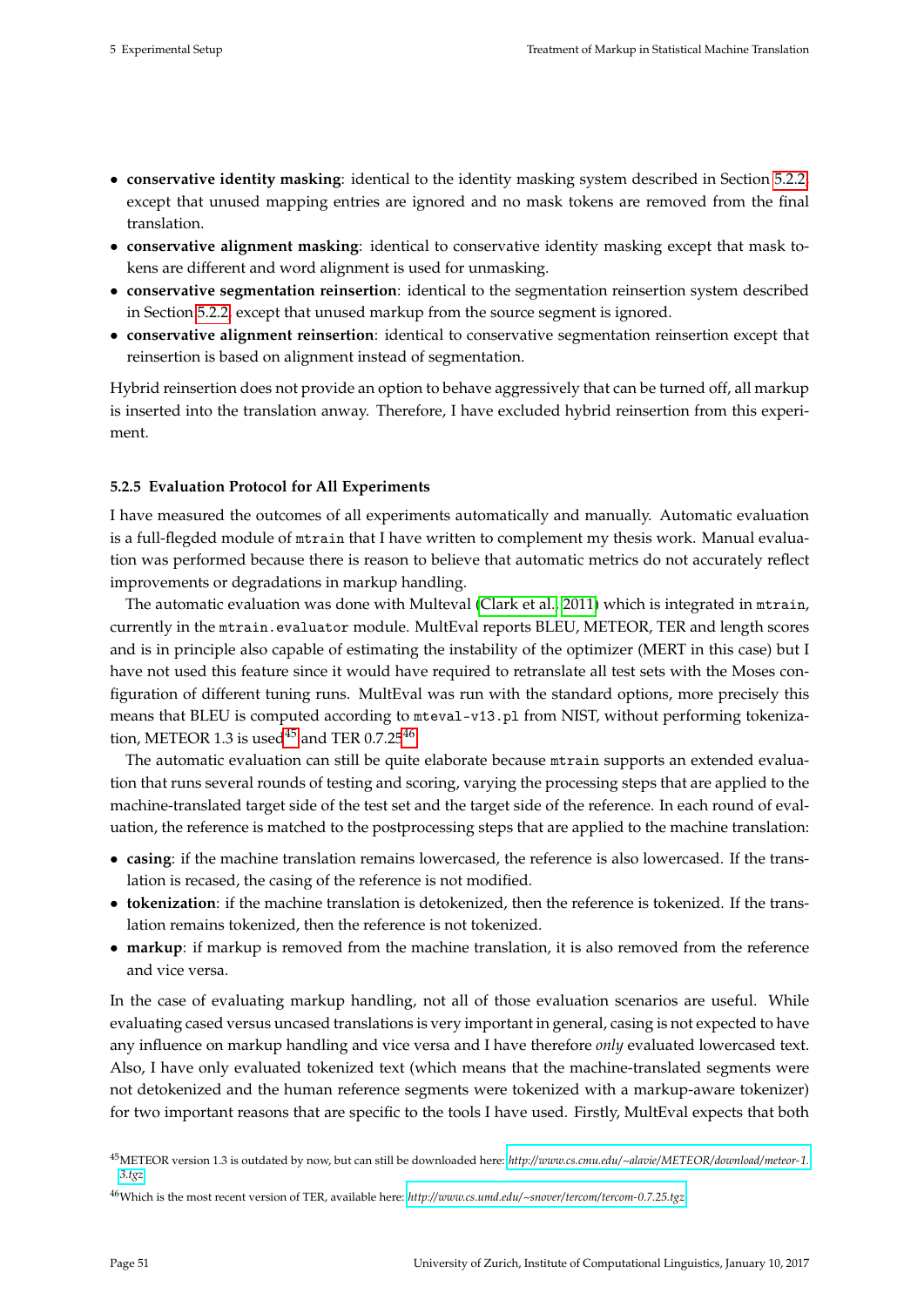- **conservative identity masking**: identical to the identity masking system described in Section 5.2.2, except that unused mapping entries are ignored and no mask tokens are removed from the final translation.
- **conservative alignment masking**: identical to conservative identity masking except that mask tokens are different and word alignment is used for unmasking.
- **conservative segmentation reinsertion**: identical to the segmentation reinsertion system described in Section 5.2.2, except that unused markup from the source segment is ignored.
- **conservative alignment reinsertion**: identical to conservative segmentation reinsertion except that reinsertion is based on alignment instead of segmentation.

Hybrid reinsertion does not provide an option to behave aggressively that can be turned off, all markup is inserted into the translation anway. Therefore, I have excluded hybrid reinsertion from this experiment.

### 5.2.5 Evaluation Protocol for All Experiments

I have measured the outcomes of all experiments automatically and manually. Automatic evaluation is a full-flegded module of `mtrain` that I have written to complement my thesis work. Manual evaluation was performed because there is reason to believe that automatic metrics do not accurately reflect improvements or degradations in markup handling.

The automatic evaluation was done with Multeval (Clark et al., 2011) which is integrated in `mtrain`, currently in the `mtrain.evaluator` module. MultEval reports BLEU, METEOR, TER and length scores and is in principle also capable of estimating the instability of the optimizer (MERT in this case) but I have not used this feature since it would have required to retranslate all test sets with the Moses configuration of different tuning runs. MultEval was run with the standard options, more precisely this means that BLEU is computed according to `mteval-v13.pl` from NIST, without performing tokenization, METEOR 1.3 is used[45] and TER 0.7.25[46].

The automatic evaluation can still be quite elaborate because `mtrain` supports an extended evaluation that runs several rounds of testing and scoring, varying the processing steps that are applied to the machine-translated target side of the test set and the target side of the reference. In each round of evaluation, the reference is matched to the postprocessing steps that are applied to the machine translation:

- **casing**: if the machine translation remains lowercased, the reference is also lowercased. If the translation is recased, the casing of the reference is not modified.
- **tokenization**: if the machine translation is detokenized, then the reference is tokenized. If the translation remains tokenized, then the reference is not tokenized.
- **markup**: if markup is removed from the machine translation, it is also removed from the reference and vice versa.

In the case of evaluating markup handling, not all of those evaluation scenarios are useful. While evaluating cased versus uncased translations is very important in general, casing is not expected to have any influence on markup handling and vice versa and I have therefore *only* evaluated lowercased text. Also, I have only evaluated tokenized text (which means that the machine-translated segments were not detokenized and the human reference segments were tokenized with a markup-aware tokenizer) for two important reasons that are specific to the tools I have used. Firstly, MultEval expects that both

[45] METEOR version 1.3 is outdated by now, but can still be downloaded here: *http://www.cs.cmu.edu/~alavie/METEOR/download/meteor-1.3.tgz*

[46] Which is the most recent version of TER, available here: *http://www.cs.umd.edu/~snover/tercom/tercom-0.7.25.tgz*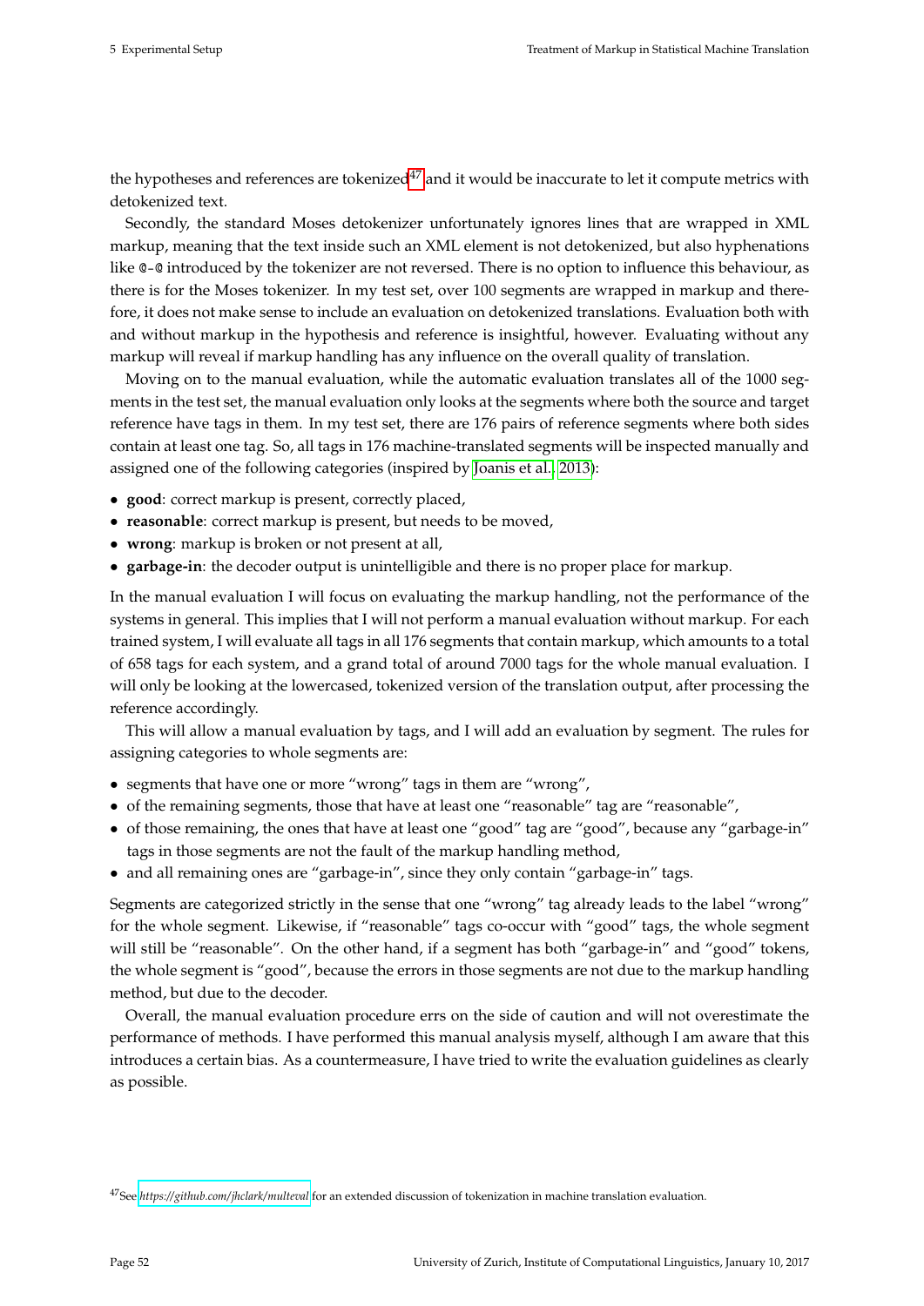the hypotheses and references are tokenized[47] and it would be inaccurate to let it compute metrics with detokenized text.

Secondly, the standard Moses detokenizer unfortunately ignores lines that are wrapped in XML markup, meaning that the text inside such an XML element is not detokenized, but also hyphenations like `@-@` introduced by the tokenizer are not reversed. There is no option to influence this behaviour, as there is for the Moses tokenizer. In my test set, over 100 segments are wrapped in markup and therefore, it does not make sense to include an evaluation on detokenized translations. Evaluation both with and without markup in the hypothesis and reference is insightful, however. Evaluating without any markup will reveal if markup handling has any influence on the overall quality of translation.

Moving on to the manual evaluation, while the automatic evaluation translates all of the 1000 segments in the test set, the manual evaluation only looks at the segments where both the source and target reference have tags in them. In my test set, there are 176 pairs of reference segments where both sides contain at least one tag. So, all tags in 176 machine-translated segments will be inspected manually and assigned one of the following categories (inspired by Joanis et al., 2013):

- **good**: correct markup is present, correctly placed,
- **reasonable**: correct markup is present, but needs to be moved,
- **wrong**: markup is broken or not present at all,
- **garbage-in**: the decoder output is unintelligible and there is no proper place for markup.

In the manual evaluation I will focus on evaluating the markup handling, not the performance of the systems in general. This implies that I will not perform a manual evaluation without markup. For each trained system, I will evaluate all tags in all 176 segments that contain markup, which amounts to a total of 658 tags for each system, and a grand total of around 7000 tags for the whole manual evaluation. I will only be looking at the lowercased, tokenized version of the translation output, after processing the reference accordingly.

This will allow a manual evaluation by tags, and I will add an evaluation by segment. The rules for assigning categories to whole segments are:

- segments that have one or more "wrong" tags in them are "wrong",
- of the remaining segments, those that have at least one "reasonable" tag are "reasonable",
- of those remaining, the ones that have at least one "good" tag are "good", because any "garbage-in" tags in those segments are not the fault of the markup handling method,
- and all remaining ones are "garbage-in", since they only contain "garbage-in" tags.

Segments are categorized strictly in the sense that one "wrong" tag already leads to the label "wrong" for the whole segment. Likewise, if "reasonable" tags co-occur with "good" tags, the whole segment will still be "reasonable". On the other hand, if a segment has both "garbage-in" and "good" tokens, the whole segment is "good", because the errors in those segments are not due to the markup handling method, but due to the decoder.

Overall, the manual evaluation procedure errs on the side of caution and will not overestimate the performance of methods. I have performed this manual analysis myself, although I am aware that this introduces a certain bias. As a countermeasure, I have tried to write the evaluation guidelines as clearly as possible.

[47] See *https://github.com/jhclark/multeval* for an extended discussion of tokenization in machine translation evaluation.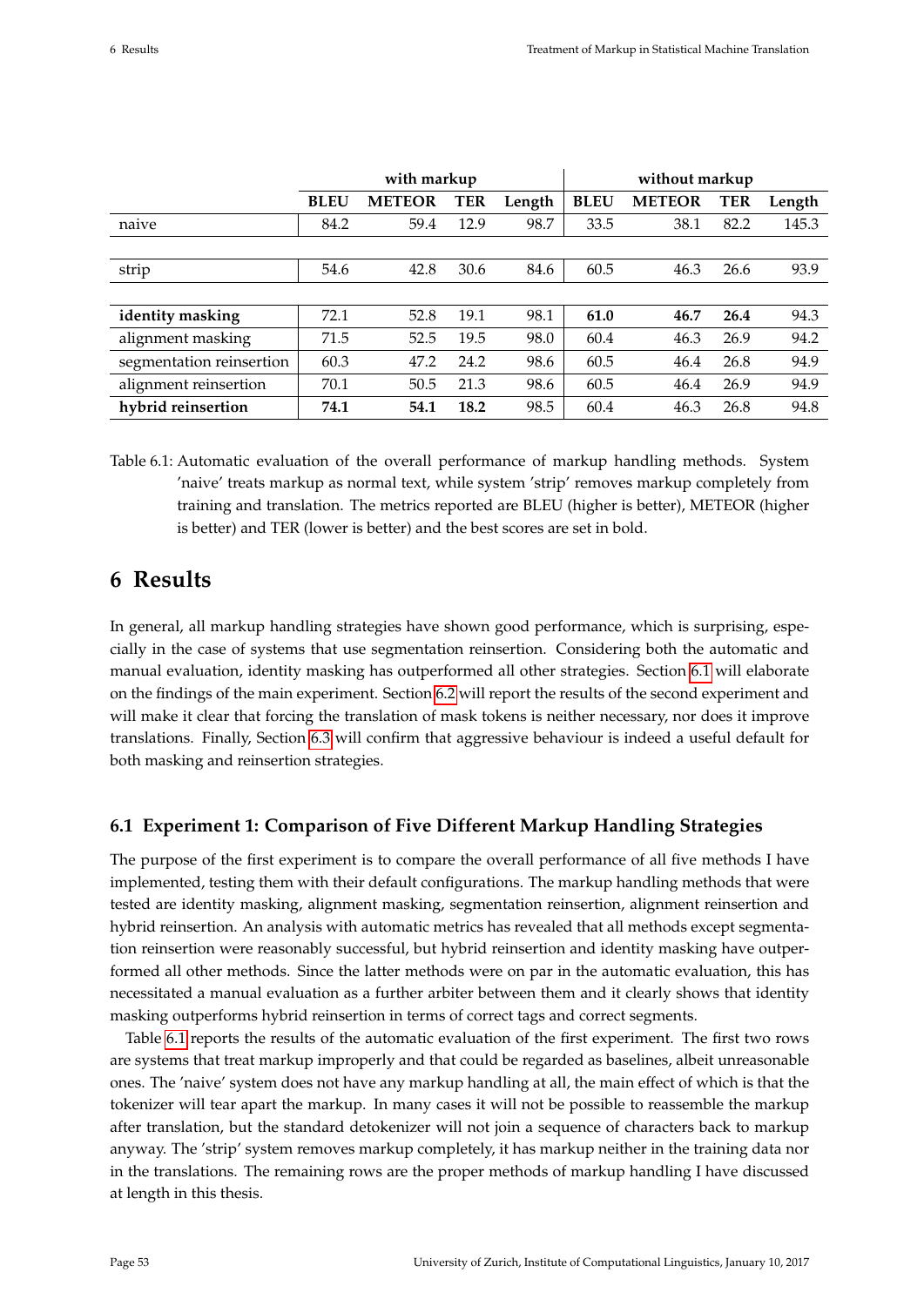| | with markup | | | | without markup | | | |
|---|---|---|---|---|---|---|---|---|
| | **BLEU** | **METEOR** | **TER** | **Length** | **BLEU** | **METEOR** | **TER** | **Length** |
| naive | 84.2 | 59.4 | 12.9 | 98.7 | 33.5 | 38.1 | 82.2 | 145.3 |
| strip | 54.6 | 42.8 | 30.6 | 84.6 | 60.5 | 46.3 | 26.6 | 93.9 |
| **identity masking** | 72.1 | 52.8 | 19.1 | 98.1 | **61.0** | **46.7** | **26.4** | 94.3 |
| alignment masking | 71.5 | 52.5 | 19.5 | 98.0 | 60.4 | 46.3 | 26.9 | 94.2 |
| segmentation reinsertion | 60.3 | 47.2 | 24.2 | 98.6 | 60.5 | 46.4 | 26.8 | 94.9 |
| alignment reinsertion | 70.1 | 50.5 | 21.3 | 98.6 | 60.5 | 46.4 | 26.9 | 94.9 |
| **hybrid reinsertion** | **74.1** | **54.1** | **18.2** | 98.5 | 60.4 | 46.3 | 26.8 | 94.8 |

Table 6.1: Automatic evaluation of the overall performance of markup handling methods. System 'naive' treats markup as normal text, while system 'strip' removes markup completely from training and translation. The metrics reported are BLEU (higher is better), METEOR (higher is better) and TER (lower is better) and the best scores are set in bold.

# 6 Results

In general, all markup handling strategies have shown good performance, which is surprising, especially in the case of systems that use segmentation reinsertion. Considering both the automatic and manual evaluation, identity masking has outperformed all other strategies. Section 6.1 will elaborate on the findings of the main experiment. Section 6.2 will report the results of the second experiment and will make it clear that forcing the translation of mask tokens is neither necessary, nor does it improve translations. Finally, Section 6.3 will confirm that aggressive behaviour is indeed a useful default for both masking and reinsertion strategies.

## 6.1 Experiment 1: Comparison of Five Different Markup Handling Strategies

The purpose of the first experiment is to compare the overall performance of all five methods I have implemented, testing them with their default configurations. The markup handling methods that were tested are identity masking, alignment masking, segmentation reinsertion, alignment reinsertion and hybrid reinsertion. An analysis with automatic metrics has revealed that all methods except segmentation reinsertion were reasonably successful, but hybrid reinsertion and identity masking have outperformed all other methods. Since the latter methods were on par in the automatic evaluation, this has necessitated a manual evaluation as a further arbiter between them and it clearly shows that identity masking outperforms hybrid reinsertion in terms of correct tags and correct segments.

Table 6.1 reports the results of the automatic evaluation of the first experiment. The first two rows are systems that treat markup improperly and that could be regarded as baselines, albeit unreasonable ones. The 'naive' system does not have any markup handling at all, the main effect of which is that the tokenizer will tear apart the markup. In many cases it will not be possible to reassemble the markup after translation, but the standard detokenizer will not join a sequence of characters back to markup anyway. The 'strip' system removes markup completely, it has markup neither in the training data nor in the translations. The remaining rows are the proper methods of markup handling I have discussed at length in this thesis.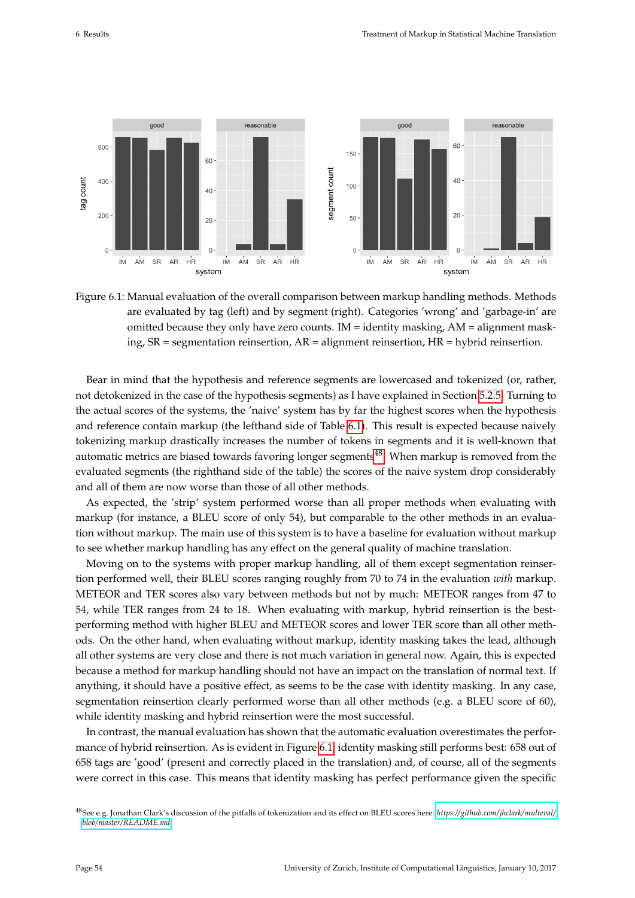Figure 6.1: Manual evaluation of the overall comparison between markup handling methods. Methods are evaluated by tag (left) and by segment (right). Categories 'wrong' and 'garbage-in' are omitted because they only have zero counts. IM = identity masking, AM = alignment masking, SR = segmentation reinsertion, AR = alignment reinsertion, HR = hybrid reinsertion.

Bear in mind that the hypothesis and reference segments are lowercased and tokenized (or, rather, not detokenized in the case of the hypothesis segments) as I have explained in Section 5.2.5. Turning to the actual scores of the systems, the 'naive' system has by far the highest scores when the hypothesis and reference contain markup (the lefthand side of Table 6.1). This result is expected because naively tokenizing markup drastically increases the number of tokens in segments and it is well-known that automatic metrics are biased towards favoring longer segments[48]. When markup is removed from the evaluated segments (the righthand side of the table) the scores of the naive system drop considerably and all of them are now worse than those of all other methods.

As expected, the 'strip' system performed worse than all proper methods when evaluating with markup (for instance, a BLEU score of only 54), but comparable to the other methods in an evaluation without markup. The main use of this system is to have a baseline for evaluation without markup to see whether markup handling has any effect on the general quality of machine translation.

Moving on to the systems with proper markup handling, all of them except segmentation reinsertion performed well, their BLEU scores ranging roughly from 70 to 74 in the evaluation *with* markup. METEOR and TER scores also vary between methods but not by much: METEOR ranges from 47 to 54, while TER ranges from 24 to 18. When evaluating with markup, hybrid reinsertion is the best-performing method with higher BLEU and METEOR scores and lower TER score than all other methods. On the other hand, when evaluating without markup, identity masking takes the lead, although all other systems are very close and there is not much variation in general now. Again, this is expected because a method for markup handling should not have an impact on the translation of normal text. If anything, it should have a positive effect, as seems to be the case with identity masking. In any case, segmentation reinsertion clearly performed worse than all other methods (e.g. a BLEU score of 60), while identity masking and hybrid reinsertion were the most successful.

In contrast, the manual evaluation has shown that the automatic evaluation overestimates the performance of hybrid reinsertion. As is evident in Figure 6.1, identity masking still performs best: 658 out of 658 tags are 'good' (present and correctly placed in the translation) and, of course, all of the segments were correct in this case. This means that identity masking has perfect performance given the specific

[48] See e.g. Jonathan Clark's discussion of the pitfalls of tokenization and its effect on BLEU scores here: *https://github.com/jhclark/multeval/blob/master/README.md*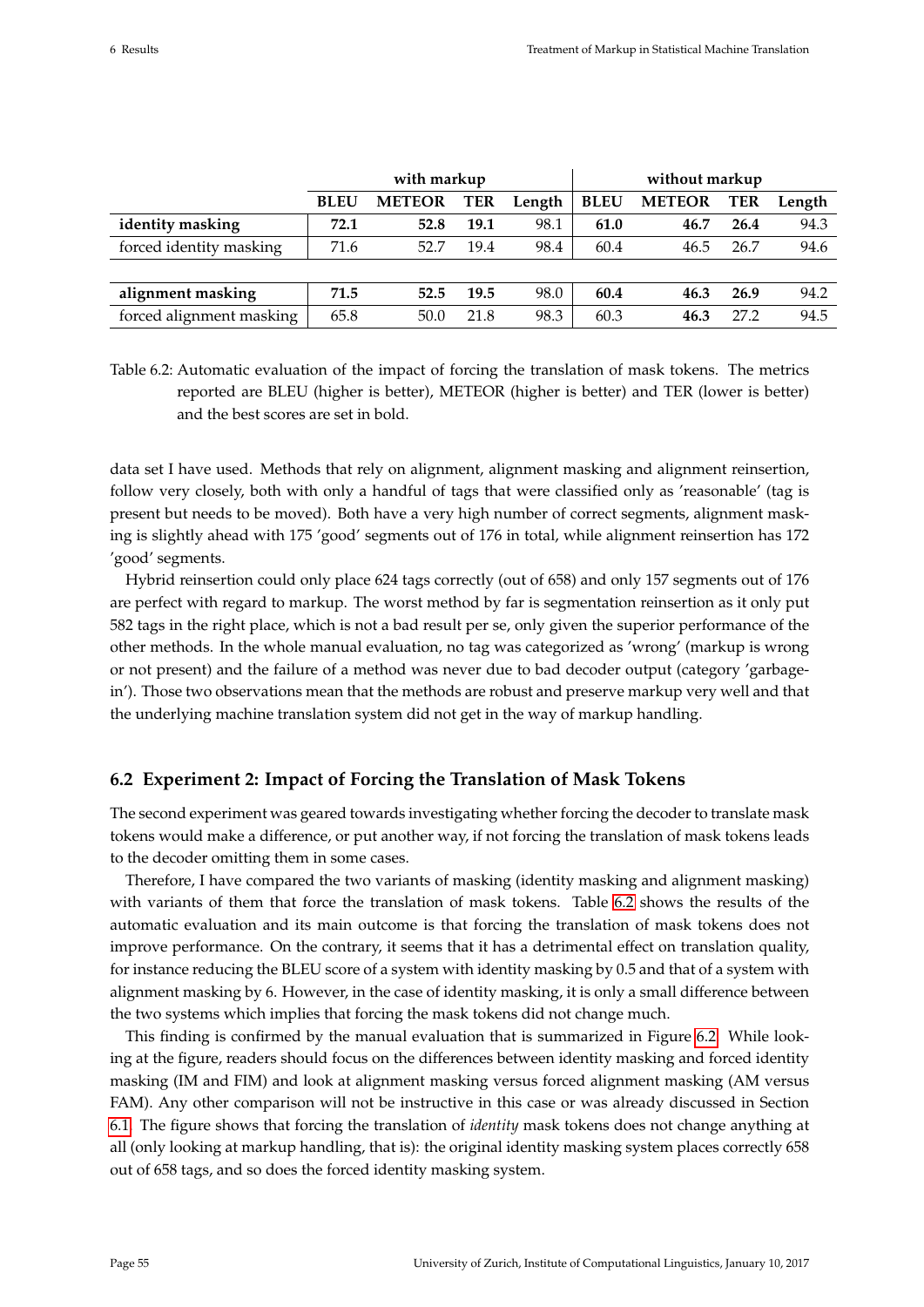| | with markup | | | | without markup | | | |
|---|---|---|---|---|---|---|---|---|
| | **BLEU** | **METEOR** | **TER** | **Length** | **BLEU** | **METEOR** | **TER** | **Length** |
| **identity masking** | **72.1** | **52.8** | **19.1** | 98.1 | **61.0** | **46.7** | **26.4** | 94.3 |
| forced identity masking | 71.6 | 52.7 | 19.4 | 98.4 | 60.4 | 46.5 | 26.7 | 94.6 |
| | | | | | | | | |
| **alignment masking** | **71.5** | **52.5** | **19.5** | 98.0 | **60.4** | **46.3** | **26.9** | 94.2 |
| forced alignment masking | 65.8 | 50.0 | 21.8 | 98.3 | 60.3 | **46.3** | 27.2 | 94.5 |

Table 6.2: Automatic evaluation of the impact of forcing the translation of mask tokens. The metrics reported are BLEU (higher is better), METEOR (higher is better) and TER (lower is better) and the best scores are set in bold.

data set I have used. Methods that rely on alignment, alignment masking and alignment reinsertion, follow very closely, both with only a handful of tags that were classified only as 'reasonable' (tag is present but needs to be moved). Both have a very high number of correct segments, alignment masking is slightly ahead with 175 'good' segments out of 176 in total, while alignment reinsertion has 172 'good' segments.

Hybrid reinsertion could only place 624 tags correctly (out of 658) and only 157 segments out of 176 are perfect with regard to markup. The worst method by far is segmentation reinsertion as it only put 582 tags in the right place, which is not a bad result per se, only given the superior performance of the other methods. In the whole manual evaluation, no tag was categorized as 'wrong' (markup is wrong or not present) and the failure of a method was never due to bad decoder output (category 'garbage-in'). Those two observations mean that the methods are robust and preserve markup very well and that the underlying machine translation system did not get in the way of markup handling.

## 6.2 Experiment 2: Impact of Forcing the Translation of Mask Tokens

The second experiment was geared towards investigating whether forcing the decoder to translate mask tokens would make a difference, or put another way, if not forcing the translation of mask tokens leads to the decoder omitting them in some cases.

Therefore, I have compared the two variants of masking (identity masking and alignment masking) with variants of them that force the translation of mask tokens. Table 6.2 shows the results of the automatic evaluation and its main outcome is that forcing the translation of mask tokens does not improve performance. On the contrary, it seems that it has a detrimental effect on translation quality, for instance reducing the BLEU score of a system with identity masking by 0.5 and that of a system with alignment masking by 6. However, in the case of identity masking, it is only a small difference between the two systems which implies that forcing the mask tokens did not change much.

This finding is confirmed by the manual evaluation that is summarized in Figure 6.2. While looking at the figure, readers should focus on the differences between identity masking and forced identity masking (IM and FIM) and look at alignment masking versus forced alignment masking (AM versus FAM). Any other comparison will not be instructive in this case or was already discussed in Section 6.1. The figure shows that forcing the translation of *identity* mask tokens does not change anything at all (only looking at markup handling, that is): the original identity masking system places correctly 658 out of 658 tags, and so does the forced identity masking system.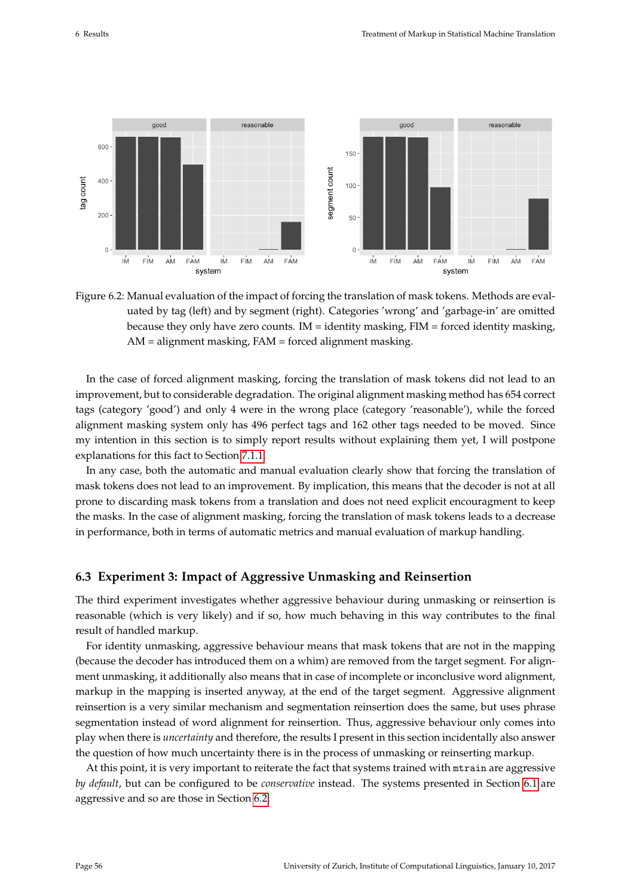Figure 6.2: Manual evaluation of the impact of forcing the translation of mask tokens. Methods are evaluated by tag (left) and by segment (right). Categories 'wrong' and 'garbage-in' are omitted because they only have zero counts. IM = identity masking, FIM = forced identity masking, AM = alignment masking, FAM = forced alignment masking.

In the case of forced alignment masking, forcing the translation of mask tokens did not lead to an improvement, but to considerable degradation. The original alignment masking method has 654 correct tags (category 'good') and only 4 were in the wrong place (category 'reasonable'), while the forced alignment masking system only has 496 perfect tags and 162 other tags needed to be moved. Since my intention in this section is to simply report results without explaining them yet, I will postpone explanations for this fact to Section 7.1.1.

In any case, both the automatic and manual evaluation clearly show that forcing the translation of mask tokens does not lead to an improvement. By implication, this means that the decoder is not at all prone to discarding mask tokens from a translation and does not need explicit encouragment to keep the masks. In the case of alignment masking, forcing the translation of mask tokens leads to a decrease in performance, both in terms of automatic metrics and manual evaluation of markup handling.

## 6.3 Experiment 3: Impact of Aggressive Unmasking and Reinsertion

The third experiment investigates whether aggressive behaviour during unmasking or reinsertion is reasonable (which is very likely) and if so, how much behaving in this way contributes to the final result of handled markup.

For identity unmasking, aggressive behaviour means that mask tokens that are not in the mapping (because the decoder has introduced them on a whim) are removed from the target segment. For alignment unmasking, it additionally also means that in case of incomplete or inconclusive word alignment, markup in the mapping is inserted anyway, at the end of the target segment. Aggressive alignment reinsertion is a very similar mechanism and segmentation reinsertion does the same, but uses phrase segmentation instead of word alignment for reinsertion. Thus, aggressive behaviour only comes into play when there is *uncertainty* and therefore, the results I present in this section incidentally also answer the question of how much uncertainty there is in the process of unmasking or reinserting markup.

At this point, it is very important to reiterate the fact that systems trained with `mtrain` are aggressive *by default*, but can be configured to be *conservative* instead. The systems presented in Section 6.1 are aggressive and so are those in Section 6.2.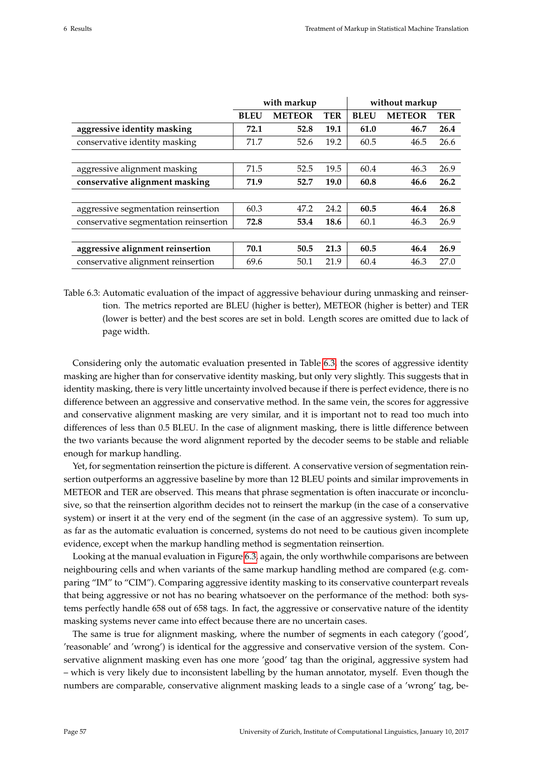| | with markup | | | without markup | | |
|---|---|---|---|---|---|---|
| | **BLEU** | **METEOR** | **TER** | **BLEU** | **METEOR** | **TER** |
| **aggressive identity masking** | **72.1** | **52.8** | **19.1** | **61.0** | **46.7** | **26.4** |
| conservative identity masking | 71.7 | 52.6 | 19.2 | 60.5 | 46.5 | 26.6 |
| | | | | | | |
| aggressive alignment masking | 71.5 | 52.5 | 19.5 | 60.4 | 46.3 | 26.9 |
| **conservative alignment masking** | **71.9** | **52.7** | **19.0** | **60.8** | **46.6** | **26.2** |
| | | | | | | |
| aggressive segmentation reinsertion | 60.3 | 47.2 | 24.2 | **60.5** | **46.4** | **26.8** |
| conservative segmentation reinsertion | **72.8** | **53.4** | **18.6** | 60.1 | 46.3 | 26.9 |
| | | | | | | |
| **aggressive alignment reinsertion** | **70.1** | **50.5** | **21.3** | **60.5** | **46.4** | **26.9** |
| conservative alignment reinsertion | 69.6 | 50.1 | 21.9 | 60.4 | 46.3 | 27.0 |

Table 6.3: Automatic evaluation of the impact of aggressive behaviour during unmasking and reinsertion. The metrics reported are BLEU (higher is better), METEOR (higher is better) and TER (lower is better) and the best scores are set in bold. Length scores are omitted due to lack of page width.

Considering only the automatic evaluation presented in Table 6.3, the scores of aggressive identity masking are higher than for conservative identity masking, but only very slightly. This suggests that in identity masking, there is very little uncertainty involved because if there is perfect evidence, there is no difference between an aggressive and conservative method. In the same vein, the scores for aggressive and conservative alignment masking are very similar, and it is important not to read too much into differences of less than 0.5 BLEU. In the case of alignment masking, there is little difference between the two variants because the word alignment reported by the decoder seems to be stable and reliable enough for markup handling.

Yet, for segmentation reinsertion the picture is different. A conservative version of segmentation reinsertion outperforms an aggressive baseline by more than 12 BLEU points and similar improvements in METEOR and TER are observed. This means that phrase segmentation is often inaccurate or inconclusive, so that the reinsertion algorithm decides not to reinsert the markup (in the case of a conservative system) or insert it at the very end of the segment (in the case of an aggressive system). To sum up, as far as the automatic evaluation is concerned, systems do not need to be cautious given incomplete evidence, except when the markup handling method is segmentation reinsertion.

Looking at the manual evaluation in Figure 6.3, again, the only worthwhile comparisons are between neighbouring cells and when variants of the same markup handling method are compared (e.g. comparing "IM" to "CIM"). Comparing aggressive identity masking to its conservative counterpart reveals that being aggressive or not has no bearing whatsoever on the performance of the method: both systems perfectly handle 658 out of 658 tags. In fact, the aggressive or conservative nature of the identity masking systems never came into effect because there are no uncertain cases.

The same is true for alignment masking, where the number of segments in each category ('good', 'reasonable' and 'wrong') is identical for the aggressive and conservative version of the system. Conservative alignment masking even has one more 'good' tag than the original, aggressive system had – which is very likely due to inconsistent labelling by the human annotator, myself. Even though the numbers are comparable, conservative alignment masking leads to a single case of a 'wrong' tag, be-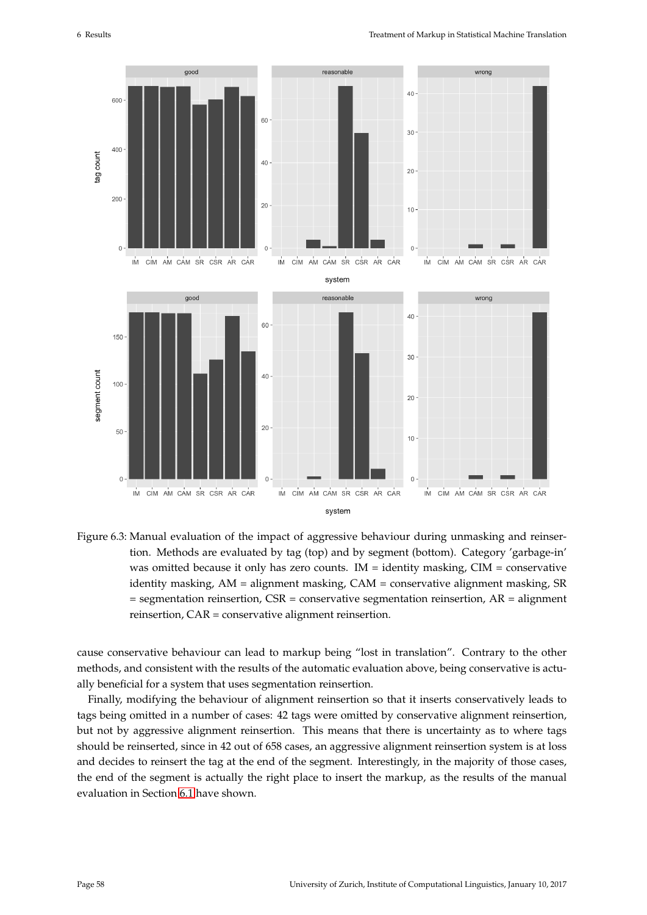Figure 6.3: Manual evaluation of the impact of aggressive behaviour during unmasking and reinsertion. Methods are evaluated by tag (top) and by segment (bottom). Category 'garbage-in' was omitted because it only has zero counts. IM = identity masking, CIM = conservative identity masking, AM = alignment masking, CAM = conservative alignment masking, SR = segmentation reinsertion, CSR = conservative segmentation reinsertion, AR = alignment reinsertion, CAR = conservative alignment reinsertion.

cause conservative behaviour can lead to markup being "lost in translation". Contrary to the other methods, and consistent with the results of the automatic evaluation above, being conservative is actually beneficial for a system that uses segmentation reinsertion.

Finally, modifying the behaviour of alignment reinsertion so that it inserts conservatively leads to tags being omitted in a number of cases: 42 tags were omitted by conservative alignment reinsertion, but not by aggressive alignment reinsertion. This means that there is uncertainty as to where tags should be reinserted, since in 42 out of 658 cases, an aggressive alignment reinsertion system is at loss and decides to reinsert the tag at the end of the segment. Interestingly, in the majority of those cases, the end of the segment is actually the right place to insert the markup, as the results of the manual evaluation in Section 6.1 have shown.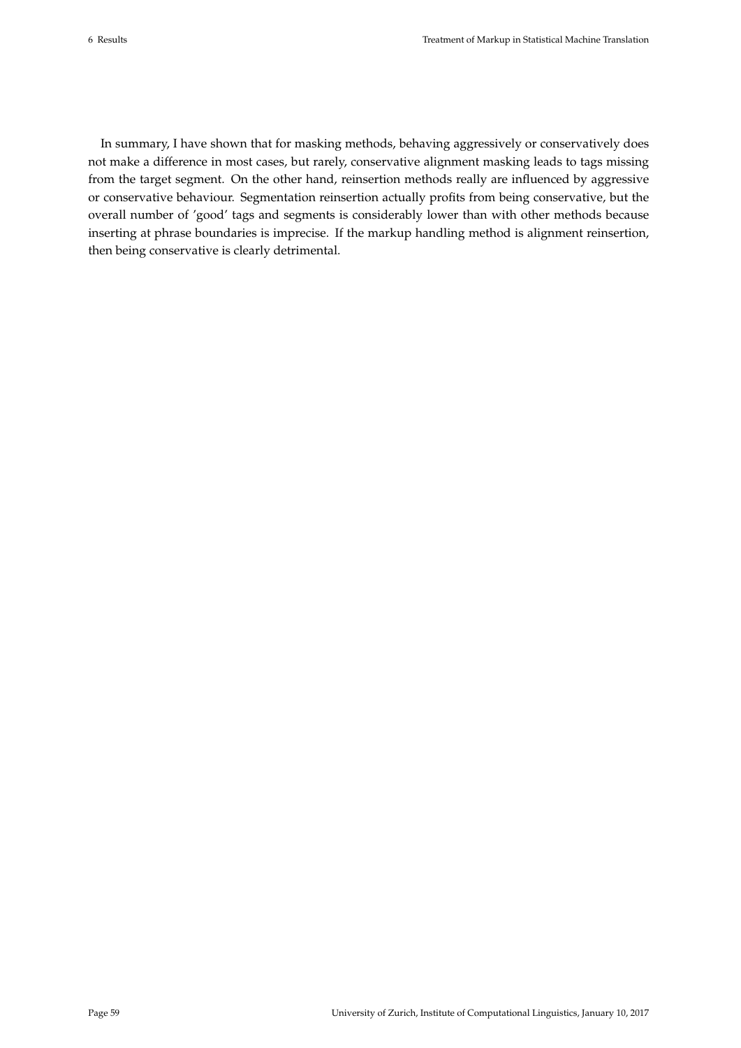In summary, I have shown that for masking methods, behaving aggressively or conservatively does not make a difference in most cases, but rarely, conservative alignment masking leads to tags missing from the target segment. On the other hand, reinsertion methods really are influenced by aggressive or conservative behaviour. Segmentation reinsertion actually profits from being conservative, but the overall number of 'good' tags and segments is considerably lower than with other methods because inserting at phrase boundaries is imprecise. If the markup handling method is alignment reinsertion, then being conservative is clearly detrimental.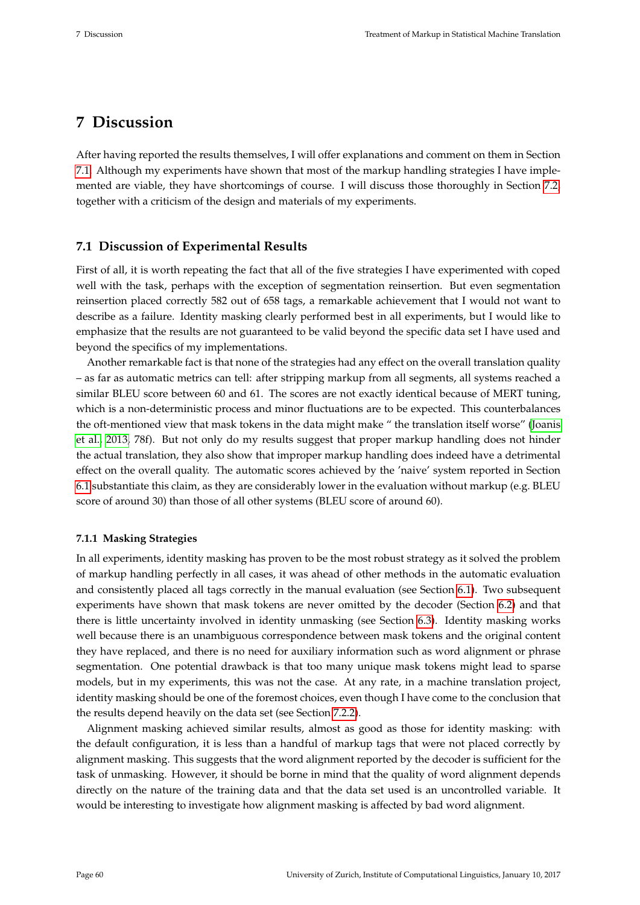# 7 Discussion

After having reported the results themselves, I will offer explanations and comment on them in Section 7.1. Although my experiments have shown that most of the markup handling strategies I have implemented are viable, they have shortcomings of course. I will discuss those thoroughly in Section 7.2, together with a criticism of the design and materials of my experiments.

## 7.1 Discussion of Experimental Results

First of all, it is worth repeating the fact that all of the five strategies I have experimented with coped well with the task, perhaps with the exception of segmentation reinsertion. But even segmentation reinsertion placed correctly 582 out of 658 tags, a remarkable achievement that I would not want to describe as a failure. Identity masking clearly performed best in all experiments, but I would like to emphasize that the results are not guaranteed to be valid beyond the specific data set I have used and beyond the specifics of my implementations.

Another remarkable fact is that none of the strategies had any effect on the overall translation quality – as far as automatic metrics can tell: after stripping markup from all segments, all systems reached a similar BLEU score between 60 and 61. The scores are not exactly identical because of MERT tuning, which is a non-deterministic process and minor fluctuations are to be expected. This counterbalances the oft-mentioned view that mask tokens in the data might make " the translation itself worse" (Joanis et al., 2013, 78f). But not only do my results suggest that proper markup handling does not hinder the actual translation, they also show that improper markup handling does indeed have a detrimental effect on the overall quality. The automatic scores achieved by the 'naive' system reported in Section 6.1 substantiate this claim, as they are considerably lower in the evaluation without markup (e.g. BLEU score of around 30) than those of all other systems (BLEU score of around 60).

### 7.1.1 Masking Strategies

In all experiments, identity masking has proven to be the most robust strategy as it solved the problem of markup handling perfectly in all cases, it was ahead of other methods in the automatic evaluation and consistently placed all tags correctly in the manual evaluation (see Section 6.1). Two subsequent experiments have shown that mask tokens are never omitted by the decoder (Section 6.2) and that there is little uncertainty involved in identity unmasking (see Section 6.3). Identity masking works well because there is an unambiguous correspondence between mask tokens and the original content they have replaced, and there is no need for auxiliary information such as word alignment or phrase segmentation. One potential drawback is that too many unique mask tokens might lead to sparse models, but in my experiments, this was not the case. At any rate, in a machine translation project, identity masking should be one of the foremost choices, even though I have come to the conclusion that the results depend heavily on the data set (see Section 7.2.2).

Alignment masking achieved similar results, almost as good as those for identity masking: with the default configuration, it is less than a handful of markup tags that were not placed correctly by alignment masking. This suggests that the word alignment reported by the decoder is sufficient for the task of unmasking. However, it should be borne in mind that the quality of word alignment depends directly on the nature of the training data and that the data set used is an uncontrolled variable. It would be interesting to investigate how alignment masking is affected by bad word alignment.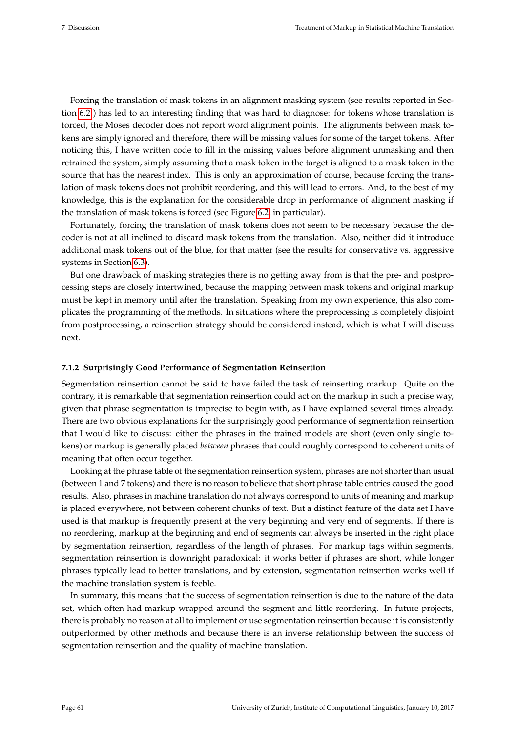Forcing the translation of mask tokens in an alignment masking system (see results reported in Section 6.2 ) has led to an interesting finding that was hard to diagnose: for tokens whose translation is forced, the Moses decoder does not report word alignment points. The alignments between mask tokens are simply ignored and therefore, there will be missing values for some of the target tokens. After noticing this, I have written code to fill in the missing values before alignment unmasking and then retrained the system, simply assuming that a mask token in the target is aligned to a mask token in the source that has the nearest index. This is only an approximation of course, because forcing the translation of mask tokens does not prohibit reordering, and this will lead to errors. And, to the best of my knowledge, this is the explanation for the considerable drop in performance of alignment masking if the translation of mask tokens is forced (see Figure 6.2, in particular).

Fortunately, forcing the translation of mask tokens does not seem to be necessary because the decoder is not at all inclined to discard mask tokens from the translation. Also, neither did it introduce additional mask tokens out of the blue, for that matter (see the results for conservative vs. aggressive systems in Section 6.3).

But one drawback of masking strategies there is no getting away from is that the pre- and postprocessing steps are closely intertwined, because the mapping between mask tokens and original markup must be kept in memory until after the translation. Speaking from my own experience, this also complicates the programming of the methods. In situations where the preprocessing is completely disjoint from postprocessing, a reinsertion strategy should be considered instead, which is what I will discuss next.

### 7.1.2 Surprisingly Good Performance of Segmentation Reinsertion

Segmentation reinsertion cannot be said to have failed the task of reinserting markup. Quite on the contrary, it is remarkable that segmentation reinsertion could act on the markup in such a precise way, given that phrase segmentation is imprecise to begin with, as I have explained several times already. There are two obvious explanations for the surprisingly good performance of segmentation reinsertion that I would like to discuss: either the phrases in the trained models are short (even only single tokens) or markup is generally placed *between* phrases that could roughly correspond to coherent units of meaning that often occur together.

Looking at the phrase table of the segmentation reinsertion system, phrases are not shorter than usual (between 1 and 7 tokens) and there is no reason to believe that short phrase table entries caused the good results. Also, phrases in machine translation do not always correspond to units of meaning and markup is placed everywhere, not between coherent chunks of text. But a distinct feature of the data set I have used is that markup is frequently present at the very beginning and very end of segments. If there is no reordering, markup at the beginning and end of segments can always be inserted in the right place by segmentation reinsertion, regardless of the length of phrases. For markup tags within segments, segmentation reinsertion is downright paradoxical: it works better if phrases are short, while longer phrases typically lead to better translations, and by extension, segmentation reinsertion works well if the machine translation system is feeble.

In summary, this means that the success of segmentation reinsertion is due to the nature of the data set, which often had markup wrapped around the segment and little reordering. In future projects, there is probably no reason at all to implement or use segmentation reinsertion because it is consistently outperformed by other methods and because there is an inverse relationship between the success of segmentation reinsertion and the quality of machine translation.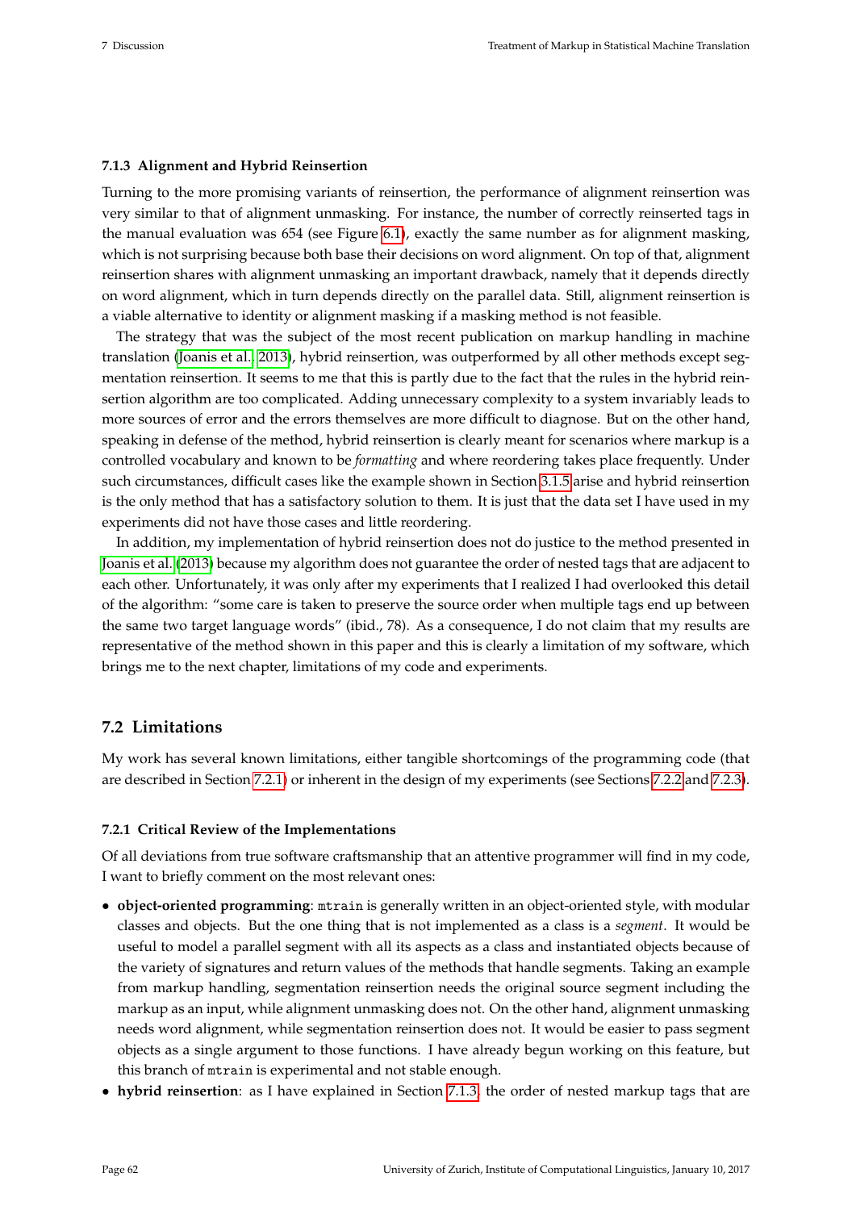### 7.1.3 Alignment and Hybrid Reinsertion

Turning to the more promising variants of reinsertion, the performance of alignment reinsertion was very similar to that of alignment unmasking. For instance, the number of correctly reinserted tags in the manual evaluation was 654 (see Figure 6.1), exactly the same number as for alignment masking, which is not surprising because both base their decisions on word alignment. On top of that, alignment reinsertion shares with alignment unmasking an important drawback, namely that it depends directly on word alignment, which in turn depends directly on the parallel data. Still, alignment reinsertion is a viable alternative to identity or alignment masking if a masking method is not feasible.

The strategy that was the subject of the most recent publication on markup handling in machine translation (Joanis et al., 2013), hybrid reinsertion, was outperformed by all other methods except segmentation reinsertion. It seems to me that this is partly due to the fact that the rules in the hybrid reinsertion algorithm are too complicated. Adding unnecessary complexity to a system invariably leads to more sources of error and the errors themselves are more difficult to diagnose. But on the other hand, speaking in defense of the method, hybrid reinsertion is clearly meant for scenarios where markup is a controlled vocabulary and known to be *formatting* and where reordering takes place frequently. Under such circumstances, difficult cases like the example shown in Section 3.1.5 arise and hybrid reinsertion is the only method that has a satisfactory solution to them. It is just that the data set I have used in my experiments did not have those cases and little reordering.

In addition, my implementation of hybrid reinsertion does not do justice to the method presented in Joanis et al. (2013) because my algorithm does not guarantee the order of nested tags that are adjacent to each other. Unfortunately, it was only after my experiments that I realized I had overlooked this detail of the algorithm: "some care is taken to preserve the source order when multiple tags end up between the same two target language words" (ibid., 78). As a consequence, I do not claim that my results are representative of the method shown in this paper and this is clearly a limitation of my software, which brings me to the next chapter, limitations of my code and experiments.

## 7.2 Limitations

My work has several known limitations, either tangible shortcomings of the programming code (that are described in Section 7.2.1) or inherent in the design of my experiments (see Sections 7.2.2 and 7.2.3).

### 7.2.1 Critical Review of the Implementations

Of all deviations from true software craftsmanship that an attentive programmer will find in my code, I want to briefly comment on the most relevant ones:

- **object-oriented programming**: `mtrain` is generally written in an object-oriented style, with modular classes and objects. But the one thing that is not implemented as a class is a *segment*. It would be useful to model a parallel segment with all its aspects as a class and instantiated objects because of the variety of signatures and return values of the methods that handle segments. Taking an example from markup handling, segmentation reinsertion needs the original source segment including the markup as an input, while alignment unmasking does not. On the other hand, alignment unmasking needs word alignment, while segmentation reinsertion does not. It would be easier to pass segment objects as a single argument to those functions. I have already begun working on this feature, but this branch of `mtrain` is experimental and not stable enough.
- **hybrid reinsertion**: as I have explained in Section 7.1.3, the order of nested markup tags that are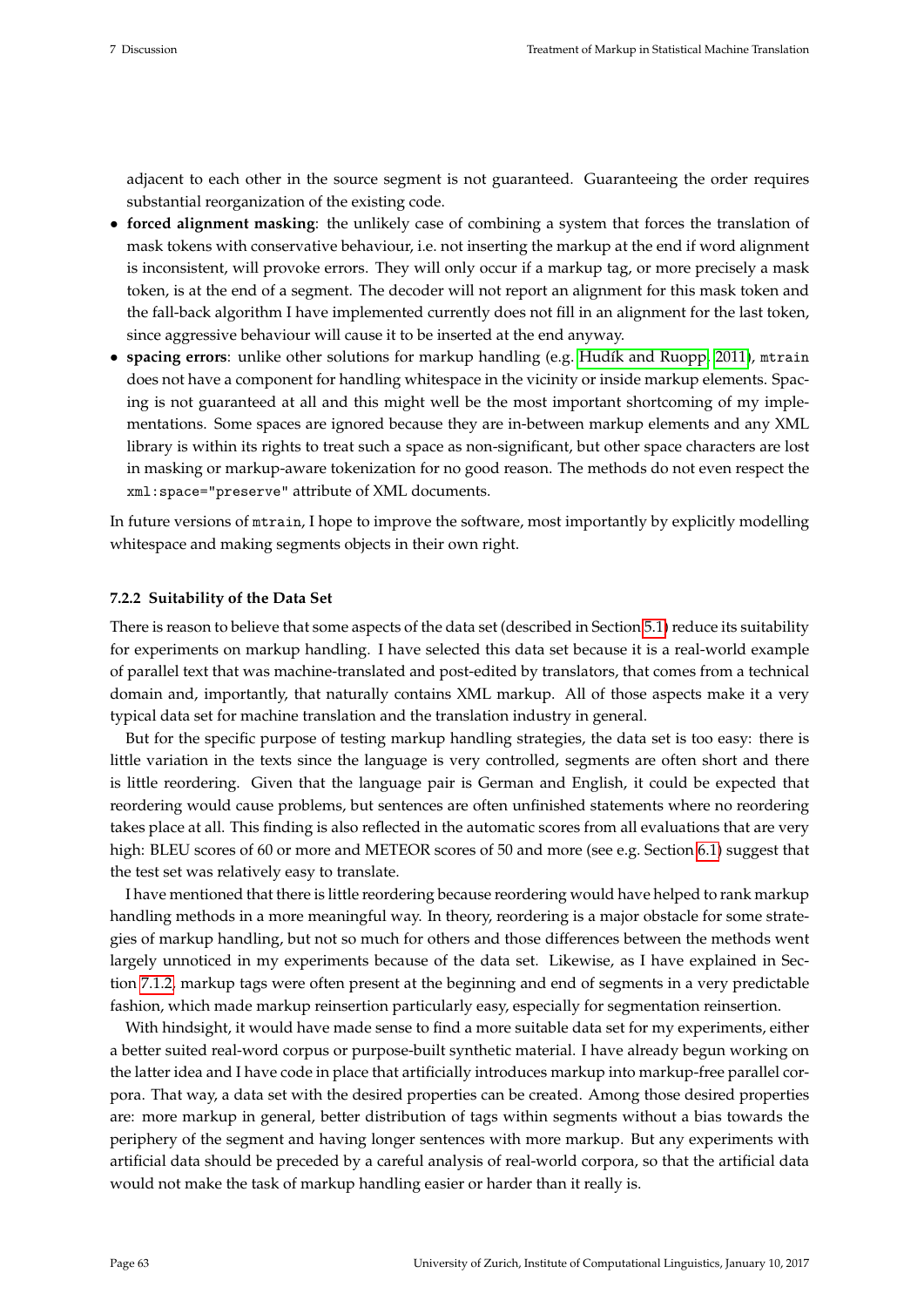adjacent to each other in the source segment is not guaranteed. Guaranteeing the order requires substantial reorganization of the existing code.

- **forced alignment masking**: the unlikely case of combining a system that forces the translation of mask tokens with conservative behaviour, i.e. not inserting the markup at the end if word alignment is inconsistent, will provoke errors. They will only occur if a markup tag, or more precisely a mask token, is at the end of a segment. The decoder will not report an alignment for this mask token and the fall-back algorithm I have implemented currently does not fill in an alignment for the last token, since aggressive behaviour will cause it to be inserted at the end anyway.
- **spacing errors**: unlike other solutions for markup handling (e.g. Hudík and Ruopp, 2011), `mtrain` does not have a component for handling whitespace in the vicinity or inside markup elements. Spacing is not guaranteed at all and this might well be the most important shortcoming of my implementations. Some spaces are ignored because they are in-between markup elements and any XML library is within its rights to treat such a space as non-significant, but other space characters are lost in masking or markup-aware tokenization for no good reason. The methods do not even respect the `xml:space="preserve"` attribute of XML documents.

In future versions of `mtrain`, I hope to improve the software, most importantly by explicitly modelling whitespace and making segments objects in their own right.

### 7.2.2 Suitability of the Data Set

There is reason to believe that some aspects of the data set (described in Section 5.1) reduce its suitability for experiments on markup handling. I have selected this data set because it is a real-world example of parallel text that was machine-translated and post-edited by translators, that comes from a technical domain and, importantly, that naturally contains XML markup. All of those aspects make it a very typical data set for machine translation and the translation industry in general.

But for the specific purpose of testing markup handling strategies, the data set is too easy: there is little variation in the texts since the language is very controlled, segments are often short and there is little reordering. Given that the language pair is German and English, it could be expected that reordering would cause problems, but sentences are often unfinished statements where no reordering takes place at all. This finding is also reflected in the automatic scores from all evaluations that are very high: BLEU scores of 60 or more and METEOR scores of 50 and more (see e.g. Section 6.1) suggest that the test set was relatively easy to translate.

I have mentioned that there is little reordering because reordering would have helped to rank markup handling methods in a more meaningful way. In theory, reordering is a major obstacle for some strategies of markup handling, but not so much for others and those differences between the methods went largely unnoticed in my experiments because of the data set. Likewise, as I have explained in Section 7.1.2, markup tags were often present at the beginning and end of segments in a very predictable fashion, which made markup reinsertion particularly easy, especially for segmentation reinsertion.

With hindsight, it would have made sense to find a more suitable data set for my experiments, either a better suited real-word corpus or purpose-built synthetic material. I have already begun working on the latter idea and I have code in place that artificially introduces markup into markup-free parallel corpora. That way, a data set with the desired properties can be created. Among those desired properties are: more markup in general, better distribution of tags within segments without a bias towards the periphery of the segment and having longer sentences with more markup. But any experiments with artificial data should be preceded by a careful analysis of real-world corpora, so that the artificial data would not make the task of markup handling easier or harder than it really is.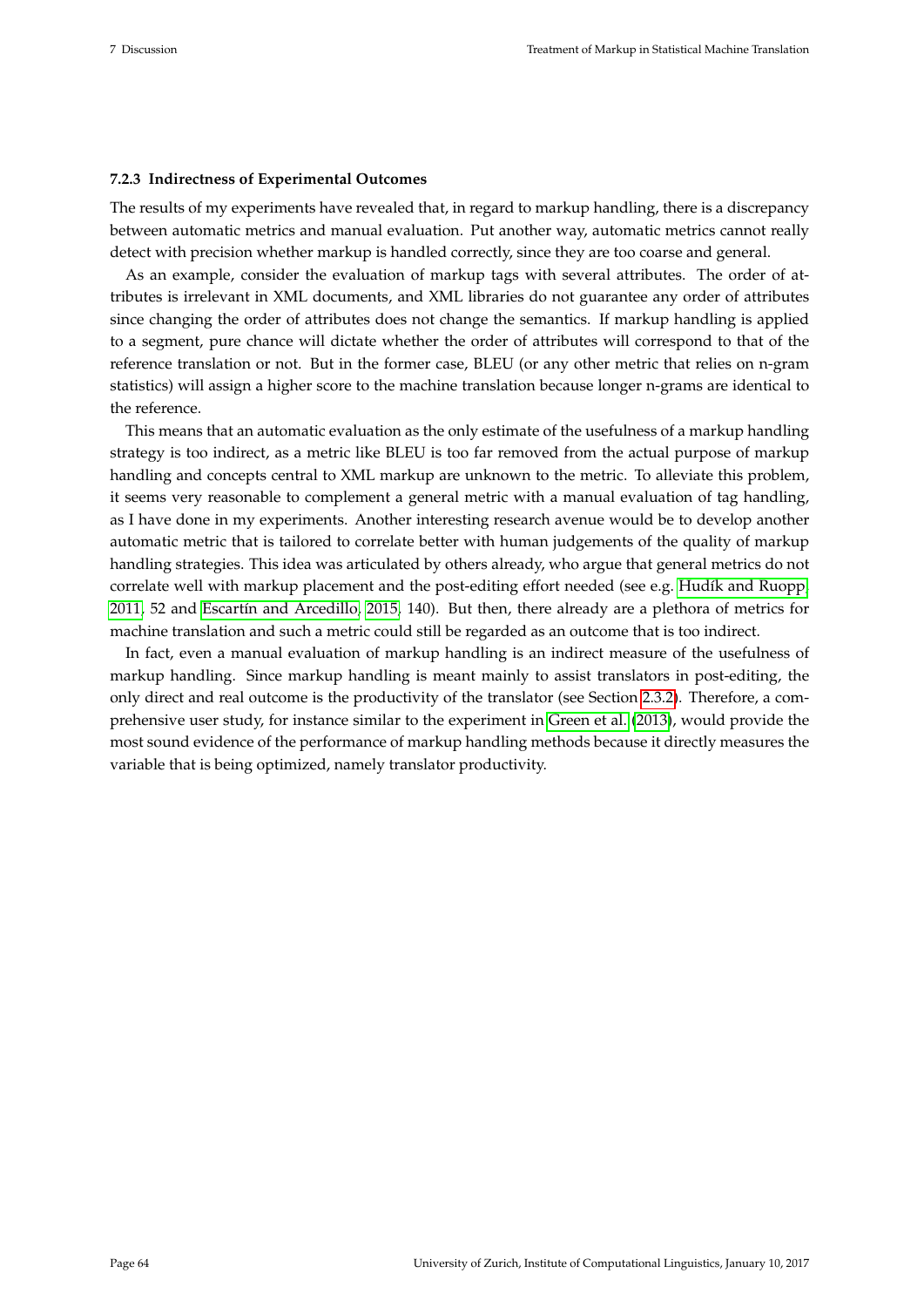### 7.2.3 Indirectness of Experimental Outcomes

The results of my experiments have revealed that, in regard to markup handling, there is a discrepancy between automatic metrics and manual evaluation. Put another way, automatic metrics cannot really detect with precision whether markup is handled correctly, since they are too coarse and general.

As an example, consider the evaluation of markup tags with several attributes. The order of attributes is irrelevant in XML documents, and XML libraries do not guarantee any order of attributes since changing the order of attributes does not change the semantics. If markup handling is applied to a segment, pure chance will dictate whether the order of attributes will correspond to that of the reference translation or not. But in the former case, BLEU (or any other metric that relies on n-gram statistics) will assign a higher score to the machine translation because longer n-grams are identical to the reference.

This means that an automatic evaluation as the only estimate of the usefulness of a markup handling strategy is too indirect, as a metric like BLEU is too far removed from the actual purpose of markup handling and concepts central to XML markup are unknown to the metric. To alleviate this problem, it seems very reasonable to complement a general metric with a manual evaluation of tag handling, as I have done in my experiments. Another interesting research avenue would be to develop another automatic metric that is tailored to correlate better with human judgements of the quality of markup handling strategies. This idea was articulated by others already, who argue that general metrics do not correlate well with markup placement and the post-editing effort needed (see e.g. Hudík and Ruopp, 2011, 52 and Escartín and Arcedillo, 2015, 140). But then, there already are a plethora of metrics for machine translation and such a metric could still be regarded as an outcome that is too indirect.

In fact, even a manual evaluation of markup handling is an indirect measure of the usefulness of markup handling. Since markup handling is meant mainly to assist translators in post-editing, the only direct and real outcome is the productivity of the translator (see Section 2.3.2). Therefore, a comprehensive user study, for instance similar to the experiment in Green et al. (2013), would provide the most sound evidence of the performance of markup handling methods because it directly measures the variable that is being optimized, namely translator productivity.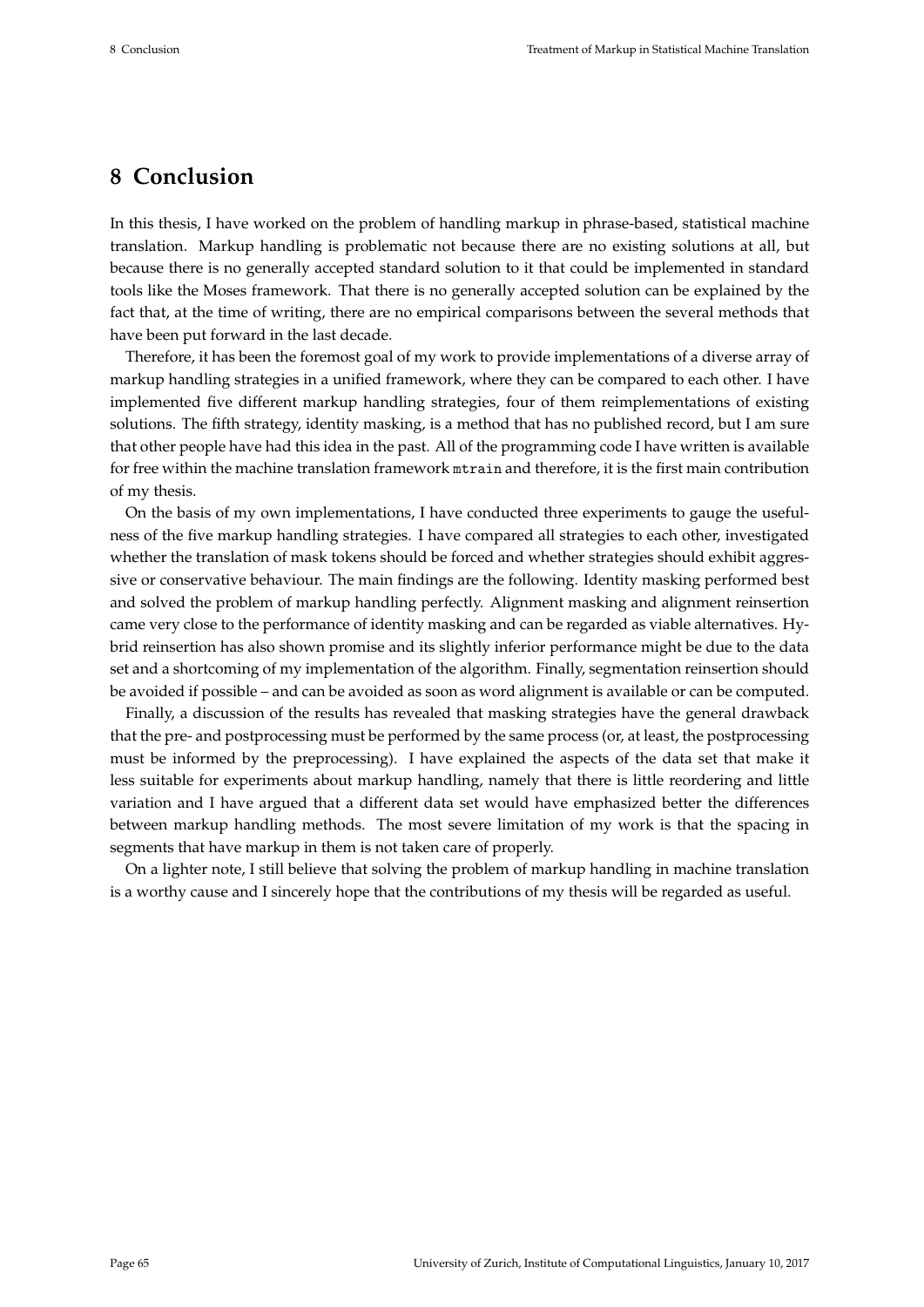# 8 Conclusion

In this thesis, I have worked on the problem of handling markup in phrase-based, statistical machine translation. Markup handling is problematic not because there are no existing solutions at all, but because there is no generally accepted standard solution to it that could be implemented in standard tools like the Moses framework. That there is no generally accepted solution can be explained by the fact that, at the time of writing, there are no empirical comparisons between the several methods that have been put forward in the last decade.

Therefore, it has been the foremost goal of my work to provide implementations of a diverse array of markup handling strategies in a unified framework, where they can be compared to each other. I have implemented five different markup handling strategies, four of them reimplementations of existing solutions. The fifth strategy, identity masking, is a method that has no published record, but I am sure that other people have had this idea in the past. All of the programming code I have written is available for free within the machine translation framework `mtrain` and therefore, it is the first main contribution of my thesis.

On the basis of my own implementations, I have conducted three experiments to gauge the usefulness of the five markup handling strategies. I have compared all strategies to each other, investigated whether the translation of mask tokens should be forced and whether strategies should exhibit aggressive or conservative behaviour. The main findings are the following. Identity masking performed best and solved the problem of markup handling perfectly. Alignment masking and alignment reinsertion came very close to the performance of identity masking and can be regarded as viable alternatives. Hybrid reinsertion has also shown promise and its slightly inferior performance might be due to the data set and a shortcoming of my implementation of the algorithm. Finally, segmentation reinsertion should be avoided if possible – and can be avoided as soon as word alignment is available or can be computed.

Finally, a discussion of the results has revealed that masking strategies have the general drawback that the pre- and postprocessing must be performed by the same process (or, at least, the postprocessing must be informed by the preprocessing). I have explained the aspects of the data set that make it less suitable for experiments about markup handling, namely that there is little reordering and little variation and I have argued that a different data set would have emphasized better the differences between markup handling methods. The most severe limitation of my work is that the spacing in segments that have markup in them is not taken care of properly.

On a lighter note, I still believe that solving the problem of markup handling in machine translation is a worthy cause and I sincerely hope that the contributions of my thesis will be regarded as useful.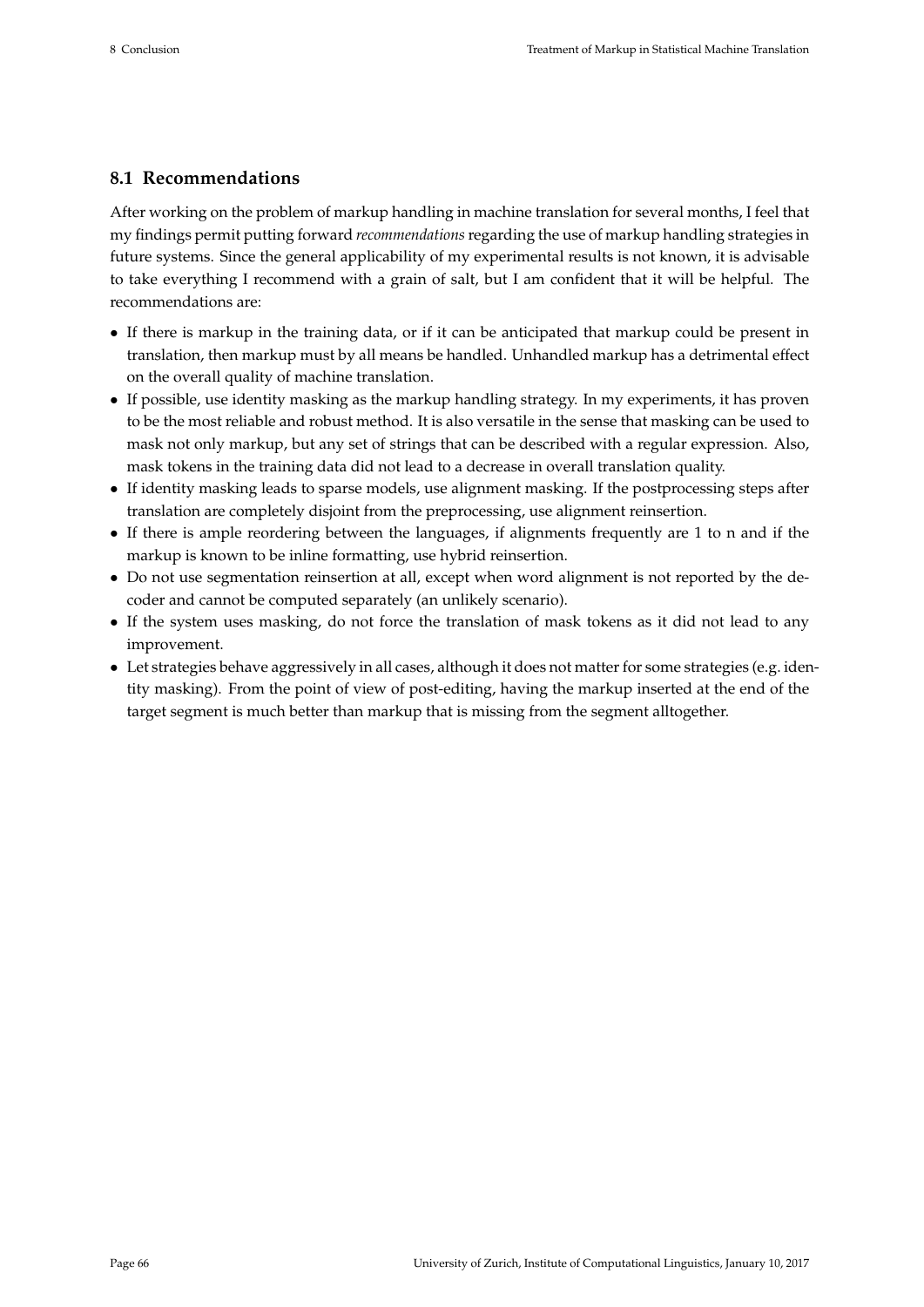## 8.1 Recommendations

After working on the problem of markup handling in machine translation for several months, I feel that my findings permit putting forward *recommendations* regarding the use of markup handling strategies in future systems. Since the general applicability of my experimental results is not known, it is advisable to take everything I recommend with a grain of salt, but I am confident that it will be helpful. The recommendations are:

- If there is markup in the training data, or if it can be anticipated that markup could be present in translation, then markup must by all means be handled. Unhandled markup has a detrimental effect on the overall quality of machine translation.
- If possible, use identity masking as the markup handling strategy. In my experiments, it has proven to be the most reliable and robust method. It is also versatile in the sense that masking can be used to mask not only markup, but any set of strings that can be described with a regular expression. Also, mask tokens in the training data did not lead to a decrease in overall translation quality.
- If identity masking leads to sparse models, use alignment masking. If the postprocessing steps after translation are completely disjoint from the preprocessing, use alignment reinsertion.
- If there is ample reordering between the languages, if alignments frequently are 1 to n and if the markup is known to be inline formatting, use hybrid reinsertion.
- Do not use segmentation reinsertion at all, except when word alignment is not reported by the decoder and cannot be computed separately (an unlikely scenario).
- If the system uses masking, do not force the translation of mask tokens as it did not lead to any improvement.
- Let strategies behave aggressively in all cases, although it does not matter for some strategies (e.g. identity masking). From the point of view of post-editing, having the markup inserted at the end of the target segment is much better than markup that is missing from the segment alltogether.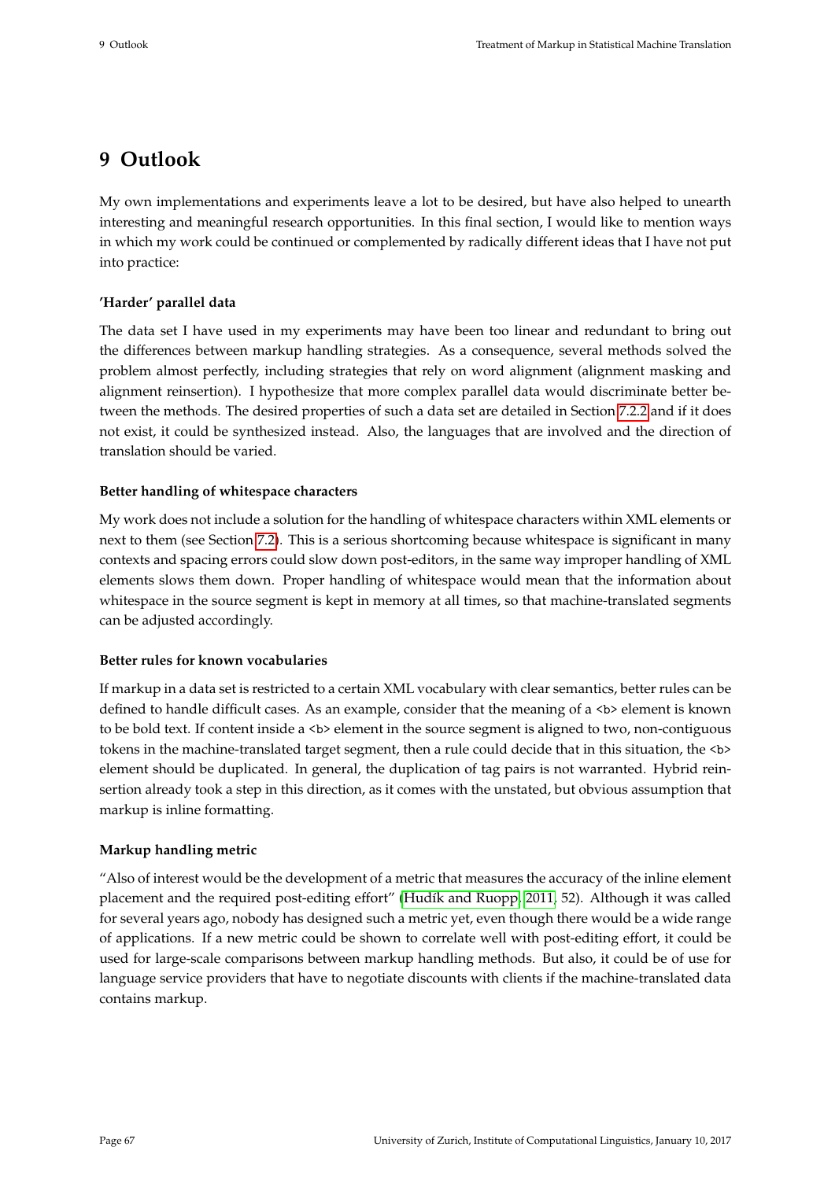# 9 Outlook

My own implementations and experiments leave a lot to be desired, but have also helped to unearth interesting and meaningful research opportunities. In this final section, I would like to mention ways in which my work could be continued or complemented by radically different ideas that I have not put into practice:

**'Harder' parallel data**

The data set I have used in my experiments may have been too linear and redundant to bring out the differences between markup handling strategies. As a consequence, several methods solved the problem almost perfectly, including strategies that rely on word alignment (alignment masking and alignment reinsertion). I hypothesize that more complex parallel data would discriminate better between the methods. The desired properties of such a data set are detailed in Section 7.2.2 and if it does not exist, it could be synthesized instead. Also, the languages that are involved and the direction of translation should be varied.

**Better handling of whitespace characters**

My work does not include a solution for the handling of whitespace characters within XML elements or next to them (see Section 7.2). This is a serious shortcoming because whitespace is significant in many contexts and spacing errors could slow down post-editors, in the same way improper handling of XML elements slows them down. Proper handling of whitespace would mean that the information about whitespace in the source segment is kept in memory at all times, so that machine-translated segments can be adjusted accordingly.

**Better rules for known vocabularies**

If markup in a data set is restricted to a certain XML vocabulary with clear semantics, better rules can be defined to handle difficult cases. As an example, consider that the meaning of a `<b>` element is known to be bold text. If content inside a `<b>` element in the source segment is aligned to two, non-contiguous tokens in the machine-translated target segment, then a rule could decide that in this situation, the `<b>` element should be duplicated. In general, the duplication of tag pairs is not warranted. Hybrid reinsertion already took a step in this direction, as it comes with the unstated, but obvious assumption that markup is inline formatting.

**Markup handling metric**

"Also of interest would be the development of a metric that measures the accuracy of the inline element placement and the required post-editing effort" (Hudík and Ruopp, 2011, 52). Although it was called for several years ago, nobody has designed such a metric yet, even though there would be a wide range of applications. If a new metric could be shown to correlate well with post-editing effort, it could be used for large-scale comparisons between markup handling methods. But also, it could be of use for language service providers that have to negotiate discounts with clients if the machine-translated data contains markup.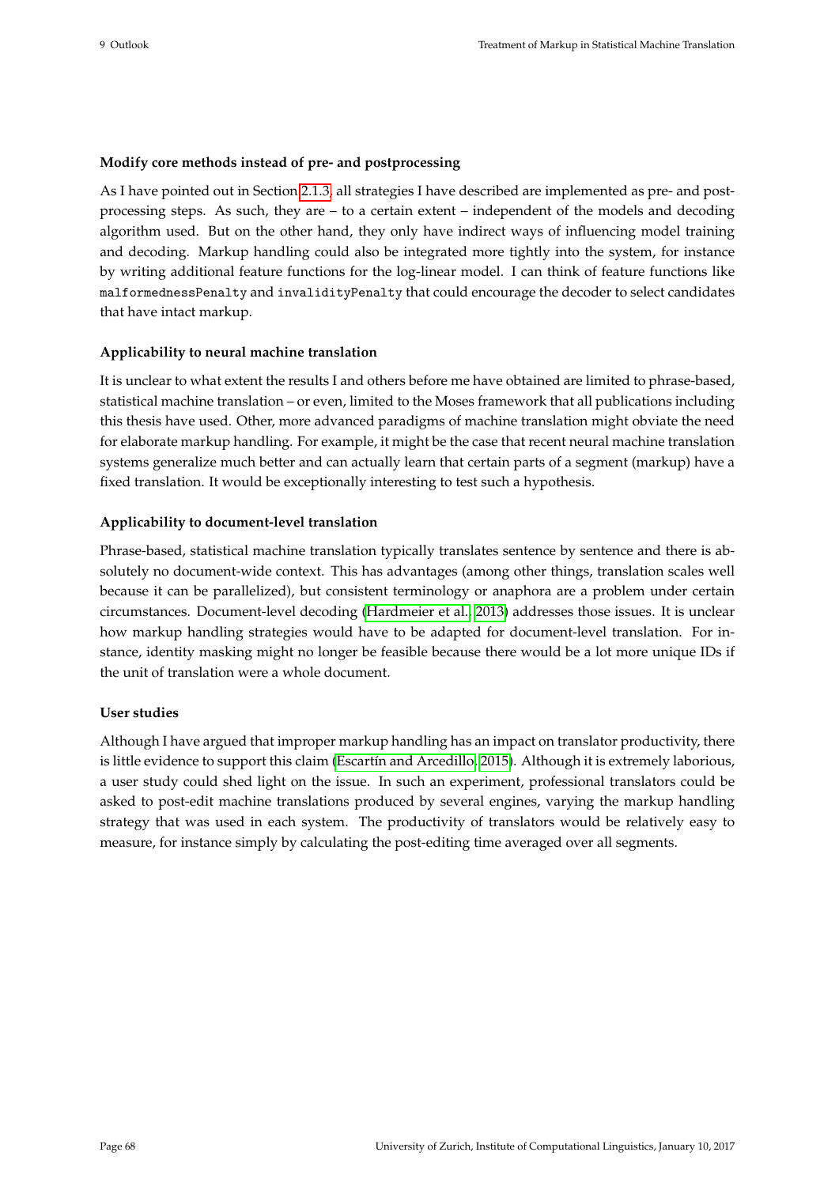**Modify core methods instead of pre- and postprocessing**

As I have pointed out in Section 2.1.3, all strategies I have described are implemented as pre- and postprocessing steps. As such, they are – to a certain extent – independent of the models and decoding algorithm used. But on the other hand, they only have indirect ways of influencing model training and decoding. Markup handling could also be integrated more tightly into the system, for instance by writing additional feature functions for the log-linear model. I can think of feature functions like `malformednessPenalty` and `invalidityPenalty` that could encourage the decoder to select candidates that have intact markup.

**Applicability to neural machine translation**

It is unclear to what extent the results I and others before me have obtained are limited to phrase-based, statistical machine translation – or even, limited to the Moses framework that all publications including this thesis have used. Other, more advanced paradigms of machine translation might obviate the need for elaborate markup handling. For example, it might be the case that recent neural machine translation systems generalize much better and can actually learn that certain parts of a segment (markup) have a fixed translation. It would be exceptionally interesting to test such a hypothesis.

**Applicability to document-level translation**

Phrase-based, statistical machine translation typically translates sentence by sentence and there is absolutely no document-wide context. This has advantages (among other things, translation scales well because it can be parallelized), but consistent terminology or anaphora are a problem under certain circumstances. Document-level decoding (Hardmeier et al., 2013) addresses those issues. It is unclear how markup handling strategies would have to be adapted for document-level translation. For instance, identity masking might no longer be feasible because there would be a lot more unique IDs if the unit of translation were a whole document.

**User studies**

Although I have argued that improper markup handling has an impact on translator productivity, there is little evidence to support this claim (Escartín and Arcedillo, 2015). Although it is extremely laborious, a user study could shed light on the issue. In such an experiment, professional translators could be asked to post-edit machine translations produced by several engines, varying the markup handling strategy that was used in each system. The productivity of translators would be relatively easy to measure, for instance simply by calculating the post-editing time averaged over all segments.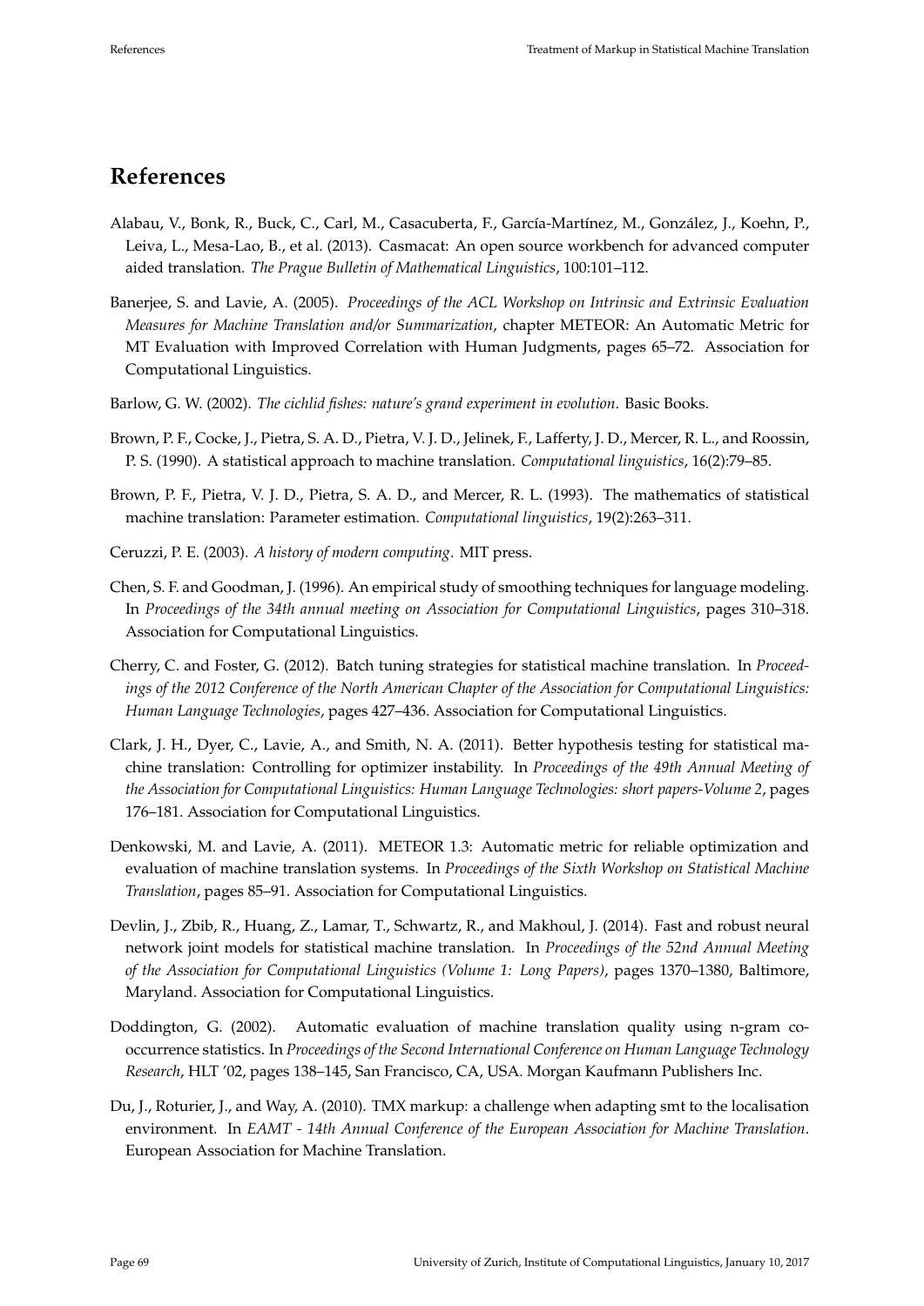# References

Alabau, V., Bonk, R., Buck, C., Carl, M., Casacuberta, F., García-Martínez, M., González, J., Koehn, P., Leiva, L., Mesa-Lao, B., et al. (2013). Casmacat: An open source workbench for advanced computer aided translation. *The Prague Bulletin of Mathematical Linguistics*, 100:101–112.

Banerjee, S. and Lavie, A. (2005). *Proceedings of the ACL Workshop on Intrinsic and Extrinsic Evaluation Measures for Machine Translation and/or Summarization*, chapter METEOR: An Automatic Metric for MT Evaluation with Improved Correlation with Human Judgments, pages 65–72. Association for Computational Linguistics.

Barlow, G. W. (2002). *The cichlid fishes: nature's grand experiment in evolution*. Basic Books.

Brown, P. F., Cocke, J., Pietra, S. A. D., Pietra, V. J. D., Jelinek, F., Lafferty, J. D., Mercer, R. L., and Roossin, P. S. (1990). A statistical approach to machine translation. *Computational linguistics*, 16(2):79–85.

Brown, P. F., Pietra, V. J. D., Pietra, S. A. D., and Mercer, R. L. (1993). The mathematics of statistical machine translation: Parameter estimation. *Computational linguistics*, 19(2):263–311.

Ceruzzi, P. E. (2003). *A history of modern computing*. MIT press.

Chen, S. F. and Goodman, J. (1996). An empirical study of smoothing techniques for language modeling. In *Proceedings of the 34th annual meeting on Association for Computational Linguistics*, pages 310–318. Association for Computational Linguistics.

Cherry, C. and Foster, G. (2012). Batch tuning strategies for statistical machine translation. In *Proceedings of the 2012 Conference of the North American Chapter of the Association for Computational Linguistics: Human Language Technologies*, pages 427–436. Association for Computational Linguistics.

Clark, J. H., Dyer, C., Lavie, A., and Smith, N. A. (2011). Better hypothesis testing for statistical machine translation: Controlling for optimizer instability. In *Proceedings of the 49th Annual Meeting of the Association for Computational Linguistics: Human Language Technologies: short papers-Volume 2*, pages 176–181. Association for Computational Linguistics.

Denkowski, M. and Lavie, A. (2011). METEOR 1.3: Automatic metric for reliable optimization and evaluation of machine translation systems. In *Proceedings of the Sixth Workshop on Statistical Machine Translation*, pages 85–91. Association for Computational Linguistics.

Devlin, J., Zbib, R., Huang, Z., Lamar, T., Schwartz, R., and Makhoul, J. (2014). Fast and robust neural network joint models for statistical machine translation. In *Proceedings of the 52nd Annual Meeting of the Association for Computational Linguistics (Volume 1: Long Papers)*, pages 1370–1380, Baltimore, Maryland. Association for Computational Linguistics.

Doddington, G. (2002). Automatic evaluation of machine translation quality using n-gram co-occurrence statistics. In *Proceedings of the Second International Conference on Human Language Technology Research*, HLT '02, pages 138–145, San Francisco, CA, USA. Morgan Kaufmann Publishers Inc.

Du, J., Roturier, J., and Way, A. (2010). TMX markup: a challenge when adapting smt to the localisation environment. In *EAMT - 14th Annual Conference of the European Association for Machine Translation*. European Association for Machine Translation.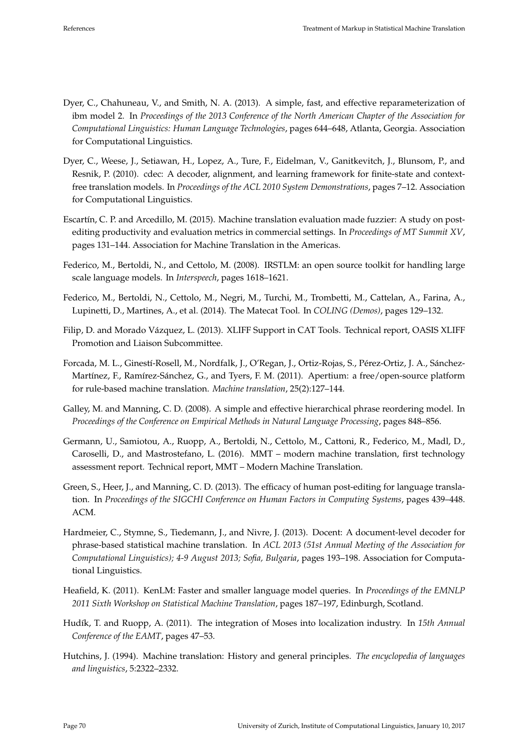Dyer, C., Chahuneau, V., and Smith, N. A. (2013). A simple, fast, and effective reparameterization of ibm model 2. In *Proceedings of the 2013 Conference of the North American Chapter of the Association for Computational Linguistics: Human Language Technologies*, pages 644–648, Atlanta, Georgia. Association for Computational Linguistics.

Dyer, C., Weese, J., Setiawan, H., Lopez, A., Ture, F., Eidelman, V., Ganitkevitch, J., Blunsom, P., and Resnik, P. (2010). cdec: A decoder, alignment, and learning framework for finite-state and context-free translation models. In *Proceedings of the ACL 2010 System Demonstrations*, pages 7–12. Association for Computational Linguistics.

Escartín, C. P. and Arcedillo, M. (2015). Machine translation evaluation made fuzzier: A study on post-editing productivity and evaluation metrics in commercial settings. In *Proceedings of MT Summit XV*, pages 131–144. Association for Machine Translation in the Americas.

Federico, M., Bertoldi, N., and Cettolo, M. (2008). IRSTLM: an open source toolkit for handling large scale language models. In *Interspeech*, pages 1618–1621.

Federico, M., Bertoldi, N., Cettolo, M., Negri, M., Turchi, M., Trombetti, M., Cattelan, A., Farina, A., Lupinetti, D., Martines, A., et al. (2014). The Matecat Tool. In *COLING (Demos)*, pages 129–132.

Filip, D. and Morado Vázquez, L. (2013). XLIFF Support in CAT Tools. Technical report, OASIS XLIFF Promotion and Liaison Subcommittee.

Forcada, M. L., Ginestí-Rosell, M., Nordfalk, J., O'Regan, J., Ortiz-Rojas, S., Pérez-Ortiz, J. A., Sánchez-Martínez, F., Ramírez-Sánchez, G., and Tyers, F. M. (2011). Apertium: a free/open-source platform for rule-based machine translation. *Machine translation*, 25(2):127–144.

Galley, M. and Manning, C. D. (2008). A simple and effective hierarchical phrase reordering model. In *Proceedings of the Conference on Empirical Methods in Natural Language Processing*, pages 848–856.

Germann, U., Samiotou, A., Ruopp, A., Bertoldi, N., Cettolo, M., Cattoni, R., Federico, M., Madl, D., Caroselli, D., and Mastrostefano, L. (2016). MMT – modern machine translation, first technology assessment report. Technical report, MMT – Modern Machine Translation.

Green, S., Heer, J., and Manning, C. D. (2013). The efficacy of human post-editing for language translation. In *Proceedings of the SIGCHI Conference on Human Factors in Computing Systems*, pages 439–448. ACM.

Hardmeier, C., Stymne, S., Tiedemann, J., and Nivre, J. (2013). Docent: A document-level decoder for phrase-based statistical machine translation. In *ACL 2013 (51st Annual Meeting of the Association for Computational Linguistics); 4-9 August 2013; Sofia, Bulgaria*, pages 193–198. Association for Computational Linguistics.

Heafield, K. (2011). KenLM: Faster and smaller language model queries. In *Proceedings of the EMNLP 2011 Sixth Workshop on Statistical Machine Translation*, pages 187–197, Edinburgh, Scotland.

Hudík, T. and Ruopp, A. (2011). The integration of Moses into localization industry. In *15th Annual Conference of the EAMT*, pages 47–53.

Hutchins, J. (1994). Machine translation: History and general principles. *The encyclopedia of languages and linguistics*, 5:2322–2332.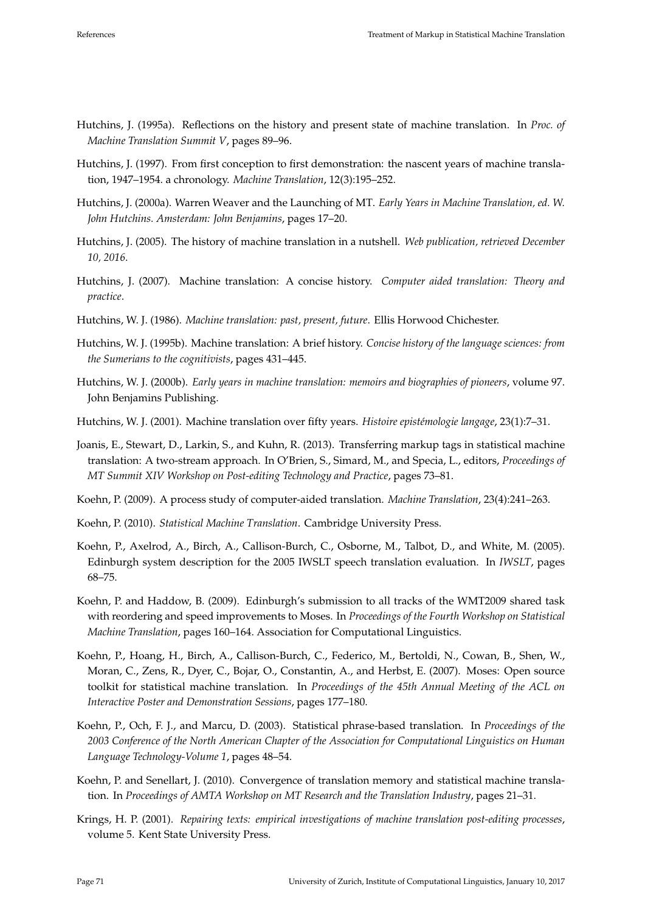Hutchins, J. (1995a). Reflections on the history and present state of machine translation. In *Proc. of Machine Translation Summit V*, pages 89–96.

Hutchins, J. (1997). From first conception to first demonstration: the nascent years of machine translation, 1947–1954. a chronology. *Machine Translation*, 12(3):195–252.

Hutchins, J. (2000a). Warren Weaver and the Launching of MT. *Early Years in Machine Translation, ed. W. John Hutchins. Amsterdam: John Benjamins*, pages 17–20.

Hutchins, J. (2005). The history of machine translation in a nutshell. *Web publication, retrieved December 10, 2016*.

Hutchins, J. (2007). Machine translation: A concise history. *Computer aided translation: Theory and practice*.

Hutchins, W. J. (1986). *Machine translation: past, present, future*. Ellis Horwood Chichester.

Hutchins, W. J. (1995b). Machine translation: A brief history. *Concise history of the language sciences: from the Sumerians to the cognitivists*, pages 431–445.

Hutchins, W. J. (2000b). *Early years in machine translation: memoirs and biographies of pioneers*, volume 97. John Benjamins Publishing.

Hutchins, W. J. (2001). Machine translation over fifty years. *Histoire epistémologie langage*, 23(1):7–31.

Joanis, E., Stewart, D., Larkin, S., and Kuhn, R. (2013). Transferring markup tags in statistical machine translation: A two-stream approach. In O'Brien, S., Simard, M., and Specia, L., editors, *Proceedings of MT Summit XIV Workshop on Post-editing Technology and Practice*, pages 73–81.

Koehn, P. (2009). A process study of computer-aided translation. *Machine Translation*, 23(4):241–263.

Koehn, P. (2010). *Statistical Machine Translation*. Cambridge University Press.

Koehn, P., Axelrod, A., Birch, A., Callison-Burch, C., Osborne, M., Talbot, D., and White, M. (2005). Edinburgh system description for the 2005 IWSLT speech translation evaluation. In *IWSLT*, pages 68–75.

Koehn, P. and Haddow, B. (2009). Edinburgh's submission to all tracks of the WMT2009 shared task with reordering and speed improvements to Moses. In *Proceedings of the Fourth Workshop on Statistical Machine Translation*, pages 160–164. Association for Computational Linguistics.

Koehn, P., Hoang, H., Birch, A., Callison-Burch, C., Federico, M., Bertoldi, N., Cowan, B., Shen, W., Moran, C., Zens, R., Dyer, C., Bojar, O., Constantin, A., and Herbst, E. (2007). Moses: Open source toolkit for statistical machine translation. In *Proceedings of the 45th Annual Meeting of the ACL on Interactive Poster and Demonstration Sessions*, pages 177–180.

Koehn, P., Och, F. J., and Marcu, D. (2003). Statistical phrase-based translation. In *Proceedings of the 2003 Conference of the North American Chapter of the Association for Computational Linguistics on Human Language Technology-Volume 1*, pages 48–54.

Koehn, P. and Senellart, J. (2010). Convergence of translation memory and statistical machine translation. In *Proceedings of AMTA Workshop on MT Research and the Translation Industry*, pages 21–31.

Krings, H. P. (2001). *Repairing texts: empirical investigations of machine translation post-editing processes*, volume 5. Kent State University Press.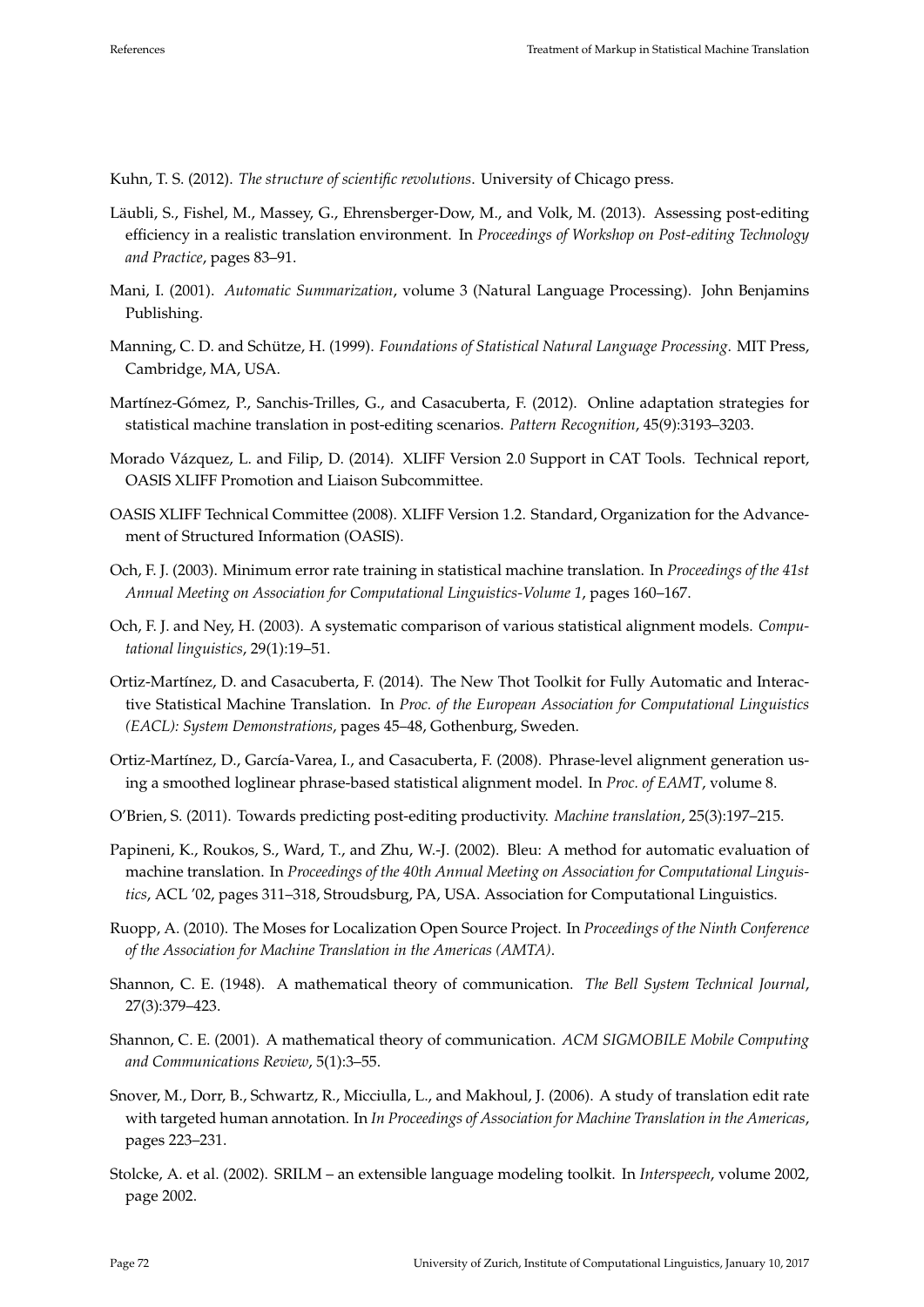Kuhn, T. S. (2012). *The structure of scientific revolutions*. University of Chicago press.

Läubli, S., Fishel, M., Massey, G., Ehrensberger-Dow, M., and Volk, M. (2013). Assessing post-editing efficiency in a realistic translation environment. In *Proceedings of Workshop on Post-editing Technology and Practice*, pages 83–91.

Mani, I. (2001). *Automatic Summarization*, volume 3 (Natural Language Processing). John Benjamins Publishing.

Manning, C. D. and Schütze, H. (1999). *Foundations of Statistical Natural Language Processing*. MIT Press, Cambridge, MA, USA.

Martínez-Gómez, P., Sanchis-Trilles, G., and Casacuberta, F. (2012). Online adaptation strategies for statistical machine translation in post-editing scenarios. *Pattern Recognition*, 45(9):3193–3203.

Morado Vázquez, L. and Filip, D. (2014). XLIFF Version 2.0 Support in CAT Tools. Technical report, OASIS XLIFF Promotion and Liaison Subcommittee.

OASIS XLIFF Technical Committee (2008). XLIFF Version 1.2. Standard, Organization for the Advancement of Structured Information (OASIS).

Och, F. J. (2003). Minimum error rate training in statistical machine translation. In *Proceedings of the 41st Annual Meeting on Association for Computational Linguistics-Volume 1*, pages 160–167.

Och, F. J. and Ney, H. (2003). A systematic comparison of various statistical alignment models. *Computational linguistics*, 29(1):19–51.

Ortiz-Martínez, D. and Casacuberta, F. (2014). The New Thot Toolkit for Fully Automatic and Interactive Statistical Machine Translation. In *Proc. of the European Association for Computational Linguistics (EACL): System Demonstrations*, pages 45–48, Gothenburg, Sweden.

Ortiz-Martínez, D., García-Varea, I., and Casacuberta, F. (2008). Phrase-level alignment generation using a smoothed loglinear phrase-based statistical alignment model. In *Proc. of EAMT*, volume 8.

O'Brien, S. (2011). Towards predicting post-editing productivity. *Machine translation*, 25(3):197–215.

Papineni, K., Roukos, S., Ward, T., and Zhu, W.-J. (2002). Bleu: A method for automatic evaluation of machine translation. In *Proceedings of the 40th Annual Meeting on Association for Computational Linguistics*, ACL '02, pages 311–318, Stroudsburg, PA, USA. Association for Computational Linguistics.

Ruopp, A. (2010). The Moses for Localization Open Source Project. In *Proceedings of the Ninth Conference of the Association for Machine Translation in the Americas (AMTA)*.

Shannon, C. E. (1948). A mathematical theory of communication. *The Bell System Technical Journal*, 27(3):379–423.

Shannon, C. E. (2001). A mathematical theory of communication. *ACM SIGMOBILE Mobile Computing and Communications Review*, 5(1):3–55.

Snover, M., Dorr, B., Schwartz, R., Micciulla, L., and Makhoul, J. (2006). A study of translation edit rate with targeted human annotation. In *In Proceedings of Association for Machine Translation in the Americas*, pages 223–231.

Stolcke, A. et al. (2002). SRILM – an extensible language modeling toolkit. In *Interspeech*, volume 2002, page 2002.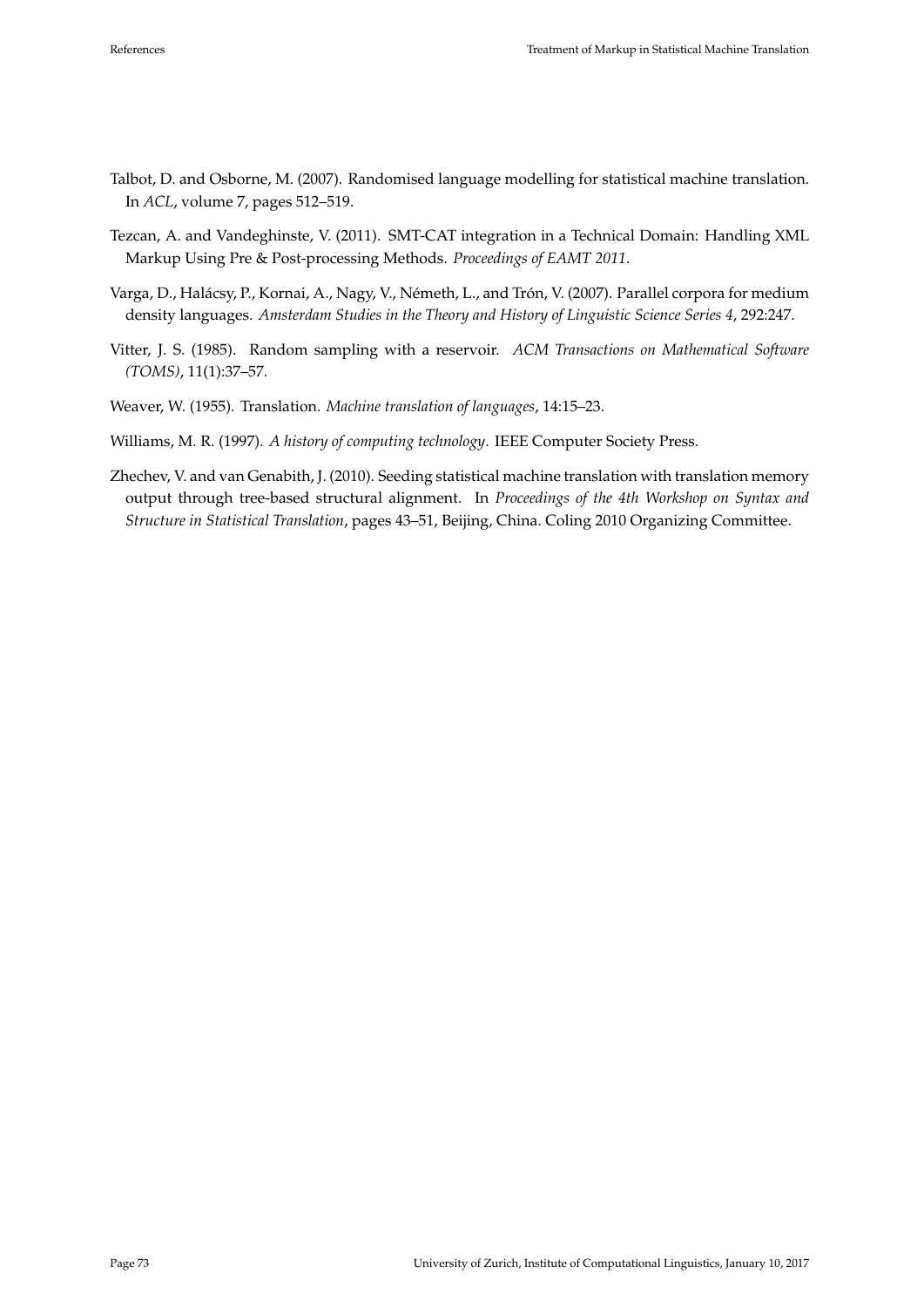Talbot, D. and Osborne, M. (2007). Randomised language modelling for statistical machine translation. In *ACL*, volume 7, pages 512–519.

Tezcan, A. and Vandeghinste, V. (2011). SMT-CAT integration in a Technical Domain: Handling XML Markup Using Pre & Post-processing Methods. *Proceedings of EAMT 2011*.

Varga, D., Halácsy, P., Kornai, A., Nagy, V., Németh, L., and Trón, V. (2007). Parallel corpora for medium density languages. *Amsterdam Studies in the Theory and History of Linguistic Science Series 4*, 292:247.

Vitter, J. S. (1985). Random sampling with a reservoir. *ACM Transactions on Mathematical Software (TOMS)*, 11(1):37–57.

Weaver, W. (1955). Translation. *Machine translation of languages*, 14:15–23.

Williams, M. R. (1997). *A history of computing technology*. IEEE Computer Society Press.

Zhechev, V. and van Genabith, J. (2010). Seeding statistical machine translation with translation memory output through tree-based structural alignment. In *Proceedings of the 4th Workshop on Syntax and Structure in Statistical Translation*, pages 43–51, Beijing, China. Coling 2010 Organizing Committee.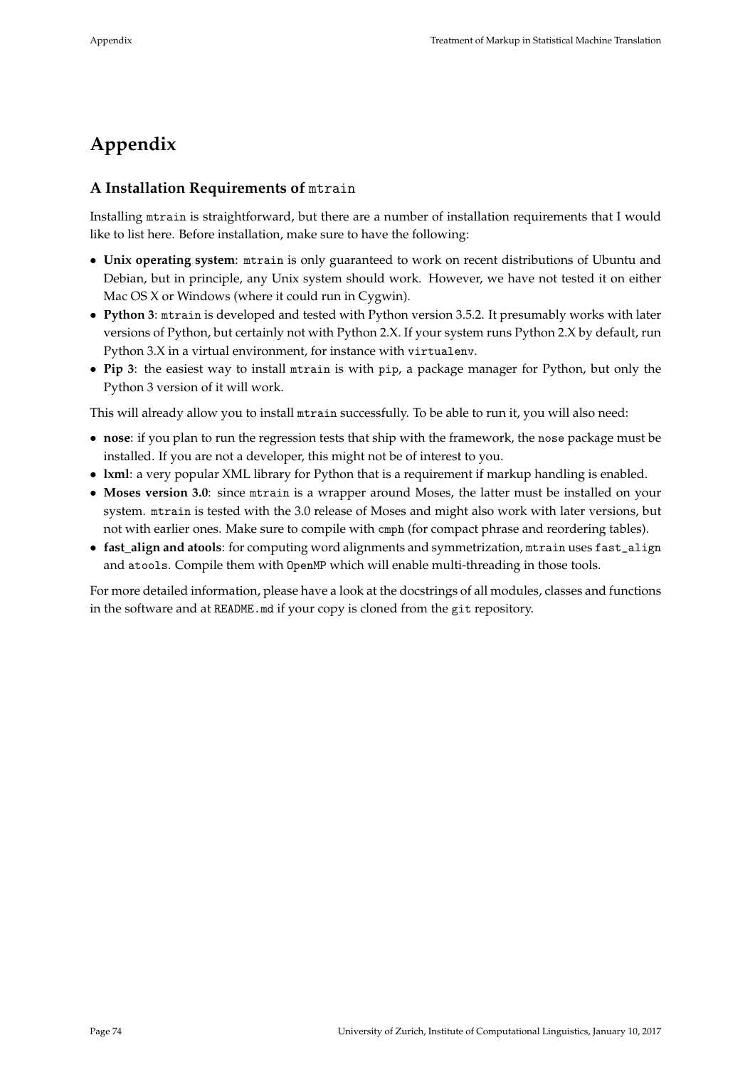# Appendix

## A Installation Requirements of `mtrain`

Installing `mtrain` is straightforward, but there are a number of installation requirements that I would like to list here. Before installation, make sure to have the following:

- **Unix operating system**: `mtrain` is only guaranteed to work on recent distributions of Ubuntu and Debian, but in principle, any Unix system should work. However, we have not tested it on either Mac OS X or Windows (where it could run in Cygwin).
- **Python 3**: `mtrain` is developed and tested with Python version 3.5.2. It presumably works with later versions of Python, but certainly not with Python 2.X. If your system runs Python 2.X by default, run Python 3.X in a virtual environment, for instance with `virtualenv`.
- **Pip 3**: the easiest way to install `mtrain` is with `pip`, a package manager for Python, but only the Python 3 version of it will work.

This will already allow you to install `mtrain` successfully. To be able to run it, you will also need:

- **nose**: if you plan to run the regression tests that ship with the framework, the `nose` package must be installed. If you are not a developer, this might not be of interest to you.
- **lxml**: a very popular XML library for Python that is a requirement if markup handling is enabled.
- **Moses version 3.0**: since `mtrain` is a wrapper around Moses, the latter must be installed on your system. `mtrain` is tested with the 3.0 release of Moses and might also work with later versions, but not with earlier ones. Make sure to compile with `cmph` (for compact phrase and reordering tables).
- **fast_align and atools**: for computing word alignments and symmetrization, `mtrain` uses `fast_align` and `atools`. Compile them with `OpenMP` which will enable multi-threading in those tools.

For more detailed information, please have a look at the docstrings of all modules, classes and functions in the software and at `README.md` if your copy is cloned from the `git` repository.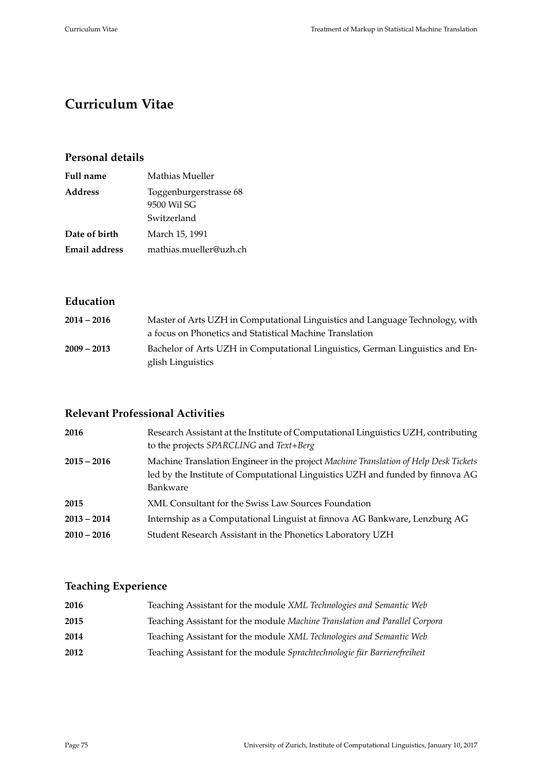# Curriculum Vitae

## Personal details

| | |
|---|---|
| **Full name** | Mathias Mueller |
| **Address** | Toggenburgerstrasse 68<br>9500 Wil SG<br>Switzerland |
| **Date of birth** | March 15, 1991 |
| **Email address** | mathias.mueller@uzh.ch |

## Education

| | |
|---|---|
| **2014 – 2016** | Master of Arts UZH in Computational Linguistics and Language Technology, with a focus on Phonetics and Statistical Machine Translation |
| **2009 – 2013** | Bachelor of Arts UZH in Computational Linguistics, German Linguistics and English Linguistics |

## Relevant Professional Activities

| | |
|---|---|
| **2016** | Research Assistant at the Institute of Computational Linguistics UZH, contributing to the projects *SPARCLING* and *Text+Berg* |
| **2015 – 2016** | Machine Translation Engineer in the project *Machine Translation of Help Desk Tickets* led by the Institute of Computational Linguistics UZH and funded by finnova AG Bankware |
| **2015** | XML Consultant for the Swiss Law Sources Foundation |
| **2013 – 2014** | Internship as a Computational Linguist at finnova AG Bankware, Lenzburg AG |
| **2010 – 2016** | Student Research Assistant in the Phonetics Laboratory UZH |

## Teaching Experience

| | |
|---|---|
| **2016** | Teaching Assistant for the module *XML Technologies and Semantic Web* |
| **2015** | Teaching Assistant for the module *Machine Translation and Parallel Corpora* |
| **2014** | Teaching Assistant for the module *XML Technologies and Semantic Web* |
| **2012** | Teaching Assistant for the module *Sprachtechnologie für Barrierefreiheit* |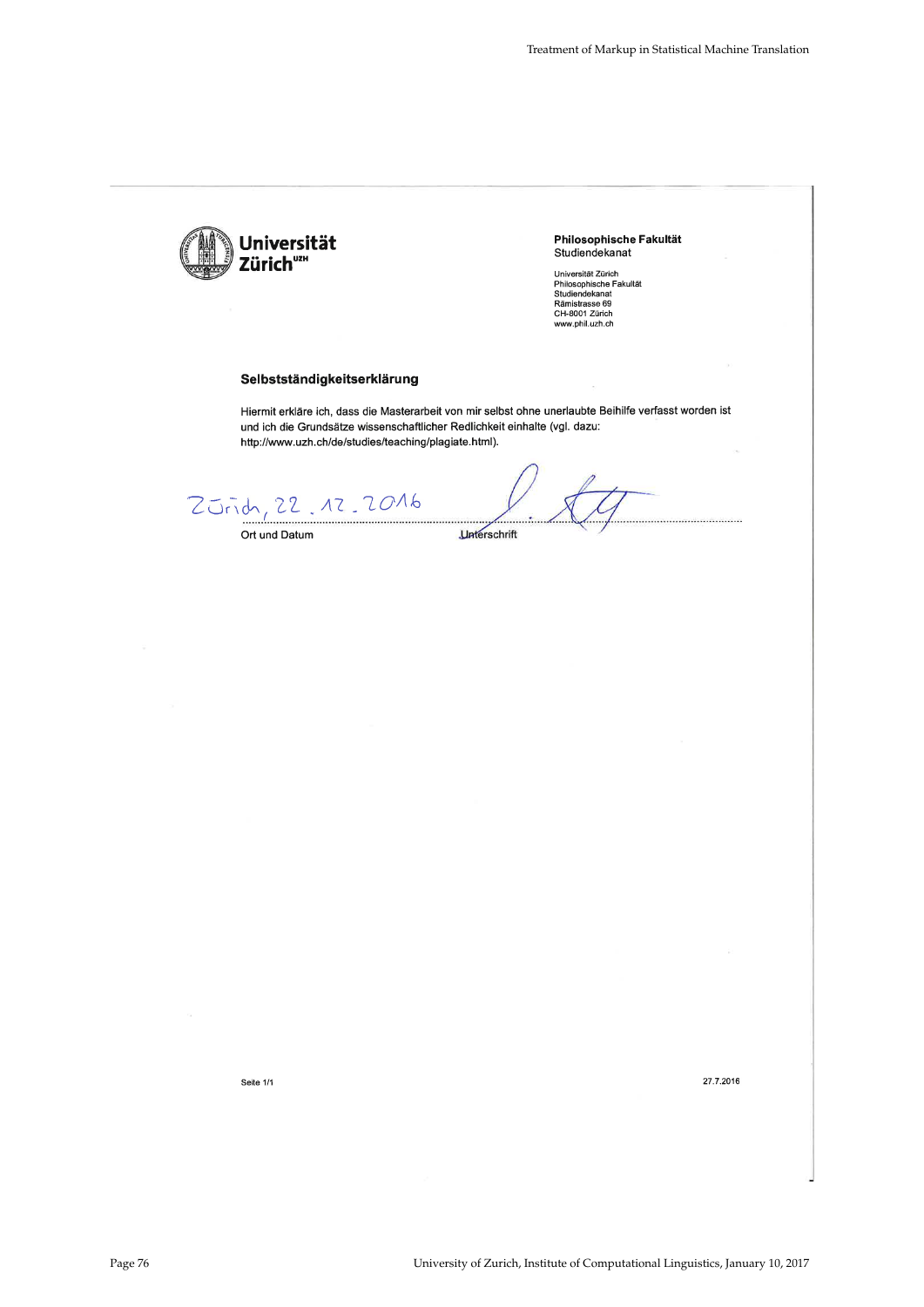**Universität Zürich**[UZH]

**Philosophische Fakultät**
Studiendekanat

Universität Zürich
Philosophische Fakultät
Studiendekanat
Rämistrasse 69
CH-8001 Zürich
www.phil.uzh.ch

### Selbstständigkeitserklärung

Hiermit erkläre ich, dass die Masterarbeit von mir selbst ohne unerlaubte Beihilfe verfasst worden ist und ich die Grundsätze wissenschaftlicher Redlichkeit einhalte (vgl. dazu: http://www.uzh.ch/de/studies/teaching/plagiate.html).

Zürich, 22.12.2016

Ort und Datum

Unterschrift

Seite 1/1

27.7.2016